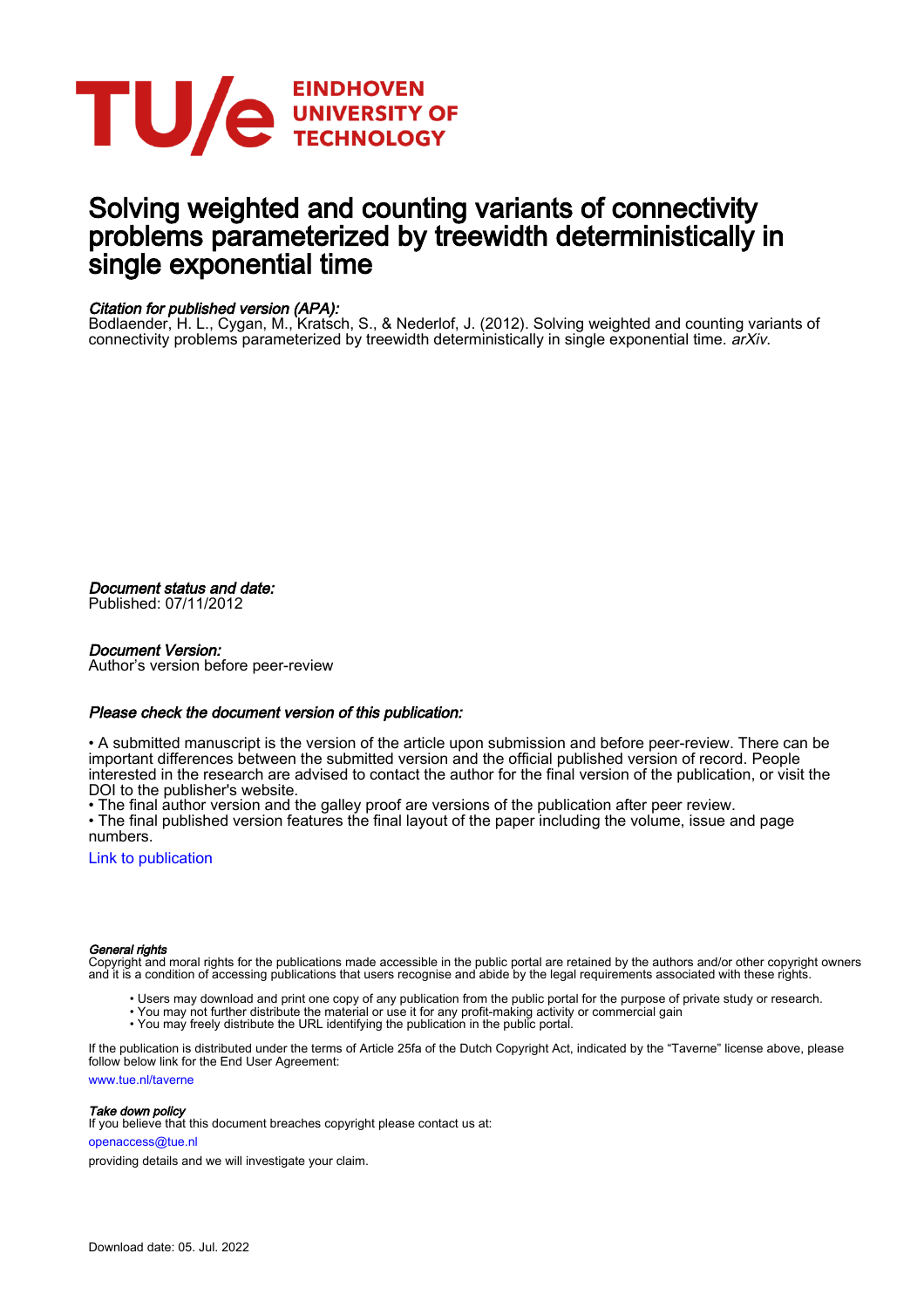EINDHOVEN UNIVERSITY OF TECHNOLOGY

# Solving weighted and counting variants of connectivity problems parameterized by treewidth deterministically in single exponential time

*Citation for published version (APA):*
Bodlaender, H. L., Cygan, M., Kratsch, S., & Nederlof, J. (2012). Solving weighted and counting variants of connectivity problems parameterized by treewidth deterministically in single exponential time. *arXiv*.

*Document status and date:*
Published: 07/11/2012

*Document Version:*
Author's version before peer-review

*Please check the document version of this publication:*

• A submitted manuscript is the version of the article upon submission and before peer-review. There can be important differences between the submitted version and the official published version of record. People interested in the research are advised to contact the author for the final version of the publication, or visit the DOI to the publisher's website.
• The final author version and the galley proof are versions of the publication after peer review.
• The final published version features the final layout of the paper including the volume, issue and page numbers.

Link to publication

*General rights*
Copyright and moral rights for the publications made accessible in the public portal are retained by the authors and/or other copyright owners and it is a condition of accessing publications that users recognise and abide by the legal requirements associated with these rights.

- Users may download and print one copy of any publication from the public portal for the purpose of private study or research.
- You may not further distribute the material or use it for any profit-making activity or commercial gain
- You may freely distribute the URL identifying the publication in the public portal.

If the publication is distributed under the terms of Article 25fa of the Dutch Copyright Act, indicated by the "Taverne" license above, please follow below link for the End User Agreement:

www.tue.nl/taverne

*Take down policy*
If you believe that this document breaches copyright please contact us at:

openaccess@tue.nl

providing details and we will investigate your claim.

Download date: 05. Jul. 2022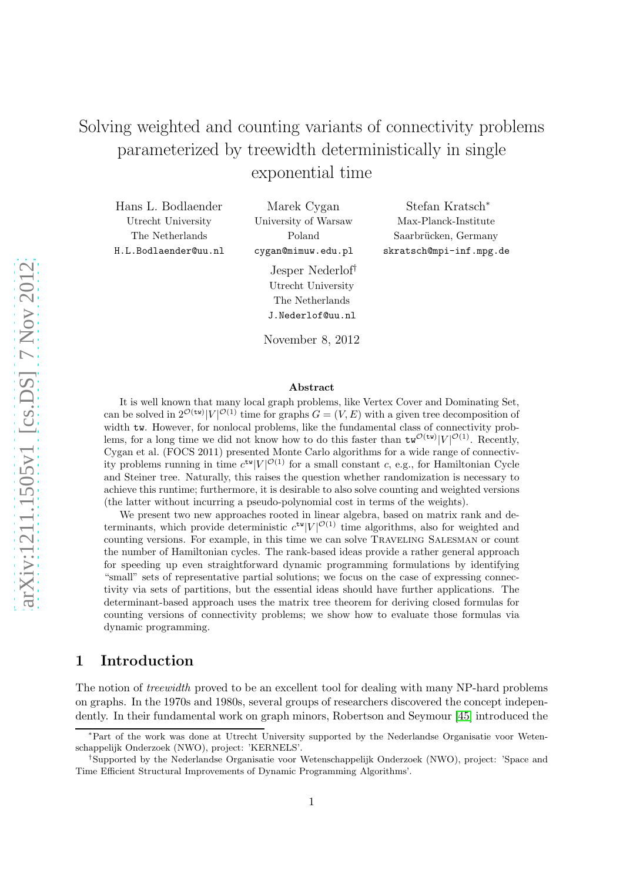# Solving weighted and counting variants of connectivity problems parameterized by treewidth deterministically in single exponential time

Hans L. Bodlaender
Utrecht University
The Netherlands
H.L.Bodlaender@uu.nl

Marek Cygan
University of Warsaw
Poland
cygan@mimuw.edu.pl

Stefan Kratsch*
Max-Planck-Institute
Saarbrücken, Germany
skratsch@mpi-inf.mpg.de

Jesper Nederlof†
Utrecht University
The Netherlands
J.Nederlof@uu.nl

November 8, 2012

**Abstract**

It is well known that many local graph problems, like Vertex Cover and Dominating Set, can be solved in $2^{\mathcal{O}(\mathtt{tw})}|V|^{\mathcal{O}(1)}$ time for graphs $G = (V, E)$ with a given tree decomposition of width $\mathtt{tw}$. However, for nonlocal problems, like the fundamental class of connectivity problems, for a long time we did not know how to do this faster than $\mathtt{tw}^{\mathcal{O}(\mathtt{tw})}|V|^{\mathcal{O}(1)}$. Recently, Cygan et al. (FOCS 2011) presented Monte Carlo algorithms for a wide range of connectivity problems running in time $c^{\mathtt{tw}}|V|^{\mathcal{O}(1)}$ for a small constant $c$, e.g., for Hamiltonian Cycle and Steiner tree. Naturally, this raises the question whether randomization is necessary to achieve this runtime; furthermore, it is desirable to also solve counting and weighted versions (the latter without incurring a pseudo-polynomial cost in terms of the weights).

We present two new approaches rooted in linear algebra, based on matrix rank and determinants, which provide deterministic $c^{\mathtt{tw}}|V|^{\mathcal{O}(1)}$ time algorithms, also for weighted and counting versions. For example, in this time we can solve Traveling Salesman or count the number of Hamiltonian cycles. The rank-based ideas provide a rather general approach for speeding up even straightforward dynamic programming formulations by identifying "small" sets of representative partial solutions; we focus on the case of expressing connectivity via sets of partitions, but the essential ideas should have further applications. The determinant-based approach uses the matrix tree theorem for deriving closed formulas for counting versions of connectivity problems; we show how to evaluate those formulas via dynamic programming.

## 1 Introduction

The notion of *treewidth* proved to be an excellent tool for dealing with many NP-hard problems on graphs. In the 1970s and 1980s, several groups of researchers discovered the concept independently. In their fundamental work on graph minors, Robertson and Seymour [45] introduced the

*Part of the work was done at Utrecht University supported by the Nederlandse Organisatie voor Wetenschappelijk Onderzoek (NWO), project: 'KERNELS'.

†Supported by the Nederlandse Organisatie voor Wetenschappelijk Onderzoek (NWO), project: 'Space and Time Efficient Structural Improvements of Dynamic Programming Algorithms'.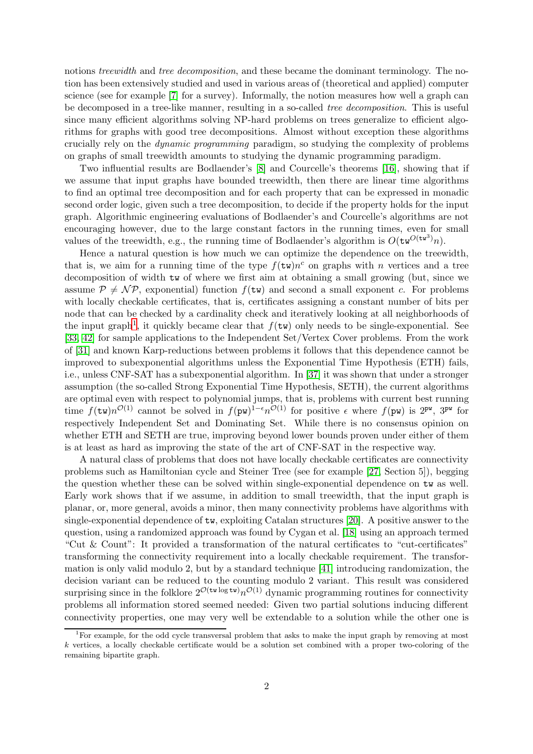notions *treewidth* and *tree decomposition*, and these became the dominant terminology. The notion has been extensively studied and used in various areas of (theoretical and applied) computer science (see for example [7] for a survey). Informally, the notion measures how well a graph can be decomposed in a tree-like manner, resulting in a so-called *tree decomposition*. This is useful since many efficient algorithms solving NP-hard problems on trees generalize to efficient algorithms for graphs with good tree decompositions. Almost without exception these algorithms crucially rely on the *dynamic programming* paradigm, so studying the complexity of problems on graphs of small treewidth amounts to studying the dynamic programming paradigm.

Two influential results are Bodlaender's [8] and Courcelle's theorems [16], showing that if we assume that input graphs have bounded treewidth, then there are linear time algorithms to find an optimal tree decomposition and for each property that can be expressed in monadic second order logic, given such a tree decomposition, to decide if the property holds for the input graph. Algorithmic engineering evaluations of Bodlaender's and Courcelle's algorithms are not encouraging however, due to the large constant factors in the running times, even for small values of the treewidth, e.g., the running time of Bodlaender's algorithm is $O(\mathtt{tw}^{O(\mathtt{tw}^3)}n)$.

Hence a natural question is how much we can optimize the dependence on the treewidth, that is, we aim for a running time of the type $f(\mathtt{tw})n^c$ on graphs with $n$ vertices and a tree decomposition of width $\mathtt{tw}$ of where we first aim at obtaining a small growing (but, since we assume $\mathcal{P} \neq \mathcal{NP}$, exponential) function $f(\mathtt{tw})$ and second a small exponent $c$. For problems with locally checkable certificates, that is, certificates assigning a constant number of bits per node that can be checked by a cardinality check and iteratively looking at all neighborhoods of the input graph[1], it quickly became clear that $f(\mathtt{tw})$ only needs to be single-exponential. See [33, 42] for sample applications to the Independent Set/Vertex Cover problems. From the work of [31] and known Karp-reductions between problems it follows that this dependence cannot be improved to subexponential algorithms unless the Exponential Time Hypothesis (ETH) fails, i.e., unless CNF-SAT has a subexponential algorithm. In [37] it was shown that under a stronger assumption (the so-called Strong Exponential Time Hypothesis, SETH), the current algorithms are optimal even with respect to polynomial jumps, that is, problems with current best running time $f(\mathtt{tw})n^{\mathcal{O}(1)}$ cannot be solved in $f(\mathtt{pw})^{1-\epsilon}n^{\mathcal{O}(1)}$ for positive $\epsilon$ where $f(\mathtt{pw})$ is $2^{\mathtt{pw}}$, $3^{\mathtt{pw}}$ for respectively Independent Set and Dominating Set. While there is no consensus opinion on whether ETH and SETH are true, improving beyond lower bounds proven under either of them is at least as hard as improving the state of the art of CNF-SAT in the respective way.

A natural class of problems that does not have locally checkable certificates are connectivity problems such as Hamiltonian cycle and Steiner Tree (see for example [27, Section 5]), begging the question whether these can be solved within single-exponential dependence on $\mathtt{tw}$ as well. Early work shows that if we assume, in addition to small treewidth, that the input graph is planar, or, more general, avoids a minor, then many connectivity problems have algorithms with single-exponential dependence of $\mathtt{tw}$, exploiting Catalan structures [20]. A positive answer to the question, using a randomized approach was found by Cygan et al. [18] using an approach termed "Cut & Count": It provided a transformation of the natural certificates to "cut-certificates" transforming the connectivity requirement into a locally checkable requirement. The transformation is only valid modulo 2, but by a standard technique [41] introducing randomization, the decision variant can be reduced to the counting modulo 2 variant. This result was considered surprising since in the folklore $2^{\mathcal{O}(\mathtt{tw}\log\mathtt{tw})}n^{\mathcal{O}(1)}$ dynamic programming routines for connectivity problems all information stored seemed needed: Given two partial solutions inducing different connectivity properties, one may very well be extendable to a solution while the other one is

[1] For example, for the odd cycle transversal problem that asks to make the input graph by removing at most $k$ vertices, a locally checkable certificate would be a solution set combined with a proper two-coloring of the remaining bipartite graph.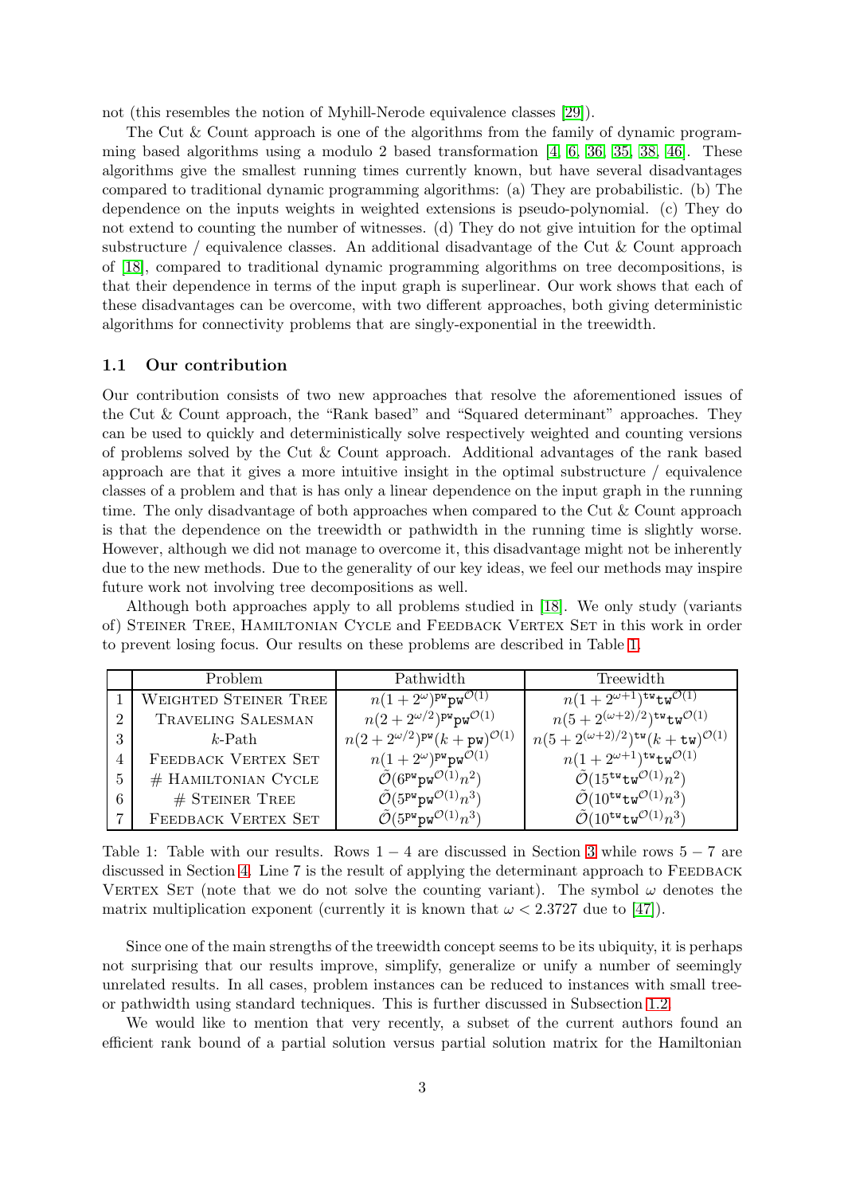not (this resembles the notion of Myhill-Nerode equivalence classes [29]).

The Cut & Count approach is one of the algorithms from the family of dynamic programming based algorithms using a modulo 2 based transformation [4, 6, 36, 35, 38, 46]. These algorithms give the smallest running times currently known, but have several disadvantages compared to traditional dynamic programming algorithms: (a) They are probabilistic. (b) The dependence on the inputs weights in weighted extensions is pseudo-polynomial. (c) They do not extend to counting the number of witnesses. (d) They do not give intuition for the optimal substructure / equivalence classes. An additional disadvantage of the Cut & Count approach of [18], compared to traditional dynamic programming algorithms on tree decompositions, is that their dependence in terms of the input graph is superlinear. Our work shows that each of these disadvantages can be overcome, with two different approaches, both giving deterministic algorithms for connectivity problems that are singly-exponential in the treewidth.

### 1.1 Our contribution

Our contribution consists of two new approaches that resolve the aforementioned issues of the Cut & Count approach, the "Rank based" and "Squared determinant" approaches. They can be used to quickly and deterministically solve respectively weighted and counting versions of problems solved by the Cut & Count approach. Additional advantages of the rank based approach are that it gives a more intuitive insight in the optimal substructure / equivalence classes of a problem and that is has only a linear dependence on the input graph in the running time. The only disadvantage of both approaches when compared to the Cut & Count approach is that the dependence on the treewidth or pathwidth in the running time is slightly worse. However, although we did not manage to overcome it, this disadvantage might not be inherently due to the new methods. Due to the generality of our key ideas, we feel our methods may inspire future work not involving tree decompositions as well.

Although both approaches apply to all problems studied in [18]. We only study (variants of) Steiner Tree, Hamiltonian Cycle and Feedback Vertex Set in this work in order to prevent losing focus. Our results on these problems are described in Table 1.

| | Problem | Pathwidth | Treewidth |
|---|---|---|---|
| 1 | Weighted Steiner Tree | $n(1+2^{\omega})^{\mathtt{pw}}\mathtt{pw}^{\mathcal{O}(1)}$ | $n(1+2^{\omega+1})^{\mathtt{tw}}\mathtt{tw}^{\mathcal{O}(1)}$ |
| 2 | Traveling Salesman | $n(2+2^{\omega/2})^{\mathtt{pw}}\mathtt{pw}^{\mathcal{O}(1)}$ | $n(5+2^{(\omega+2)/2})^{\mathtt{tw}}\mathtt{tw}^{\mathcal{O}(1)}$ |
| 3 | $k$-Path | $n(2+2^{\omega/2})^{\mathtt{pw}}(k+\mathtt{pw})^{\mathcal{O}(1)}$ | $n(5+2^{(\omega+2)/2})^{\mathtt{tw}}(k+\mathtt{tw})^{\mathcal{O}(1)}$ |
| 4 | Feedback Vertex Set | $n(1+2^{\omega})^{\mathtt{pw}}\mathtt{pw}^{\mathcal{O}(1)}$ | $n(1+2^{\omega+1})^{\mathtt{tw}}\mathtt{tw}^{\mathcal{O}(1)}$ |
| 5 | # Hamiltonian Cycle | $\tilde{\mathcal{O}}(6^{\mathtt{pw}}\mathtt{pw}^{\mathcal{O}(1)}n^2)$ | $\tilde{\mathcal{O}}(15^{\mathtt{tw}}\mathtt{tw}^{\mathcal{O}(1)}n^2)$ |
| 6 | # Steiner Tree | $\tilde{\mathcal{O}}(5^{\mathtt{pw}}\mathtt{pw}^{\mathcal{O}(1)}n^3)$ | $\tilde{\mathcal{O}}(10^{\mathtt{tw}}\mathtt{tw}^{\mathcal{O}(1)}n^3)$ |
| 7 | Feedback Vertex Set | $\tilde{\mathcal{O}}(5^{\mathtt{pw}}\mathtt{pw}^{\mathcal{O}(1)}n^3)$ | $\tilde{\mathcal{O}}(10^{\mathtt{tw}}\mathtt{tw}^{\mathcal{O}(1)}n^3)$ |

Table 1: Table with our results. Rows $1-4$ are discussed in Section 3 while rows $5-7$ are discussed in Section 4. Line 7 is the result of applying the determinant approach to Feedback Vertex Set (note that we do not solve the counting variant). The symbol $\omega$ denotes the matrix multiplication exponent (currently it is known that $\omega < 2.3727$ due to [47]).

Since one of the main strengths of the treewidth concept seems to be its ubiquity, it is perhaps not surprising that our results improve, simplify, generalize or unify a number of seemingly unrelated results. In all cases, problem instances can be reduced to instances with small tree- or pathwidth using standard techniques. This is further discussed in Subsection 1.2.

We would like to mention that very recently, a subset of the current authors found an efficient rank bound of a partial solution versus partial solution matrix for the Hamiltonian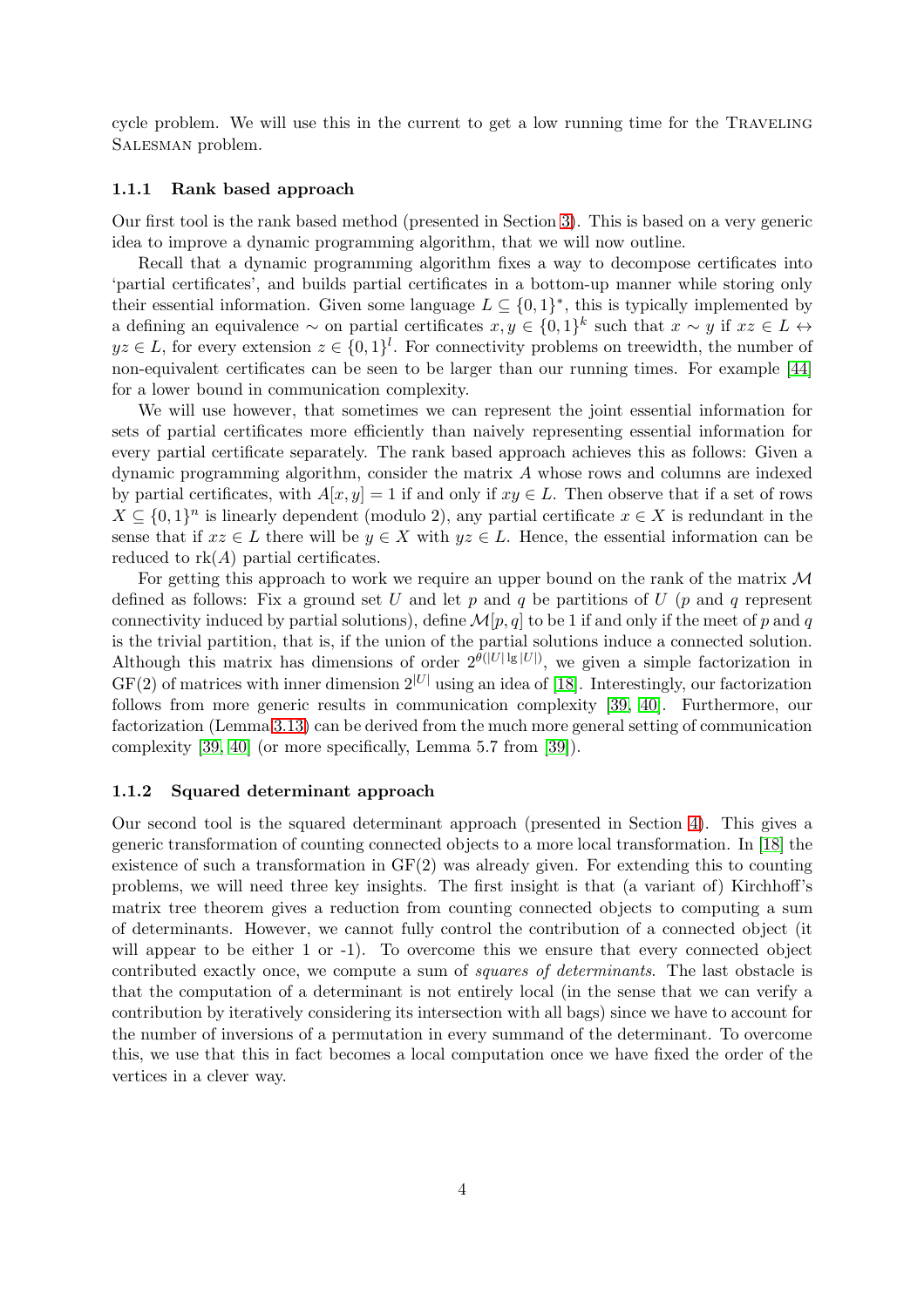cycle problem. We will use this in the current to get a low running time for the Traveling Salesman problem.

### 1.1.1 Rank based approach

Our first tool is the rank based method (presented in Section 3). This is based on a very generic idea to improve a dynamic programming algorithm, that we will now outline.

Recall that a dynamic programming algorithm fixes a way to decompose certificates into 'partial certificates', and builds partial certificates in a bottom-up manner while storing only their essential information. Given some language $L \subseteq \{0,1\}^*$, this is typically implemented by a defining an equivalence $\sim$ on partial certificates $x, y \in \{0,1\}^k$ such that $x \sim y$ if $xz \in L \leftrightarrow yz \in L$, for every extension $z \in \{0,1\}^l$. For connectivity problems on treewidth, the number of non-equivalent certificates can be seen to be larger than our running times. For example [44] for a lower bound in communication complexity.

We will use however, that sometimes we can represent the joint essential information for sets of partial certificates more efficiently than naively representing essential information for every partial certificate separately. The rank based approach achieves this as follows: Given a dynamic programming algorithm, consider the matrix $A$ whose rows and columns are indexed by partial certificates, with $A[x,y] = 1$ if and only if $xy \in L$. Then observe that if a set of rows $X \subseteq \{0,1\}^n$ is linearly dependent (modulo 2), any partial certificate $x \in X$ is redundant in the sense that if $xz \in L$ there will be $y \in X$ with $yz \in L$. Hence, the essential information can be reduced to $\mathrm{rk}(A)$ partial certificates.

For getting this approach to work we require an upper bound on the rank of the matrix $\mathcal{M}$ defined as follows: Fix a ground set $U$ and let $p$ and $q$ be partitions of $U$ ($p$ and $q$ represent connectivity induced by partial solutions), define $\mathcal{M}[p,q]$ to be 1 if and only if the meet of $p$ and $q$ is the trivial partition, that is, if the union of the partial solutions induce a connected solution. Although this matrix has dimensions of order $2^{\theta(|U| \lg |U|)}$, we given a simple factorization in $\mathrm{GF}(2)$ of matrices with inner dimension $2^{|U|}$ using an idea of [18]. Interestingly, our factorization follows from more generic results in communication complexity [39, 40]. Furthermore, our factorization (Lemma 3.13) can be derived from the much more general setting of communication complexity [39, 40] (or more specifically, Lemma 5.7 from [39]).

### 1.1.2 Squared determinant approach

Our second tool is the squared determinant approach (presented in Section 4). This gives a generic transformation of counting connected objects to a more local transformation. In [18] the existence of such a transformation in $\mathrm{GF}(2)$ was already given. For extending this to counting problems, we will need three key insights. The first insight is that (a variant of) Kirchhoff's matrix tree theorem gives a reduction from counting connected objects to computing a sum of determinants. However, we cannot fully control the contribution of a connected object (it will appear to be either 1 or -1). To overcome this we ensure that every connected object contributed exactly once, we compute a sum of *squares of determinants*. The last obstacle is that the computation of a determinant is not entirely local (in the sense that we can verify a contribution by iteratively considering its intersection with all bags) since we have to account for the number of inversions of a permutation in every summand of the determinant. To overcome this, we use that this in fact becomes a local computation once we have fixed the order of the vertices in a clever way.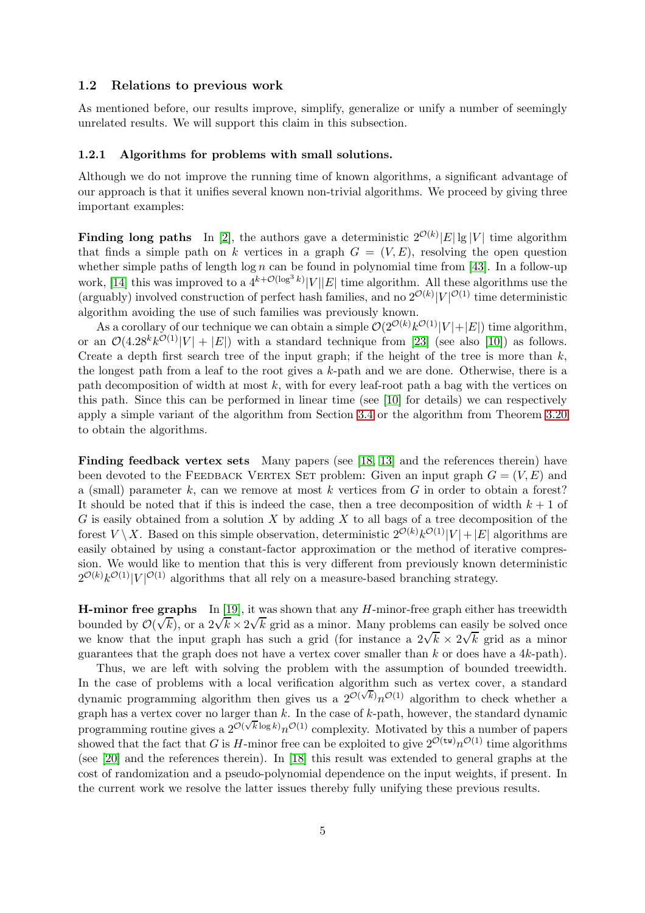### 1.2 Relations to previous work

As mentioned before, our results improve, simplify, generalize or unify a number of seemingly unrelated results. We will support this claim in this subsection.

#### 1.2.1 Algorithms for problems with small solutions.

Although we do not improve the running time of known algorithms, a significant advantage of our approach is that it unifies several known non-trivial algorithms. We proceed by giving three important examples:

**Finding long paths** In [2], the authors gave a deterministic $2^{\mathcal{O}(k)}|E|\lg|V|$ time algorithm that finds a simple path on $k$ vertices in a graph $G=(V,E)$, resolving the open question whether simple paths of length $\log n$ can be found in polynomial time from [43]. In a follow-up work, [14] this was improved to a $4^{k+\mathcal{O}(\log^3 k)}|V||E|$ time algorithm. All these algorithms use the (arguably) involved construction of perfect hash families, and no $2^{\mathcal{O}(k)}|V|^{\mathcal{O}(1)}$ time deterministic algorithm avoiding the use of such families was previously known.

As a corollary of our technique we can obtain a simple $\mathcal{O}(2^{\mathcal{O}(k)}k^{\mathcal{O}(1)}|V|+|E|)$ time algorithm, or an $\mathcal{O}(4.28^k k^{\mathcal{O}(1)}|V|+|E|)$ with a standard technique from [23] (see also [10]) as follows. Create a depth first search tree of the input graph; if the height of the tree is more than $k$, the longest path from a leaf to the root gives a $k$-path and we are done. Otherwise, there is a path decomposition of width at most $k$, with for every leaf-root path a bag with the vertices on this path. Since this can be performed in linear time (see [10] for details) we can respectively apply a simple variant of the algorithm from Section 3.4 or the algorithm from Theorem 3.20 to obtain the algorithms.

**Finding feedback vertex sets** Many papers (see [18, 13] and the references therein) have been devoted to the Feedback Vertex Set problem: Given an input graph $G=(V,E)$ and a (small) parameter $k$, can we remove at most $k$ vertices from $G$ in order to obtain a forest? It should be noted that if this is indeed the case, then a tree decomposition of width $k+1$ of $G$ is easily obtained from a solution $X$ by adding $X$ to all bags of a tree decomposition of the forest $V \setminus X$. Based on this simple observation, deterministic $2^{\mathcal{O}(k)}k^{\mathcal{O}(1)}|V|+|E|$ algorithms are easily obtained by using a constant-factor approximation or the method of iterative compression. We would like to mention that this is very different from previously known deterministic $2^{\mathcal{O}(k)}k^{\mathcal{O}(1)}|V|^{\mathcal{O}(1)}$ algorithms that all rely on a measure-based branching strategy.

**H-minor free graphs** In [19], it was shown that any $H$-minor-free graph either has treewidth bounded by $\mathcal{O}(\sqrt{k})$, or a $2\sqrt{k}\times 2\sqrt{k}$ grid as a minor. Many problems can easily be solved once we know that the input graph has such a grid (for instance a $2\sqrt{k}\times 2\sqrt{k}$ grid as a minor guarantees that the graph does not have a vertex cover smaller than $k$ or does have a $4k$-path).

Thus, we are left with solving the problem with the assumption of bounded treewidth. In the case of problems with a local verification algorithm such as vertex cover, a standard dynamic programming algorithm then gives us a $2^{\mathcal{O}(\sqrt{k})}n^{\mathcal{O}(1)}$ algorithm to check whether a graph has a vertex cover no larger than $k$. In the case of $k$-path, however, the standard dynamic programming routine gives a $2^{\mathcal{O}(\sqrt{k}\log k)}n^{\mathcal{O}(1)}$ complexity. Motivated by this a number of papers showed that the fact that $G$ is $H$-minor free can be exploited to give $2^{\mathcal{O}(\mathtt{tw})}n^{\mathcal{O}(1)}$ time algorithms (see [20] and the references therein). In [18] this result was extended to general graphs at the cost of randomization and a pseudo-polynomial dependence on the input weights, if present. In the current work we resolve the latter issues thereby fully unifying these previous results.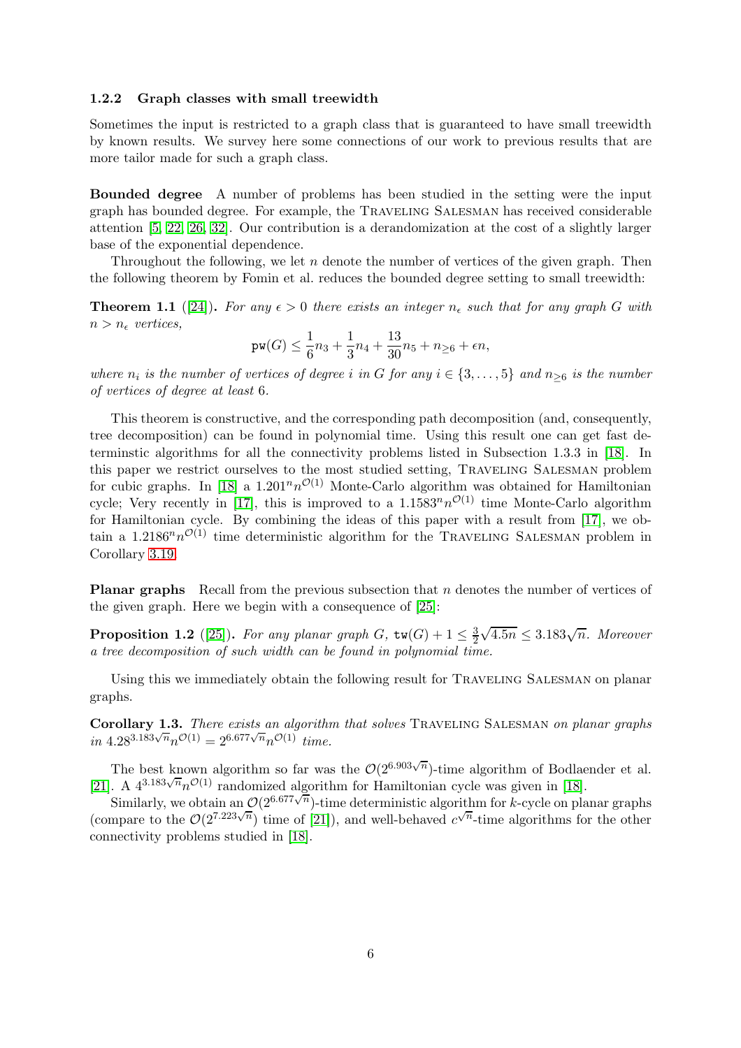### 1.2.2 Graph classes with small treewidth

Sometimes the input is restricted to a graph class that is guaranteed to have small treewidth by known results. We survey here some connections of our work to previous results that are more tailor made for such a graph class.

**Bounded degree** A number of problems has been studied in the setting were the input graph has bounded degree. For example, the Traveling Salesman has received considerable attention [5, 22, 26, 32]. Our contribution is a derandomization at the cost of a slightly larger base of the exponential dependence.

Throughout the following, we let $n$ denote the number of vertices of the given graph. Then the following theorem by Fomin et al. reduces the bounded degree setting to small treewidth:

**Theorem 1.1** ([24]). *For any $\epsilon > 0$ there exists an integer $n_\epsilon$ such that for any graph $G$ with $n > n_\epsilon$ vertices,*

$$\mathtt{pw}(G) \leq \frac{1}{6}n_3 + \frac{1}{3}n_4 + \frac{13}{30}n_5 + n_{\geq 6} + \epsilon n,$$

*where $n_i$ is the number of vertices of degree $i$ in $G$ for any $i \in \{3, \ldots, 5\}$ and $n_{\geq 6}$ is the number of vertices of degree at least 6.*

This theorem is constructive, and the corresponding path decomposition (and, consequently, tree decomposition) can be found in polynomial time. Using this result one can get fast determinstic algorithms for all the connectivity problems listed in Subsection 1.3.3 in [18]. In this paper we restrict ourselves to the most studied setting, Traveling Salesman problem for cubic graphs. In [18] a $1.201^n n^{\mathcal{O}(1)}$ Monte-Carlo algorithm was obtained for Hamiltonian cycle; Very recently in [17], this is improved to a $1.1583^n n^{\mathcal{O}(1)}$ time Monte-Carlo algorithm for Hamiltonian cycle. By combining the ideas of this paper with a result from [17], we obtain a $1.2186^n n^{\mathcal{O}(1)}$ time deterministic algorithm for the Traveling Salesman problem in Corollary 3.19.

**Planar graphs** Recall from the previous subsection that $n$ denotes the number of vertices of the given graph. Here we begin with a consequence of [25]:

**Proposition 1.2** ([25]). *For any planar graph $G$, $\mathtt{tw}(G) + 1 \leq \frac{3}{2}\sqrt{4.5n} \leq 3.183\sqrt{n}$. Moreover a tree decomposition of such width can be found in polynomial time.*

Using this we immediately obtain the following result for Traveling Salesman on planar graphs.

**Corollary 1.3.** *There exists an algorithm that solves* Traveling Salesman *on planar graphs in $4.28^{3.183\sqrt{n}} n^{\mathcal{O}(1)} = 2^{6.677\sqrt{n}} n^{\mathcal{O}(1)}$ time.*

The best known algorithm so far was the $\mathcal{O}(2^{6.903\sqrt{n}})$-time algorithm of Bodlaender et al. [21]. A $4^{3.183\sqrt{n}} n^{\mathcal{O}(1)}$ randomized algorithm for Hamiltonian cycle was given in [18].

Similarly, we obtain an $\mathcal{O}(2^{6.677\sqrt{n}})$-time deterministic algorithm for $k$-cycle on planar graphs (compare to the $\mathcal{O}(2^{7.223\sqrt{n}})$ time of [21]), and well-behaved $c^{\sqrt{n}}$-time algorithms for the other connectivity problems studied in [18].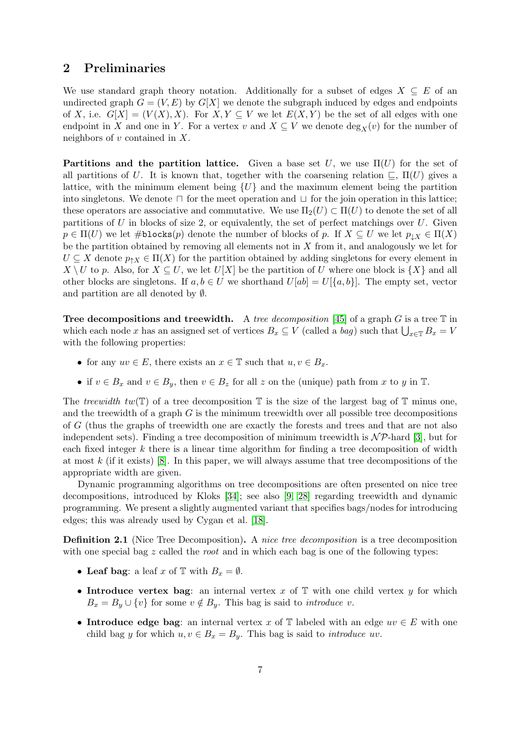## 2 Preliminaries

We use standard graph theory notation. Additionally for a subset of edges $X \subseteq E$ of an undirected graph $G = (V, E)$ by $G[X]$ we denote the subgraph induced by edges and endpoints of $X$, i.e. $G[X] = (V(X), X)$. For $X, Y \subseteq V$ we let $E(X, Y)$ be the set of all edges with one endpoint in $X$ and one in $Y$. For a vertex $v$ and $X \subseteq V$ we denote $\deg_X(v)$ for the number of neighbors of $v$ contained in $X$.

**Partitions and the partition lattice.** Given a base set $U$, we use $\Pi(U)$ for the set of all partitions of $U$. It is known that, together with the coarsening relation $\sqsubseteq$, $\Pi(U)$ gives a lattice, with the minimum element being $\{U\}$ and the maximum element being the partition into singletons. We denote $\sqcap$ for the meet operation and $\sqcup$ for the join operation in this lattice; these operators are associative and commutative. We use $\Pi_2(U) \subset \Pi(U)$ to denote the set of all partitions of $U$ in blocks of size 2, or equivalently, the set of perfect matchings over $U$. Given $p \in \Pi(U)$ we let $\#\texttt{blocks}(p)$ denote the number of blocks of $p$. If $X \subseteq U$ we let $p_{\downarrow X} \in \Pi(X)$ be the partition obtained by removing all elements not in $X$ from it, and analogously we let for $U \subseteq X$ denote $p_{\uparrow X} \in \Pi(X)$ for the partition obtained by adding singletons for every element in $X \setminus U$ to $p$. Also, for $X \subseteq U$, we let $U[X]$ be the partition of $U$ where one block is $\{X\}$ and all other blocks are singletons. If $a, b \in U$ we shorthand $U[ab] = U[\{a, b\}]$. The empty set, vector and partition are all denoted by $\emptyset$.

**Tree decompositions and treewidth.** A *tree decomposition* [45] of a graph $G$ is a tree $\mathbb{T}$ in which each node $x$ has an assigned set of vertices $B_x \subseteq V$ (called a *bag*) such that $\bigcup_{x \in \mathbb{T}} B_x = V$ with the following properties:

- for any $uv \in E$, there exists an $x \in \mathbb{T}$ such that $u, v \in B_x$.
- if $v \in B_x$ and $v \in B_y$, then $v \in B_z$ for all $z$ on the (unique) path from $x$ to $y$ in $\mathbb{T}$.

The *treewidth* $tw(\mathbb{T})$ of a tree decomposition $\mathbb{T}$ is the size of the largest bag of $\mathbb{T}$ minus one, and the treewidth of a graph $G$ is the minimum treewidth over all possible tree decompositions of $G$ (thus the graphs of treewidth one are exactly the forests and trees and that are not also independent sets). Finding a tree decomposition of minimum treewidth is $\mathcal{NP}$-hard [3], but for each fixed integer $k$ there is a linear time algorithm for finding a tree decomposition of width at most $k$ (if it exists) [8]. In this paper, we will always assume that tree decompositions of the appropriate width are given.

Dynamic programming algorithms on tree decompositions are often presented on nice tree decompositions, introduced by Kloks [34]; see also [9, 28] regarding treewidth and dynamic programming. We present a slightly augmented variant that specifies bags/nodes for introducing edges; this was already used by Cygan et al. [18].

**Definition 2.1** (Nice Tree Decomposition)**.** A *nice tree decomposition* is a tree decomposition with one special bag $z$ called the *root* and in which each bag is one of the following types:

- **Leaf bag**: a leaf $x$ of $\mathbb{T}$ with $B_x = \emptyset$.
- **Introduce vertex bag**: an internal vertex $x$ of $\mathbb{T}$ with one child vertex $y$ for which $B_x = B_y \cup \{v\}$ for some $v \notin B_y$. This bag is said to *introduce* $v$.
- **Introduce edge bag**: an internal vertex $x$ of $\mathbb{T}$ labeled with an edge $uv \in E$ with one child bag $y$ for which $u, v \in B_x = B_y$. This bag is said to *introduce* $uv$.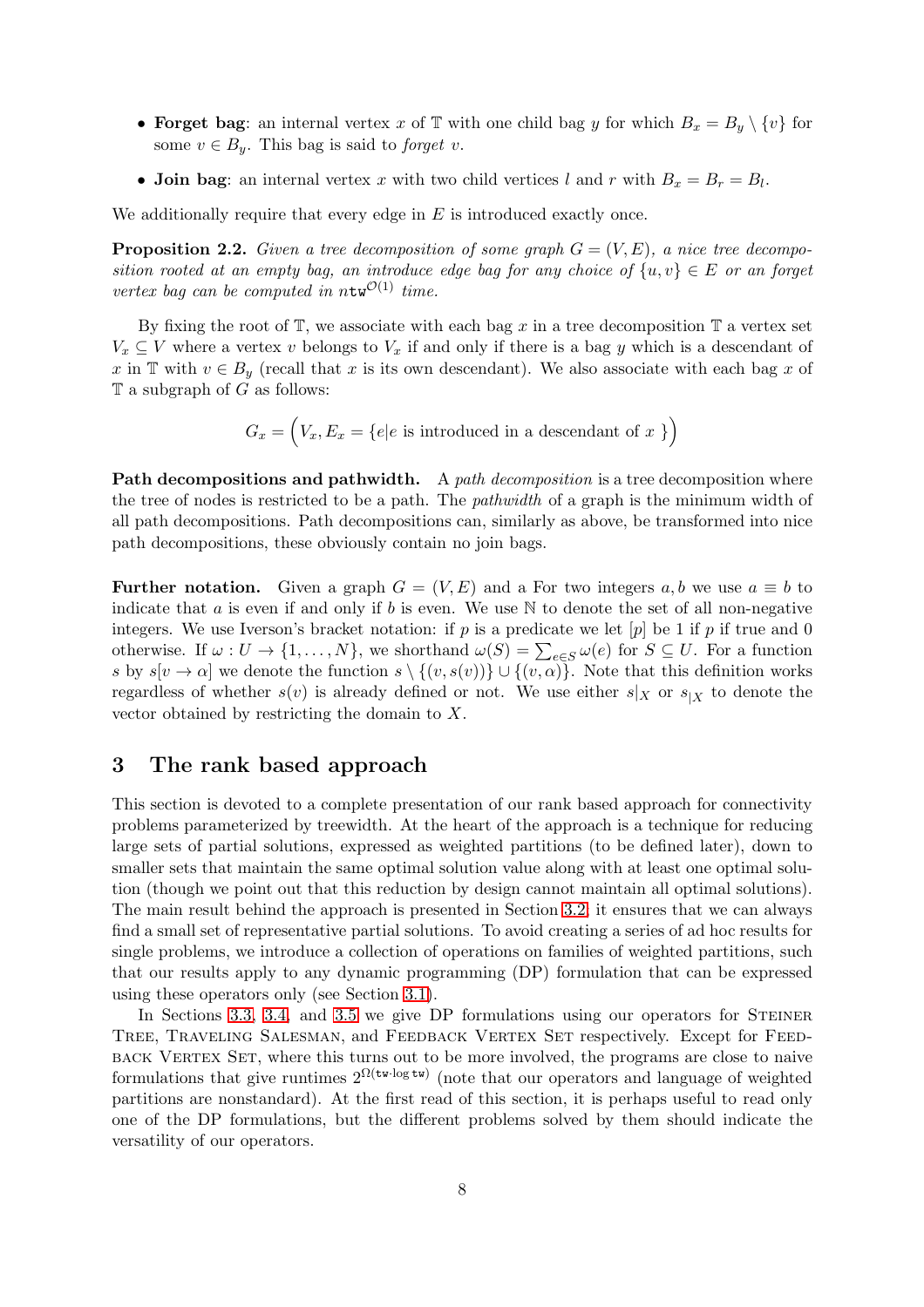- **Forget bag**: an internal vertex $x$ of $\mathbb{T}$ with one child bag $y$ for which $B_x = B_y \setminus \{v\}$ for some $v \in B_y$. This bag is said to *forget* $v$.
- **Join bag**: an internal vertex $x$ with two child vertices $l$ and $r$ with $B_x = B_r = B_l$.

We additionally require that every edge in $E$ is introduced exactly once.

**Proposition 2.2.** *Given a tree decomposition of some graph $G = (V, E)$, a nice tree decomposition rooted at an empty bag, an introduce edge bag for any choice of $\{u, v\} \in E$ or an forget vertex bag can be computed in $n\mathtt{tw}^{\mathcal{O}(1)}$ time.*

By fixing the root of $\mathbb{T}$, we associate with each bag $x$ in a tree decomposition $\mathbb{T}$ a vertex set $V_x \subseteq V$ where a vertex $v$ belongs to $V_x$ if and only if there is a bag $y$ which is a descendant of $x$ in $\mathbb{T}$ with $v \in B_y$ (recall that $x$ is its own descendant). We also associate with each bag $x$ of $\mathbb{T}$ a subgraph of $G$ as follows:

$$G_x = \Big(V_x, E_x = \{e | e \text{ is introduced in a descendant of } x\ \}\Big)$$

**Path decompositions and pathwidth.** A *path decomposition* is a tree decomposition where the tree of nodes is restricted to be a path. The *pathwidth* of a graph is the minimum width of all path decompositions. Path decompositions can, similarly as above, be transformed into nice path decompositions, these obviously contain no join bags.

**Further notation.** Given a graph $G = (V, E)$ and a For two integers $a, b$ we use $a \equiv b$ to indicate that $a$ is even if and only if $b$ is even. We use $\mathbb{N}$ to denote the set of all non-negative integers. We use Iverson's bracket notation: if $p$ is a predicate we let $[p]$ be 1 if $p$ if true and 0 otherwise. If $\omega : U \to \{1, \ldots, N\}$, we shorthand $\omega(S) = \sum_{e \in S} \omega(e)$ for $S \subseteq U$. For a function $s$ by $s[v \to \alpha]$ we denote the function $s \setminus \{(v, s(v))\} \cup \{(v, \alpha)\}$. Note that this definition works regardless of whether $s(v)$ is already defined or not. We use either $s|_X$ or $s_{|X}$ to denote the vector obtained by restricting the domain to $X$.

# 3 The rank based approach

This section is devoted to a complete presentation of our rank based approach for connectivity problems parameterized by treewidth. At the heart of the approach is a technique for reducing large sets of partial solutions, expressed as weighted partitions (to be defined later), down to smaller sets that maintain the same optimal solution value along with at least one optimal solution (though we point out that this reduction by design cannot maintain all optimal solutions). The main result behind the approach is presented in Section 3.2, it ensures that we can always find a small set of representative partial solutions. To avoid creating a series of ad hoc results for single problems, we introduce a collection of operations on families of weighted partitions, such that our results apply to any dynamic programming (DP) formulation that can be expressed using these operators only (see Section 3.1).

In Sections 3.3, 3.4, and 3.5 we give DP formulations using our operators for Steiner Tree, Traveling Salesman, and Feedback Vertex Set respectively. Except for Feedback Vertex Set, where this turns out to be more involved, the programs are close to naive formulations that give runtimes $2^{\Omega(\mathtt{tw} \cdot \log \mathtt{tw})}$ (note that our operators and language of weighted partitions are nonstandard). At the first read of this section, it is perhaps useful to read only one of the DP formulations, but the different problems solved by them should indicate the versatility of our operators.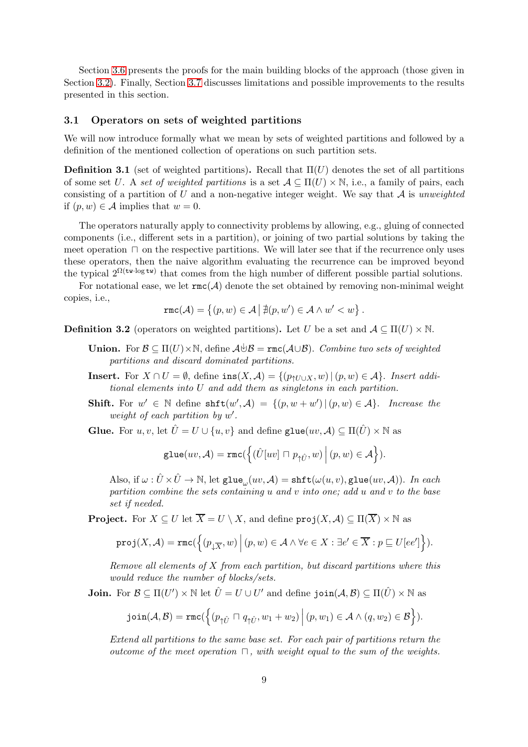Section 3.6 presents the proofs for the main building blocks of the approach (those given in Section 3.2). Finally, Section 3.7 discusses limitations and possible improvements to the results presented in this section.

### 3.1 Operators on sets of weighted partitions

We will now introduce formally what we mean by sets of weighted partitions and followed by a definition of the mentioned collection of operations on such partition sets.

**Definition 3.1** (set of weighted partitions)**.** Recall that $\Pi(U)$ denotes the set of all partitions of some set $U$. A *set of weighted partitions* is a set $\mathcal{A} \subseteq \Pi(U) \times \mathbb{N}$, i.e., a family of pairs, each consisting of a partition of $U$ and a non-negative integer weight. We say that $\mathcal{A}$ is *unweighted* if $(p, w) \in \mathcal{A}$ implies that $w = 0$.

The operators naturally apply to connectivity problems by allowing, e.g., gluing of connected components (i.e., different sets in a partition), or joining of two partial solutions by taking the meet operation $\sqcap$ on the respective partitions. We will later see that if the recurrence only uses these operators, then the naive algorithm evaluating the recurrence can be improved beyond the typical $2^{\Omega(\mathtt{tw} \cdot \log \mathtt{tw})}$ that comes from the high number of different possible partial solutions.

For notational ease, we let $\mathtt{rmc}(\mathcal{A})$ denote the set obtained by removing non-minimal weight copies, i.e.,

$$\mathtt{rmc}(\mathcal{A}) = \left\{ (p, w) \in \mathcal{A} \,\middle|\, \nexists (p, w') \in \mathcal{A} \wedge w' < w \right\}.$$

**Definition 3.2** (operators on weighted partitions)**.** Let $U$ be a set and $\mathcal{A} \subseteq \Pi(U) \times \mathbb{N}$.

**Union.** For $\mathcal{B} \subseteq \Pi(U) \times \mathbb{N}$, define $\mathcal{A} \uplus \mathcal{B} = \mathtt{rmc}(\mathcal{A} \cup \mathcal{B})$. *Combine two sets of weighted partitions and discard dominated partitions.*

**Insert.** For $X \cap U = \emptyset$, define $\mathtt{ins}(X, \mathcal{A}) = \{(p_{\uparrow U \cup X}, w) \,|\, (p, w) \in \mathcal{A}\}$. *Insert additional elements into $U$ and add them as singletons in each partition.*

**Shift.** For $w' \in \mathbb{N}$ define $\mathtt{shft}(w', \mathcal{A}) = \{(p, w + w') \,|\, (p, w) \in \mathcal{A}\}$. *Increase the weight of each partition by $w'$.*

**Glue.** For $u, v$, let $\hat{U} = U \cup \{u, v\}$ and define $\mathtt{glue}(uv, \mathcal{A}) \subseteq \Pi(\hat{U}) \times \mathbb{N}$ as

$$\mathtt{glue}(uv, \mathcal{A}) = \mathtt{rmc}\Big(\Big\{ (\hat{U}[uv] \sqcap p_{\uparrow \hat{U}}, w) \,\Big|\, (p, w) \in \mathcal{A} \Big\}\Big).$$

Also, if $\omega : \hat{U} \times \hat{U} \rightarrow \mathbb{N}$, let $\mathtt{glue}_\omega(uv, \mathcal{A}) = \mathtt{shft}(\omega(u, v), \mathtt{glue}(uv, \mathcal{A}))$. *In each partition combine the sets containing $u$ and $v$ into one; add $u$ and $v$ to the base set if needed.*

**Project.** For $X \subseteq U$ let $\overline{X} = U \setminus X$, and define $\mathtt{proj}(X, \mathcal{A}) \subseteq \Pi(\overline{X}) \times \mathbb{N}$ as

$$\mathtt{proj}(X, \mathcal{A}) = \mathtt{rmc}\Big(\Big\{ (p_{\downarrow \overline{X}}, w) \,\Big|\, (p, w) \in \mathcal{A} \wedge \forall e \in X : \exists e' \in \overline{X} : p \sqsubseteq U[ee'] \Big\}\Big).$$

*Remove all elements of $X$ from each partition, but discard partitions where this would reduce the number of blocks/sets.*

**Join.** For $\mathcal{B} \subseteq \Pi(U') \times \mathbb{N}$ let $\hat{U} = U \cup U'$ and define $\mathtt{join}(\mathcal{A}, \mathcal{B}) \subseteq \Pi(\hat{U}) \times \mathbb{N}$ as

$$\mathtt{join}(\mathcal{A}, \mathcal{B}) = \mathtt{rmc}\Big(\Big\{ (p_{\uparrow \hat{U}} \sqcap q_{\uparrow \hat{U}}, w_1 + w_2) \,\Big|\, (p, w_1) \in \mathcal{A} \wedge (q, w_2) \in \mathcal{B} \Big\}\Big).$$

*Extend all partitions to the same base set. For each pair of partitions return the outcome of the meet operation $\sqcap$, with weight equal to the sum of the weights.*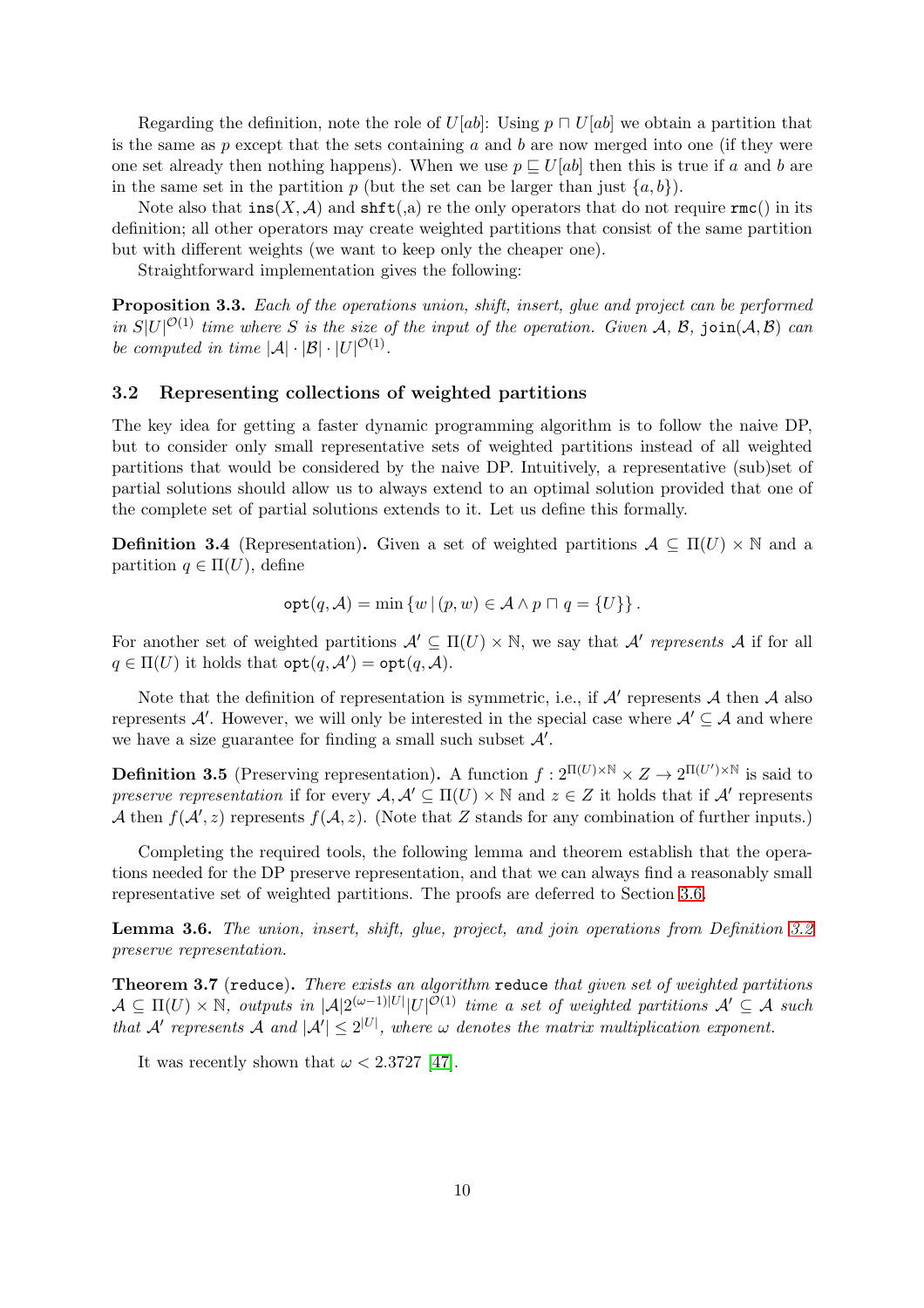Regarding the definition, note the role of $U[ab]$: Using $p \sqcap U[ab]$ we obtain a partition that is the same as $p$ except that the sets containing $a$ and $b$ are now merged into one (if they were one set already then nothing happens). When we use $p \sqsubseteq U[ab]$ then this is true if $a$ and $b$ are in the same set in the partition $p$ (but the set can be larger than just $\{a, b\}$).

Note also that $\texttt{ins}(X, \mathcal{A})$ and $\texttt{shft}(,\text{a})$ re the only operators that do not require $\texttt{rmc}()$ in its definition; all other operators may create weighted partitions that consist of the same partition but with different weights (we want to keep only the cheaper one).

Straightforward implementation gives the following:

**Proposition 3.3.** *Each of the operations union, shift, insert, glue and project can be performed in $S|U|^{\mathcal{O}(1)}$ time where $S$ is the size of the input of the operation. Given $\mathcal{A}$, $\mathcal{B}$, $\texttt{join}(\mathcal{A}, \mathcal{B})$ can be computed in time $|\mathcal{A}| \cdot |\mathcal{B}| \cdot |U|^{\mathcal{O}(1)}$.*

### 3.2 Representing collections of weighted partitions

The key idea for getting a faster dynamic programming algorithm is to follow the naive DP, but to consider only small representative sets of weighted partitions instead of all weighted partitions that would be considered by the naive DP. Intuitively, a representative (sub)set of partial solutions should allow us to always extend to an optimal solution provided that one of the complete set of partial solutions extends to it. Let us define this formally.

**Definition 3.4** (Representation)**.** Given a set of weighted partitions $\mathcal{A} \subseteq \Pi(U) \times \mathbb{N}$ and a partition $q \in \Pi(U)$, define

$$\texttt{opt}(q, \mathcal{A}) = \min \{ w \mid (p, w) \in \mathcal{A} \wedge p \sqcap q = \{U\} \} .$$

For another set of weighted partitions $\mathcal{A}' \subseteq \Pi(U) \times \mathbb{N}$, we say that $\mathcal{A}'$ *represents* $\mathcal{A}$ if for all $q \in \Pi(U)$ it holds that $\texttt{opt}(q, \mathcal{A}') = \texttt{opt}(q, \mathcal{A})$.

Note that the definition of representation is symmetric, i.e., if $\mathcal{A}'$ represents $\mathcal{A}$ then $\mathcal{A}$ also represents $\mathcal{A}'$. However, we will only be interested in the special case where $\mathcal{A}' \subseteq \mathcal{A}$ and where we have a size guarantee for finding a small such subset $\mathcal{A}'$.

**Definition 3.5** (Preserving representation)**.** A function $f : 2^{\Pi(U) \times \mathbb{N}} \times Z \to 2^{\Pi(U') \times \mathbb{N}}$ is said to *preserve representation* if for every $\mathcal{A}, \mathcal{A}' \subseteq \Pi(U) \times \mathbb{N}$ and $z \in Z$ it holds that if $\mathcal{A}'$ represents $\mathcal{A}$ then $f(\mathcal{A}', z)$ represents $f(\mathcal{A}, z)$. (Note that $Z$ stands for any combination of further inputs.)

Completing the required tools, the following lemma and theorem establish that the operations needed for the DP preserve representation, and that we can always find a reasonably small representative set of weighted partitions. The proofs are deferred to Section 3.6.

**Lemma 3.6.** *The union, insert, shift, glue, project, and join operations from Definition 3.2 preserve representation.*

**Theorem 3.7** ($\texttt{reduce}$)**.** *There exists an algorithm* $\texttt{reduce}$ *that given set of weighted partitions $\mathcal{A} \subseteq \Pi(U) \times \mathbb{N}$, outputs in $|\mathcal{A}| 2^{(\omega-1)|U|} |U|^{\mathcal{O}(1)}$ time a set of weighted partitions $\mathcal{A}' \subseteq \mathcal{A}$ such that $\mathcal{A}'$ represents $\mathcal{A}$ and $|\mathcal{A}'| \leq 2^{|U|}$, where $\omega$ denotes the matrix multiplication exponent.*

It was recently shown that $\omega < 2.3727$ [47].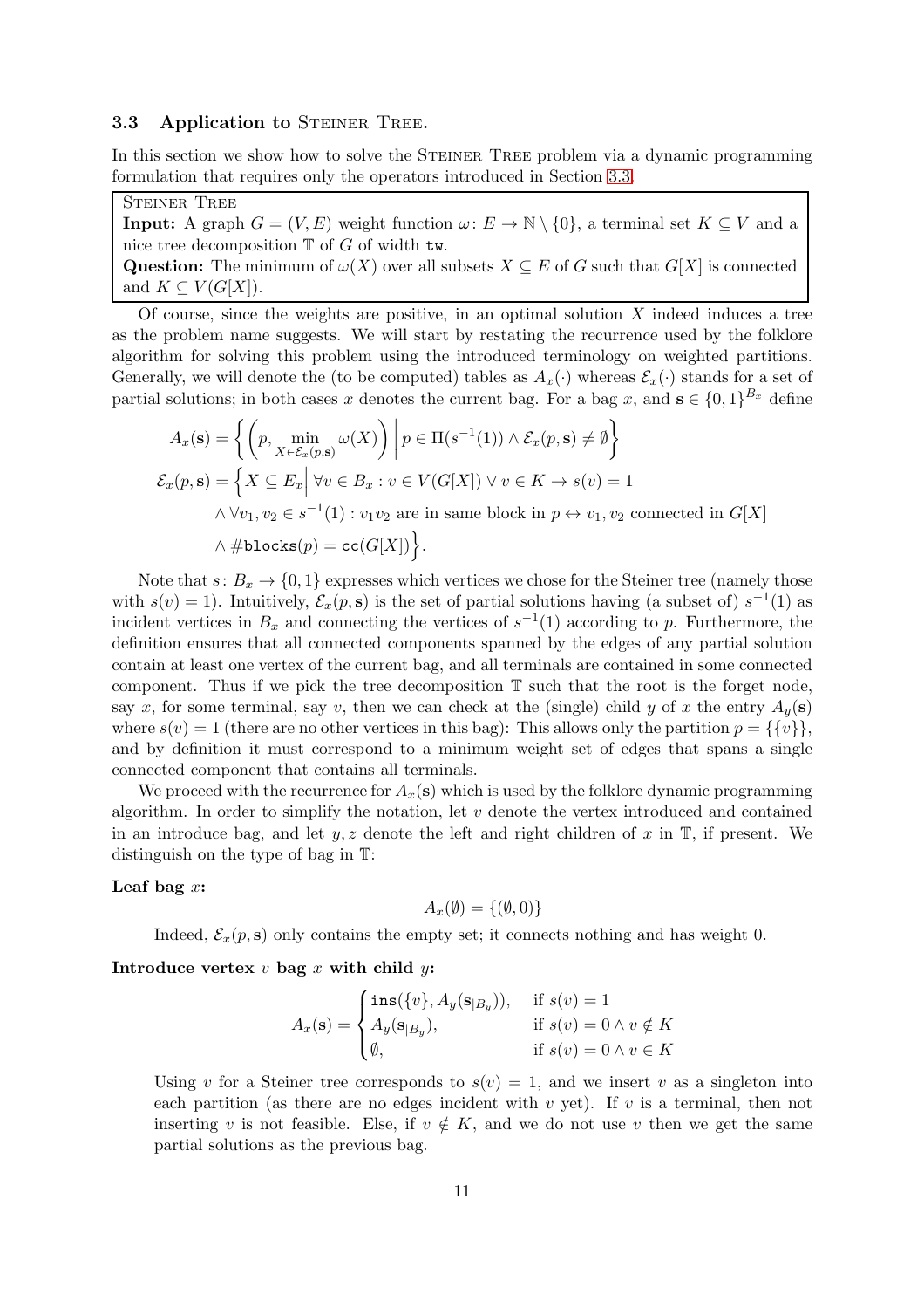### 3.3 Application to Steiner Tree.

In this section we show how to solve the Steiner Tree problem via a dynamic programming formulation that requires only the operators introduced in Section 3.3.

> Steiner Tree
> **Input:** A graph $G = (V, E)$ weight function $\omega \colon E \to \mathbb{N} \setminus \{0\}$, a terminal set $K \subseteq V$ and a nice tree decomposition $\mathbb{T}$ of $G$ of width $\mathtt{tw}$.
> **Question:** The minimum of $\omega(X)$ over all subsets $X \subseteq E$ of $G$ such that $G[X]$ is connected and $K \subseteq V(G[X])$.

Of course, since the weights are positive, in an optimal solution $X$ indeed induces a tree as the problem name suggests. We will start by restating the recurrence used by the folklore algorithm for solving this problem using the introduced terminology on weighted partitions. Generally, we will denote the (to be computed) tables as $A_x(\cdot)$ whereas $\mathcal{E}_x(\cdot)$ stands for a set of partial solutions; in both cases $x$ denotes the current bag. For a bag $x$, and $\mathbf{s} \in \{0,1\}^{B_x}$ define

$$
\begin{aligned}
A_x(\mathbf{s}) &= \left\{ \left(p, \min_{X \in \mathcal{E}_x(p,\mathbf{s})} \omega(X)\right) \,\middle|\, p \in \Pi(s^{-1}(1)) \wedge \mathcal{E}_x(p,\mathbf{s}) \neq \emptyset \right\} \\
\mathcal{E}_x(p,\mathbf{s}) &= \Big\{ X \subseteq E_x \,\Big|\, \forall v \in B_x : v \in V(G[X]) \vee v \in K \to s(v) = 1 \\
&\quad \wedge \forall v_1, v_2 \in s^{-1}(1) : v_1 v_2 \text{ are in same block in } p \leftrightarrow v_1, v_2 \text{ connected in } G[X] \\
&\quad \wedge \#\mathtt{blocks}(p) = \mathtt{cc}(G[X]) \Big\}.
\end{aligned}
$$

Note that $s \colon B_x \to \{0,1\}$ expresses which vertices we chose for the Steiner tree (namely those with $s(v) = 1$). Intuitively, $\mathcal{E}_x(p,\mathbf{s})$ is the set of partial solutions having (a subset of) $s^{-1}(1)$ as incident vertices in $B_x$ and connecting the vertices of $s^{-1}(1)$ according to $p$. Furthermore, the definition ensures that all connected components spanned by the edges of any partial solution contain at least one vertex of the current bag, and all terminals are contained in some connected component. Thus if we pick the tree decomposition $\mathbb{T}$ such that the root is the forget node, say $x$, for some terminal, say $v$, then we can check at the (single) child $y$ of $x$ the entry $A_y(\mathbf{s})$ where $s(v) = 1$ (there are no other vertices in this bag): This allows only the partition $p = \{\{v\}\}$, and by definition it must correspond to a minimum weight set of edges that spans a single connected component that contains all terminals.

We proceed with the recurrence for $A_x(\mathbf{s})$ which is used by the folklore dynamic programming algorithm. In order to simplify the notation, let $v$ denote the vertex introduced and contained in an introduce bag, and let $y, z$ denote the left and right children of $x$ in $\mathbb{T}$, if present. We distinguish on the type of bag in $\mathbb{T}$:

**Leaf bag $x$:**

$$A_x(\emptyset) = \{(\emptyset, 0)\}$$

Indeed, $\mathcal{E}_x(p,\mathbf{s})$ only contains the empty set; it connects nothing and has weight 0.

**Introduce vertex $v$ bag $x$ with child $y$:**

$$
A_x(\mathbf{s}) = \begin{cases} \mathtt{ins}(\{v\}, A_y(\mathbf{s}_{|B_y})), & \text{if } s(v) = 1 \\ A_y(\mathbf{s}_{|B_y}), & \text{if } s(v) = 0 \wedge v \notin K \\ \emptyset, & \text{if } s(v) = 0 \wedge v \in K \end{cases}
$$

Using $v$ for a Steiner tree corresponds to $s(v) = 1$, and we insert $v$ as a singleton into each partition (as there are no edges incident with $v$ yet). If $v$ is a terminal, then not inserting $v$ is not feasible. Else, if $v \notin K$, and we do not use $v$ then we get the same partial solutions as the previous bag.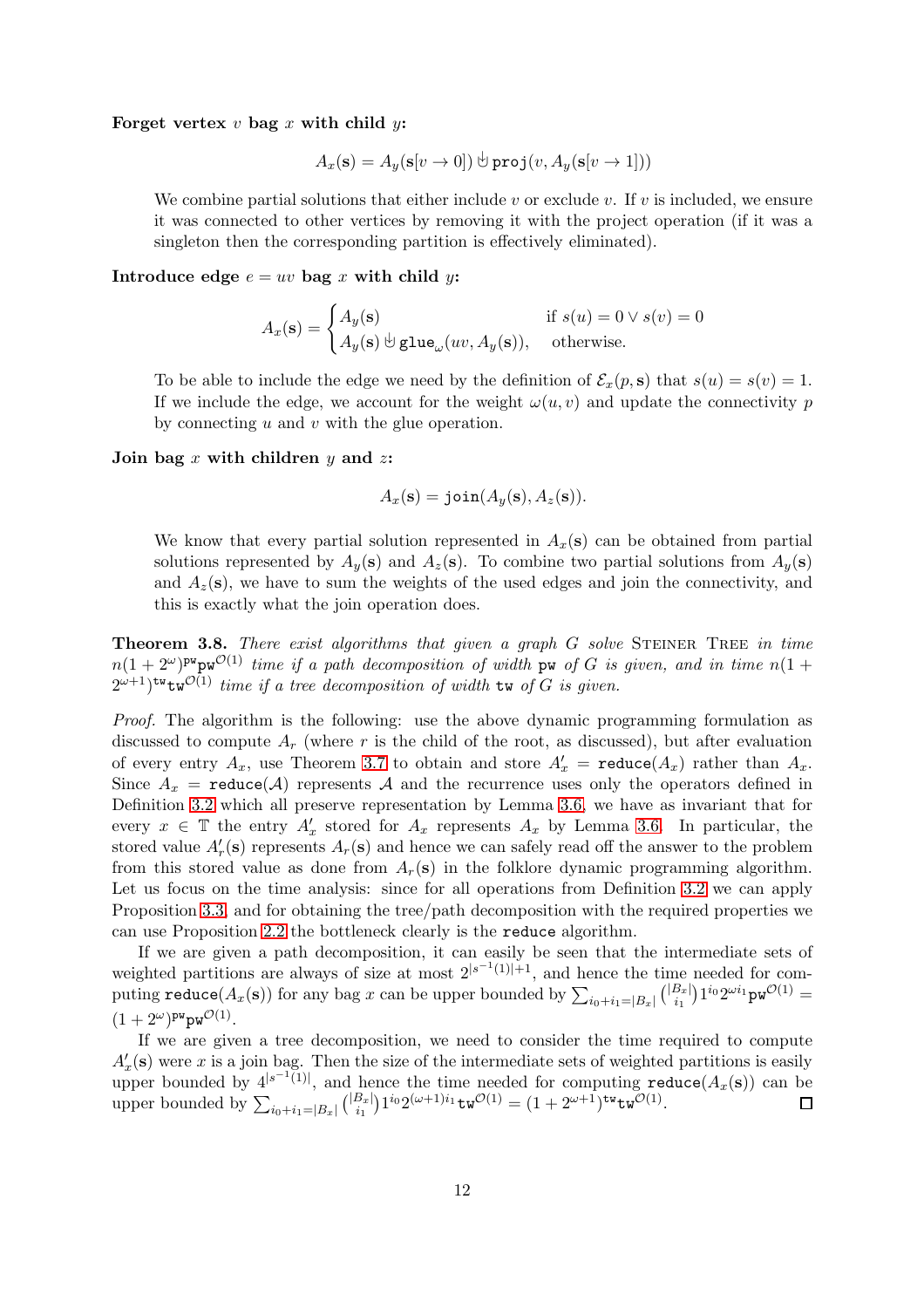**Forget vertex $v$ bag $x$ with child $y$:**

$$A_x(\mathbf{s}) = A_y(\mathbf{s}[v \to 0]) \uplus \mathtt{proj}(v, A_y(\mathbf{s}[v \to 1]))$$

We combine partial solutions that either include $v$ or exclude $v$. If $v$ is included, we ensure it was connected to other vertices by removing it with the project operation (if it was a singleton then the corresponding partition is effectively eliminated).

**Introduce edge $e = uv$ bag $x$ with child $y$:**

$$A_x(\mathbf{s}) = \begin{cases} A_y(\mathbf{s}) & \text{if } s(u) = 0 \vee s(v) = 0 \\ A_y(\mathbf{s}) \uplus \mathtt{glue}_\omega(uv, A_y(\mathbf{s})), & \text{otherwise.} \end{cases}$$

To be able to include the edge we need by the definition of $\mathcal{E}_x(p, \mathbf{s})$ that $s(u) = s(v) = 1$. If we include the edge, we account for the weight $\omega(u, v)$ and update the connectivity $p$ by connecting $u$ and $v$ with the glue operation.

**Join bag $x$ with children $y$ and $z$:**

$$A_x(\mathbf{s}) = \mathtt{join}(A_y(\mathbf{s}), A_z(\mathbf{s})).$$

We know that every partial solution represented in $A_x(\mathbf{s})$ can be obtained from partial solutions represented by $A_y(\mathbf{s})$ and $A_z(\mathbf{s})$. To combine two partial solutions from $A_y(\mathbf{s})$ and $A_z(\mathbf{s})$, we have to sum the weights of the used edges and join the connectivity, and this is exactly what the join operation does.

**Theorem 3.8.** *There exist algorithms that given a graph $G$ solve* Steiner Tree *in time $n(1 + 2^{\omega})^{\mathtt{pw}}\mathtt{pw}^{\mathcal{O}(1)}$ time if a path decomposition of width $\mathtt{pw}$ of $G$ is given, and in time $n(1 + 2^{\omega+1})^{\mathtt{tw}}\mathtt{tw}^{\mathcal{O}(1)}$ time if a tree decomposition of width $\mathtt{tw}$ of $G$ is given.*

*Proof.* The algorithm is the following: use the above dynamic programming formulation as discussed to compute $A_r$ (where $r$ is the child of the root, as discussed), but after evaluation of every entry $A_x$, use Theorem 3.7 to obtain and store $A'_x = \mathtt{reduce}(A_x)$ rather than $A_x$. Since $A_x = \mathtt{reduce}(\mathcal{A})$ represents $\mathcal{A}$ and the recurrence uses only the operators defined in Definition 3.2 which all preserve representation by Lemma 3.6, we have as invariant that for every $x \in \mathbb{T}$ the entry $A'_x$ stored for $A_x$ represents $A_x$ by Lemma 3.6. In particular, the stored value $A'_r(\mathbf{s})$ represents $A_r(\mathbf{s})$ and hence we can safely read off the answer to the problem from this stored value as done from $A_r(\mathbf{s})$ in the folklore dynamic programming algorithm. Let us focus on the time analysis: since for all operations from Definition 3.2 we can apply Proposition 3.3, and for obtaining the tree/path decomposition with the required properties we can use Proposition 2.2 the bottleneck clearly is the $\mathtt{reduce}$ algorithm.

If we are given a path decomposition, it can easily be seen that the intermediate sets of weighted partitions are always of size at most $2^{|s^{-1}(1)|+1}$, and hence the time needed for computing $\mathtt{reduce}(A_x(\mathbf{s}))$ for any bag $x$ can be upper bounded by $\sum_{i_0+i_1=|B_x|}\binom{|B_x|}{i_1}1^{i_0}2^{\omega i_1}\mathtt{pw}^{\mathcal{O}(1)} = (1+2^{\omega})^{\mathtt{pw}}\mathtt{pw}^{\mathcal{O}(1)}$.

If we are given a tree decomposition, we need to consider the time required to compute $A'_x(\mathbf{s})$ were $x$ is a join bag. Then the size of the intermediate sets of weighted partitions is easily upper bounded by $4^{|s^{-1}(1)|}$, and hence the time needed for computing $\mathtt{reduce}(A_x(\mathbf{s}))$ can be upper bounded by $\sum_{i_0+i_1=|B_x|}\binom{|B_x|}{i_1}1^{i_0}2^{(\omega+1)i_1}\mathtt{tw}^{\mathcal{O}(1)} = (1+2^{\omega+1})^{\mathtt{tw}}\mathtt{tw}^{\mathcal{O}(1)}$. $\square$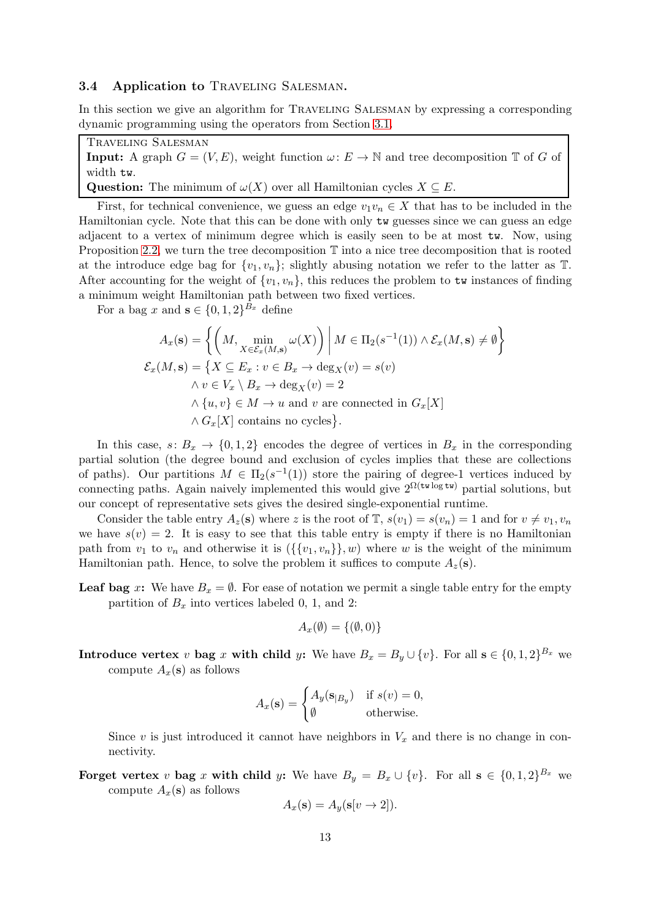### 3.4 Application to Traveling Salesman.

In this section we give an algorithm for Traveling Salesman by expressing a corresponding dynamic programming using the operators from Section 3.1.

> Traveling Salesman
> **Input:** A graph $G = (V, E)$, weight function $\omega\colon E \to \mathbb{N}$ and tree decomposition $\mathbb{T}$ of $G$ of width $\mathtt{tw}$.
> **Question:** The minimum of $\omega(X)$ over all Hamiltonian cycles $X \subseteq E$.

First, for technical convenience, we guess an edge $v_1 v_n \in X$ that has to be included in the Hamiltonian cycle. Note that this can be done with only $\mathtt{tw}$ guesses since we can guess an edge adjacent to a vertex of minimum degree which is easily seen to be at most $\mathtt{tw}$. Now, using Proposition 2.2, we turn the tree decomposition $\mathbb{T}$ into a nice tree decomposition that is rooted at the introduce edge bag for $\{v_1, v_n\}$; slightly abusing notation we refer to the latter as $\mathbb{T}$. After accounting for the weight of $\{v_1, v_n\}$, this reduces the problem to $\mathtt{tw}$ instances of finding a minimum weight Hamiltonian path between two fixed vertices.

For a bag $x$ and $\mathbf{s} \in \{0,1,2\}^{B_x}$ define

$$
\begin{aligned}
A_x(\mathbf{s}) &= \left\{ \left( M, \min_{X \in \mathcal{E}_x(M,\mathbf{s})} \omega(X) \right) \,\middle|\, M \in \Pi_2(s^{-1}(1)) \wedge \mathcal{E}_x(M,\mathbf{s}) \neq \emptyset \right\} \\
\mathcal{E}_x(M,\mathbf{s}) &= \big\{ X \subseteq E_x : v \in B_x \to \deg_X(v) = s(v) \\
&\quad \wedge v \in V_x \setminus B_x \to \deg_X(v) = 2 \\
&\quad \wedge \{u,v\} \in M \to u \text{ and } v \text{ are connected in } G_x[X] \\
&\quad \wedge G_x[X] \text{ contains no cycles} \big\}.
\end{aligned}
$$

In this case, $s\colon B_x \to \{0,1,2\}$ encodes the degree of vertices in $B_x$ in the corresponding partial solution (the degree bound and exclusion of cycles implies that these are collections of paths). Our partitions $M \in \Pi_2(s^{-1}(1))$ store the pairing of degree-1 vertices induced by connecting paths. Again naively implemented this would give $2^{\Omega(\mathtt{tw} \log \mathtt{tw})}$ partial solutions, but our concept of representative sets gives the desired single-exponential runtime.

Consider the table entry $A_z(\mathbf{s})$ where $z$ is the root of $\mathbb{T}$, $s(v_1) = s(v_n) = 1$ and for $v \neq v_1, v_n$ we have $s(v) = 2$. It is easy to see that this table entry is empty if there is no Hamiltonian path from $v_1$ to $v_n$ and otherwise it is $(\{\{v_1, v_n\}\}, w)$ where $w$ is the weight of the minimum Hamiltonian path. Hence, to solve the problem it suffices to compute $A_z(\mathbf{s})$.

**Leaf bag $x$:** We have $B_x = \emptyset$. For ease of notation we permit a single table entry for the empty partition of $B_x$ into vertices labeled 0, 1, and 2:

$$A_x(\emptyset) = \{(\emptyset, 0)\}$$

**Introduce vertex $v$ bag $x$ with child $y$:** We have $B_x = B_y \cup \{v\}$. For all $\mathbf{s} \in \{0,1,2\}^{B_x}$ we compute $A_x(\mathbf{s})$ as follows

$$
A_x(\mathbf{s}) = \begin{cases} A_y(\mathbf{s}_{|B_y}) & \text{if } s(v) = 0, \\ \emptyset & \text{otherwise.} \end{cases}
$$

Since $v$ is just introduced it cannot have neighbors in $V_x$ and there is no change in connectivity.

**Forget vertex $v$ bag $x$ with child $y$:** We have $B_y = B_x \cup \{v\}$. For all $\mathbf{s} \in \{0,1,2\}^{B_x}$ we compute $A_x(\mathbf{s})$ as follows

$$A_x(\mathbf{s}) = A_y(\mathbf{s}[v \to 2]).$$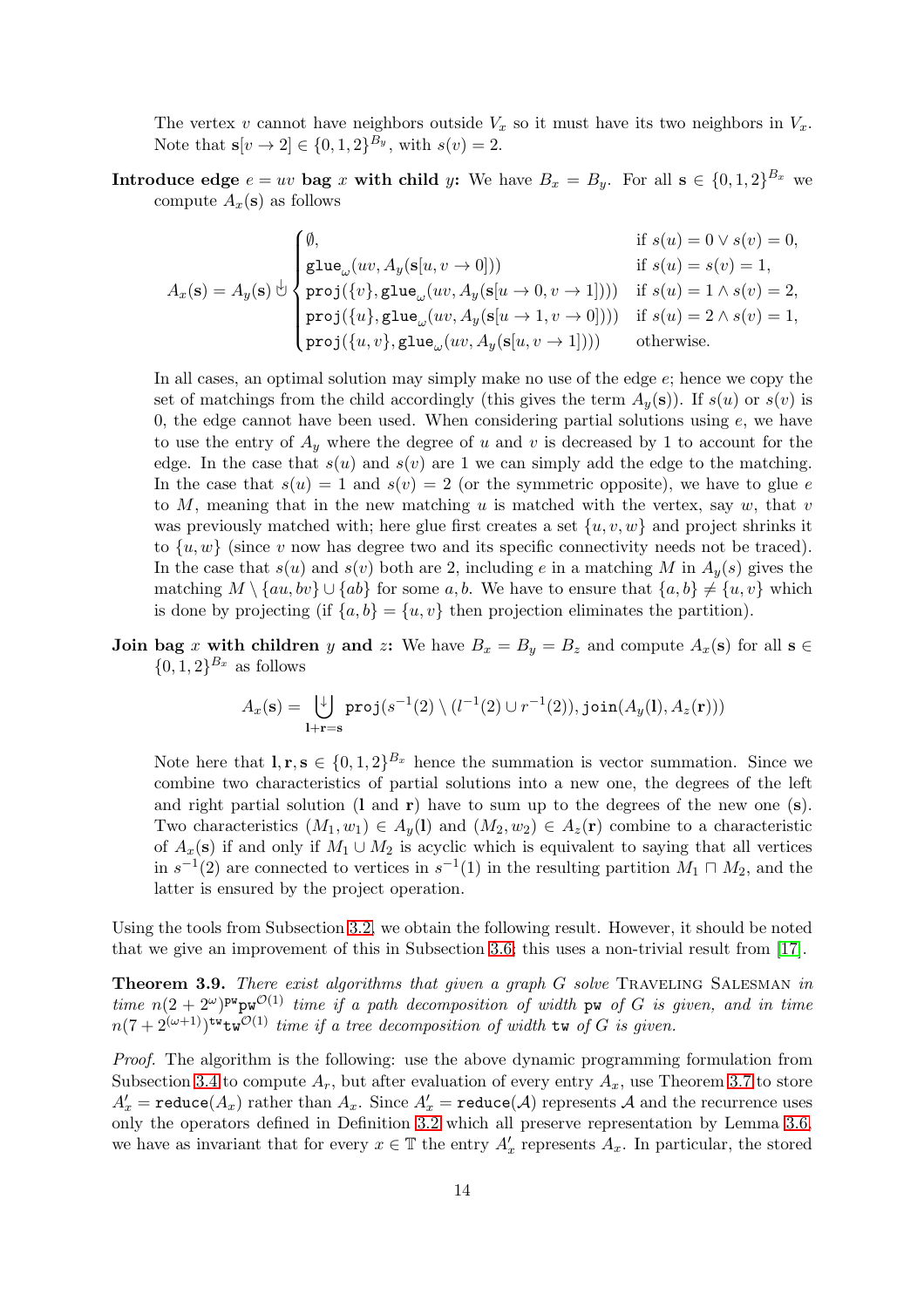The vertex $v$ cannot have neighbors outside $V_x$ so it must have its two neighbors in $V_x$. Note that $\mathbf{s}[v \to 2] \in \{0,1,2\}^{B_y}$, with $s(v) = 2$.

**Introduce edge $e = uv$ bag $x$ with child $y$:** We have $B_x = B_y$. For all $\mathbf{s} \in \{0,1,2\}^{B_x}$ we compute $A_x(\mathbf{s})$ as follows

$$A_x(\mathbf{s}) = A_y(\mathbf{s}) \uplus \begin{cases} \emptyset, & \text{if } s(u) = 0 \vee s(v) = 0, \\ \mathtt{glue}_\omega(uv, A_y(\mathbf{s}[u, v \to 0])) & \text{if } s(u) = s(v) = 1, \\ \mathtt{proj}(\{v\}, \mathtt{glue}_\omega(uv, A_y(\mathbf{s}[u \to 0, v \to 1]))) & \text{if } s(u) = 1 \wedge s(v) = 2, \\ \mathtt{proj}(\{u\}, \mathtt{glue}_\omega(uv, A_y(\mathbf{s}[u \to 1, v \to 0]))) & \text{if } s(u) = 2 \wedge s(v) = 1, \\ \mathtt{proj}(\{u, v\}, \mathtt{glue}_\omega(uv, A_y(\mathbf{s}[u, v \to 1]))) & \text{otherwise.} \end{cases}$$

In all cases, an optimal solution may simply make no use of the edge $e$; hence we copy the set of matchings from the child accordingly (this gives the term $A_y(\mathbf{s})$). If $s(u)$ or $s(v)$ is 0, the edge cannot have been used. When considering partial solutions using $e$, we have to use the entry of $A_y$ where the degree of $u$ and $v$ is decreased by 1 to account for the edge. In the case that $s(u)$ and $s(v)$ are 1 we can simply add the edge to the matching. In the case that $s(u) = 1$ and $s(v) = 2$ (or the symmetric opposite), we have to glue $e$ to $M$, meaning that in the new matching $u$ is matched with the vertex, say $w$, that $v$ was previously matched with; here glue first creates a set $\{u, v, w\}$ and project shrinks it to $\{u, w\}$ (since $v$ now has degree two and its specific connectivity needs not be traced). In the case that $s(u)$ and $s(v)$ both are 2, including $e$ in a matching $M$ in $A_y(s)$ gives the matching $M \setminus \{au, bv\} \cup \{ab\}$ for some $a, b$. We have to ensure that $\{a, b\} \neq \{u, v\}$ which is done by projecting (if $\{a, b\} = \{u, v\}$ then projection eliminates the partition).

**Join bag $x$ with children $y$ and $z$:** We have $B_x = B_y = B_z$ and compute $A_x(\mathbf{s})$ for all $\mathbf{s} \in \{0,1,2\}^{B_x}$ as follows

$$A_x(\mathbf{s}) = \biguplus_{\mathbf{l}+\mathbf{r}=\mathbf{s}} \mathtt{proj}(s^{-1}(2) \setminus (l^{-1}(2) \cup r^{-1}(2)), \mathtt{join}(A_y(\mathbf{l}), A_z(\mathbf{r})))$$

Note here that $\mathbf{l}, \mathbf{r}, \mathbf{s} \in \{0,1,2\}^{B_x}$ hence the summation is vector summation. Since we combine two characteristics of partial solutions into a new one, the degrees of the left and right partial solution ($\mathbf{l}$ and $\mathbf{r}$) have to sum up to the degrees of the new one ($\mathbf{s}$). Two characteristics $(M_1, w_1) \in A_y(\mathbf{l})$ and $(M_2, w_2) \in A_z(\mathbf{r})$ combine to a characteristic of $A_x(\mathbf{s})$ if and only if $M_1 \cup M_2$ is acyclic which is equivalent to saying that all vertices in $s^{-1}(2)$ are connected to vertices in $s^{-1}(1)$ in the resulting partition $M_1 \sqcap M_2$, and the latter is ensured by the project operation.

Using the tools from Subsection 3.2, we obtain the following result. However, it should be noted that we give an improvement of this in Subsection 3.6; this uses a non-trivial result from [17].

**Theorem 3.9.** *There exist algorithms that given a graph $G$ solve* Traveling Salesman *in time $n(2+2^\omega)^{\mathtt{pw}}\mathtt{pw}^{\mathcal{O}(1)}$ time if a path decomposition of width $\mathtt{pw}$ of $G$ is given, and in time $n(7+2^{(\omega+1)})^{\mathtt{tw}}\mathtt{tw}^{\mathcal{O}(1)}$ time if a tree decomposition of width $\mathtt{tw}$ of $G$ is given.*

*Proof.* The algorithm is the following: use the above dynamic programming formulation from Subsection 3.4 to compute $A_r$, but after evaluation of every entry $A_x$, use Theorem 3.7 to store $A'_x = \mathtt{reduce}(A_x)$ rather than $A_x$. Since $A'_x = \mathtt{reduce}(\mathcal{A})$ represents $\mathcal{A}$ and the recurrence uses only the operators defined in Definition 3.2 which all preserve representation by Lemma 3.6, we have as invariant that for every $x \in \mathbb{T}$ the entry $A'_x$ represents $A_x$. In particular, the stored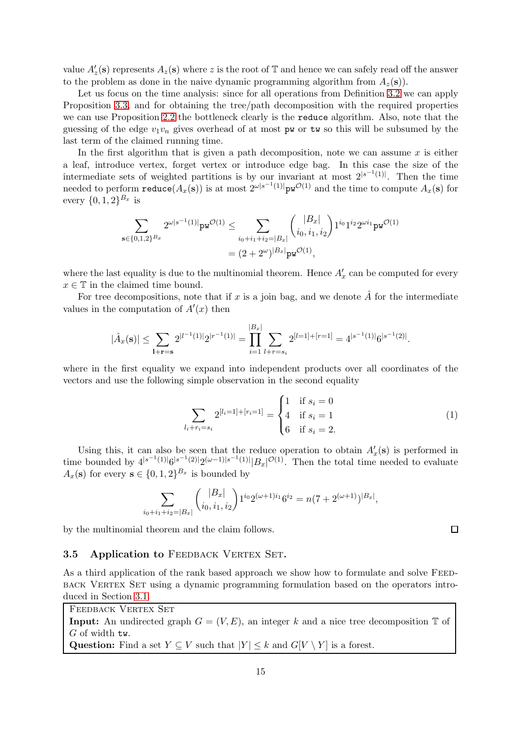value $A'_z(\mathbf{s})$ represents $A_z(\mathbf{s})$ where $z$ is the root of $\mathbb{T}$ and hence we can safely read off the answer to the problem as done in the naive dynamic programming algorithm from $A_z(\mathbf{s})$).

Let us focus on the time analysis: since for all operations from Definition 3.2 we can apply Proposition 3.3, and for obtaining the tree/path decomposition with the required properties we can use Proposition 2.2 the bottleneck clearly is the `reduce` algorithm. Also, note that the guessing of the edge $v_1 v_n$ gives overhead of at most $\mathtt{pw}$ or $\mathtt{tw}$ so this will be subsumed by the last term of the claimed running time.

In the first algorithm that is given a path decomposition, note we can assume $x$ is either a leaf, introduce vertex, forget vertex or introduce edge bag. In this case the size of the intermediate sets of weighted partitions is by our invariant at most $2^{|s^{-1}(1)|}$. Then the time needed to perform $\mathtt{reduce}(A_x(\mathbf{s}))$ is at most $2^{\omega|s^{-1}(1)|}\mathtt{pw}^{\mathcal{O}(1)}$ and the time to compute $A_x(\mathbf{s})$ for every $\{0,1,2\}^{B_x}$ is

$$\sum_{\mathbf{s}\in\{0,1,2\}^{B_x}} 2^{\omega|s^{-1}(1)|}\mathtt{pw}^{\mathcal{O}(1)} \leq \sum_{i_0+i_1+i_2=|B_x|} \binom{|B_x|}{i_0,i_1,i_2} 1^{i_0}1^{i_2}2^{\omega i_1}\mathtt{pw}^{\mathcal{O}(1)}$$
$$= (2+2^{\omega})^{|B_x|}\mathtt{pw}^{\mathcal{O}(1)},$$

where the last equality is due to the multinomial theorem. Hence $A'_x$ can be computed for every $x \in \mathbb{T}$ in the claimed time bound.

For tree decompositions, note that if $x$ is a join bag, and we denote $\hat{A}$ for the intermediate values in the computation of $A'(x)$ then

$$|\hat{A}_x(\mathbf{s})| \leq \sum_{\mathbf{l}+\mathbf{r}=\mathbf{s}} 2^{|l^{-1}(1)|}2^{|r^{-1}(1)|} = \prod_{i=1}^{|B_x|}\sum_{l+r=s_i} 2^{[l=1]+[r=1]} = 4^{|s^{-1}(1)|}6^{|s^{-1}(2)|}.$$

where in the first equality we expand into independent products over all coordinates of the vectors and use the following simple observation in the second equality

$$\sum_{l_i+r_i=s_i} 2^{[l_i=1]+[r_i=1]} = \begin{cases} 1 & \text{if } s_i = 0 \\ 4 & \text{if } s_i = 1 \\ 6 & \text{if } s_i = 2. \end{cases} \tag{1}$$

Using this, it can also be seen that the reduce operation to obtain $A'_x(\mathbf{s})$ is performed in time bounded by $4^{|s^{-1}(1)|}6^{|s^{-1}(2)|}2^{(\omega-1)|s^{-1}(1)|}|B_x|^{\mathcal{O}(1)}$. Then the total time needed to evaluate $A_x(\mathbf{s})$ for every $\mathbf{s} \in \{0,1,2\}^{B_x}$ is bounded by

$$\sum_{i_0+i_1+i_2=|B_x|} \binom{|B_x|}{i_0,i_1,i_2} 1^{i_0}2^{(\omega+1)i_1}6^{i_2} = n(7+2^{(\omega+1)})^{|B_x|},$$

by the multinomial theorem and the claim follows. □

### 3.5 Application to Feedback Vertex Set.

As a third application of the rank based approach we show how to formulate and solve Feedback Vertex Set using a dynamic programming formulation based on the operators introduced in Section 3.1.

> Feedback Vertex Set
> **Input:** An undirected graph $G = (V, E)$, an integer $k$ and a nice tree decomposition $\mathbb{T}$ of $G$ of width $\mathtt{tw}$.
> **Question:** Find a set $Y \subseteq V$ such that $|Y| \leq k$ and $G[V \setminus Y]$ is a forest.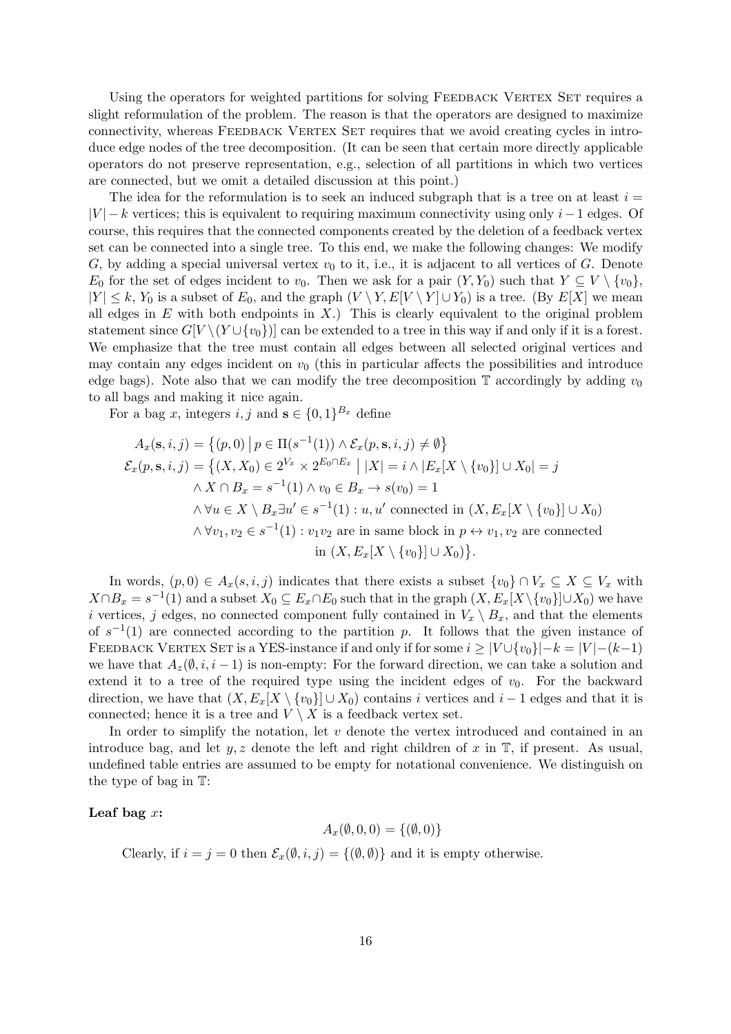Using the operators for weighted partitions for solving Feedback Vertex Set requires a slight reformulation of the problem. The reason is that the operators are designed to maximize connectivity, whereas Feedback Vertex Set requires that we avoid creating cycles in introduce edge nodes of the tree decomposition. (It can be seen that certain more directly applicable operators do not preserve representation, e.g., selection of all partitions in which two vertices are connected, but we omit a detailed discussion at this point.)

The idea for the reformulation is to seek an induced subgraph that is a tree on at least $i = |V| - k$ vertices; this is equivalent to requiring maximum connectivity using only $i-1$ edges. Of course, this requires that the connected components created by the deletion of a feedback vertex set can be connected into a single tree. To this end, we make the following changes: We modify $G$, by adding a special universal vertex $v_0$ to it, i.e., it is adjacent to all vertices of $G$. Denote $E_0$ for the set of edges incident to $v_0$. Then we ask for a pair $(Y, Y_0)$ such that $Y \subseteq V \setminus \{v_0\}$, $|Y| \leq k$, $Y_0$ is a subset of $E_0$, and the graph $(V \setminus Y, E[V \setminus Y] \cup Y_0)$ is a tree. (By $E[X]$ we mean all edges in $E$ with both endpoints in $X$.) This is clearly equivalent to the original problem statement since $G[V \setminus (Y \cup \{v_0\})]$ can be extended to a tree in this way if and only if it is a forest. We emphasize that the tree must contain all edges between all selected original vertices and may contain any edges incident on $v_0$ (this in particular affects the possibilities and introduce edge bags). Note also that we can modify the tree decomposition $\mathbb{T}$ accordingly by adding $v_0$ to all bags and making it nice again.

For a bag $x$, integers $i, j$ and $\mathbf{s} \in \{0,1\}^{B_x}$ define

$$
\begin{aligned}
A_x(\mathbf{s}, i, j) &= \big\{(p, 0) \,\big|\, p \in \Pi(s^{-1}(1)) \wedge \mathcal{E}_x(p, \mathbf{s}, i, j) \neq \emptyset\big\} \\
\mathcal{E}_x(p, \mathbf{s}, i, j) &= \big\{(X, X_0) \in 2^{V_x} \times 2^{E_0 \cap E_x} \,\big|\, |X| = i \wedge |E_x[X \setminus \{v_0\}] \cup X_0| = j \\
&\quad \wedge X \cap B_x = s^{-1}(1) \wedge v_0 \in B_x \rightarrow s(v_0) = 1 \\
&\quad \wedge \forall u \in X \setminus B_x \exists u' \in s^{-1}(1) : u, u' \text{ connected in } (X, E_x[X \setminus \{v_0\}] \cup X_0) \\
&\quad \wedge \forall v_1, v_2 \in s^{-1}(1) : v_1 v_2 \text{ are in same block in } p \leftrightarrow v_1, v_2 \text{ are connected} \\
&\qquad\qquad \text{in } (X, E_x[X \setminus \{v_0\}] \cup X_0)\big\}.
\end{aligned}
$$

In words, $(p, 0) \in A_x(s, i, j)$ indicates that there exists a subset $\{v_0\} \cap V_x \subseteq X \subseteq V_x$ with $X \cap B_x = s^{-1}(1)$ and a subset $X_0 \subseteq E_x \cap E_0$ such that in the graph $(X, E_x[X \setminus \{v_0\}] \cup X_0)$ we have $i$ vertices, $j$ edges, no connected component fully contained in $V_x \setminus B_x$, and that the elements of $s^{-1}(1)$ are connected according to the partition $p$. It follows that the given instance of Feedback Vertex Set is a YES-instance if and only if for some $i \geq |V \cup \{v_0\}| - k = |V| - (k-1)$ we have that $A_z(\emptyset, i, i-1)$ is non-empty: For the forward direction, we can take a solution and extend it to a tree of the required type using the incident edges of $v_0$. For the backward direction, we have that $(X, E_x[X \setminus \{v_0\}] \cup X_0)$ contains $i$ vertices and $i-1$ edges and that it is connected; hence it is a tree and $V \setminus X$ is a feedback vertex set.

In order to simplify the notation, let $v$ denote the vertex introduced and contained in an introduce bag, and let $y, z$ denote the left and right children of $x$ in $\mathbb{T}$, if present. As usual, undefined table entries are assumed to be empty for notational convenience. We distinguish on the type of bag in $\mathbb{T}$:

**Leaf bag $x$:**

$$A_x(\emptyset, 0, 0) = \{(\emptyset, 0)\}$$

Clearly, if $i = j = 0$ then $\mathcal{E}_x(\emptyset, i, j) = \{(\emptyset, \emptyset)\}$ and it is empty otherwise.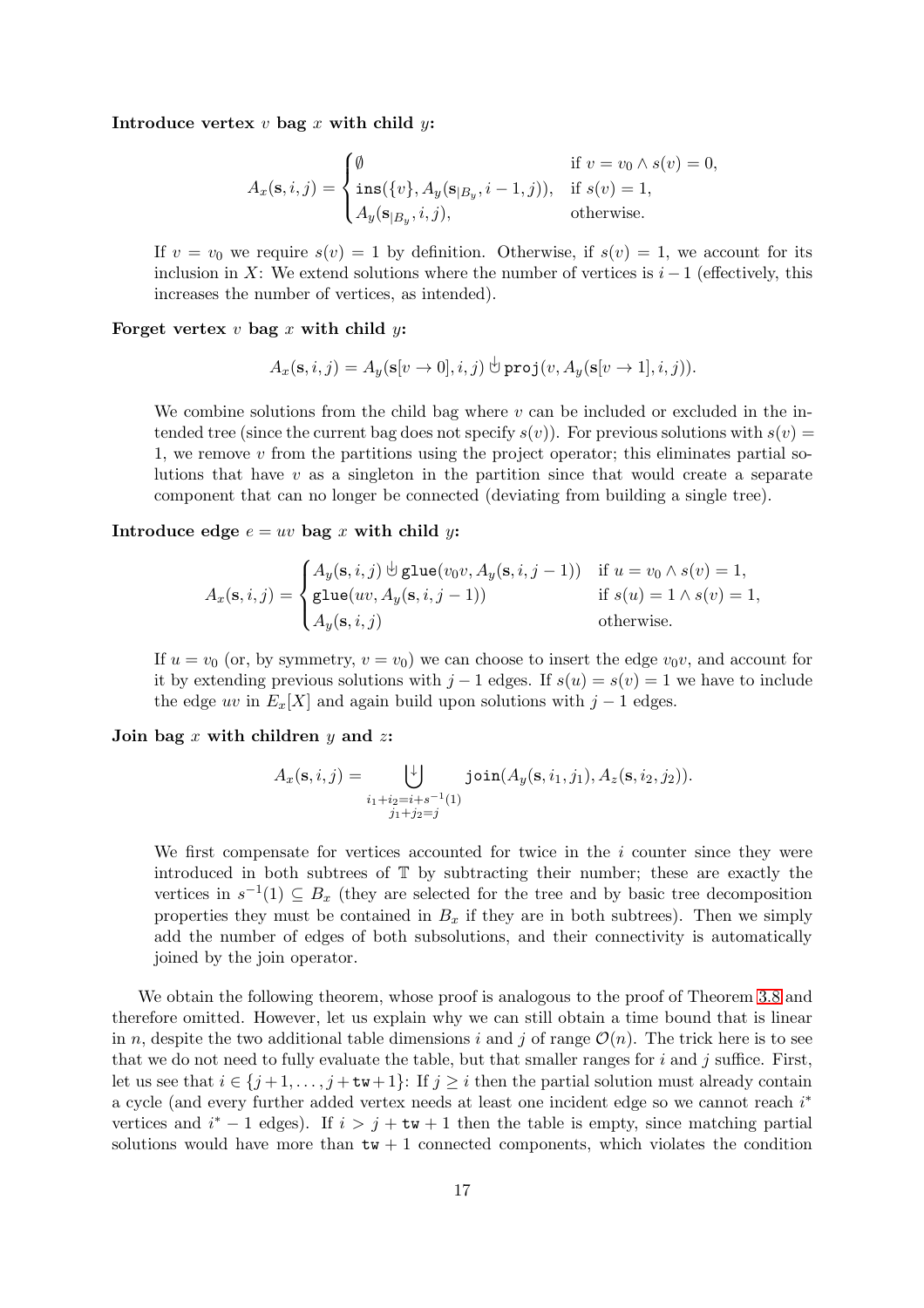**Introduce vertex $v$ bag $x$ with child $y$:**

$$A_x(\mathbf{s}, i, j) = \begin{cases} \emptyset & \text{if } v = v_0 \wedge s(v) = 0, \\ \mathtt{ins}(\{v\}, A_y(\mathbf{s}_{|B_y}, i-1, j)), & \text{if } s(v) = 1, \\ A_y(\mathbf{s}_{|B_y}, i, j), & \text{otherwise.} \end{cases}$$

If $v = v_0$ we require $s(v) = 1$ by definition. Otherwise, if $s(v) = 1$, we account for its inclusion in $X$: We extend solutions where the number of vertices is $i - 1$ (effectively, this increases the number of vertices, as intended).

**Forget vertex $v$ bag $x$ with child $y$:**

$$A_x(\mathbf{s}, i, j) = A_y(\mathbf{s}[v \to 0], i, j) \uplus \mathtt{proj}(v, A_y(\mathbf{s}[v \to 1], i, j)).$$

We combine solutions from the child bag where $v$ can be included or excluded in the intended tree (since the current bag does not specify $s(v)$). For previous solutions with $s(v) = 1$, we remove $v$ from the partitions using the project operator; this eliminates partial solutions that have $v$ as a singleton in the partition since that would create a separate component that can no longer be connected (deviating from building a single tree).

**Introduce edge $e = uv$ bag $x$ with child $y$:**

$$A_x(\mathbf{s}, i, j) = \begin{cases} A_y(\mathbf{s}, i, j) \uplus \mathtt{glue}(v_0 v, A_y(\mathbf{s}, i, j-1)) & \text{if } u = v_0 \wedge s(v) = 1, \\ \mathtt{glue}(uv, A_y(\mathbf{s}, i, j-1)) & \text{if } s(u) = 1 \wedge s(v) = 1, \\ A_y(\mathbf{s}, i, j) & \text{otherwise.} \end{cases}$$

If $u = v_0$ (or, by symmetry, $v = v_0$) we can choose to insert the edge $v_0 v$, and account for it by extending previous solutions with $j - 1$ edges. If $s(u) = s(v) = 1$ we have to include the edge $uv$ in $E_x[X]$ and again build upon solutions with $j - 1$ edges.

**Join bag $x$ with children $y$ and $z$:**

$$A_x(\mathbf{s}, i, j) = \biguplus_{\substack{i_1 + i_2 = i + s^{-1}(1) \\ j_1 + j_2 = j}} \mathtt{join}(A_y(\mathbf{s}, i_1, j_1), A_z(\mathbf{s}, i_2, j_2)).$$

We first compensate for vertices accounted for twice in the $i$ counter since they were introduced in both subtrees of $\mathbb{T}$ by subtracting their number; these are exactly the vertices in $s^{-1}(1) \subseteq B_x$ (they are selected for the tree and by basic tree decomposition properties they must be contained in $B_x$ if they are in both subtrees). Then we simply add the number of edges of both subsolutions, and their connectivity is automatically joined by the join operator.

We obtain the following theorem, whose proof is analogous to the proof of Theorem 3.8 and therefore omitted. However, let us explain why we can still obtain a time bound that is linear in $n$, despite the two additional table dimensions $i$ and $j$ of range $\mathcal{O}(n)$. The trick here is to see that we do not need to fully evaluate the table, but that smaller ranges for $i$ and $j$ suffice. First, let us see that $i \in \{j+1, \ldots, j+\mathtt{tw}+1\}$: If $j \geq i$ then the partial solution must already contain a cycle (and every further added vertex needs at least one incident edge so we cannot reach $i^*$ vertices and $i^* - 1$ edges). If $i > j + \mathtt{tw} + 1$ then the table is empty, since matching partial solutions would have more than $\mathtt{tw} + 1$ connected components, which violates the condition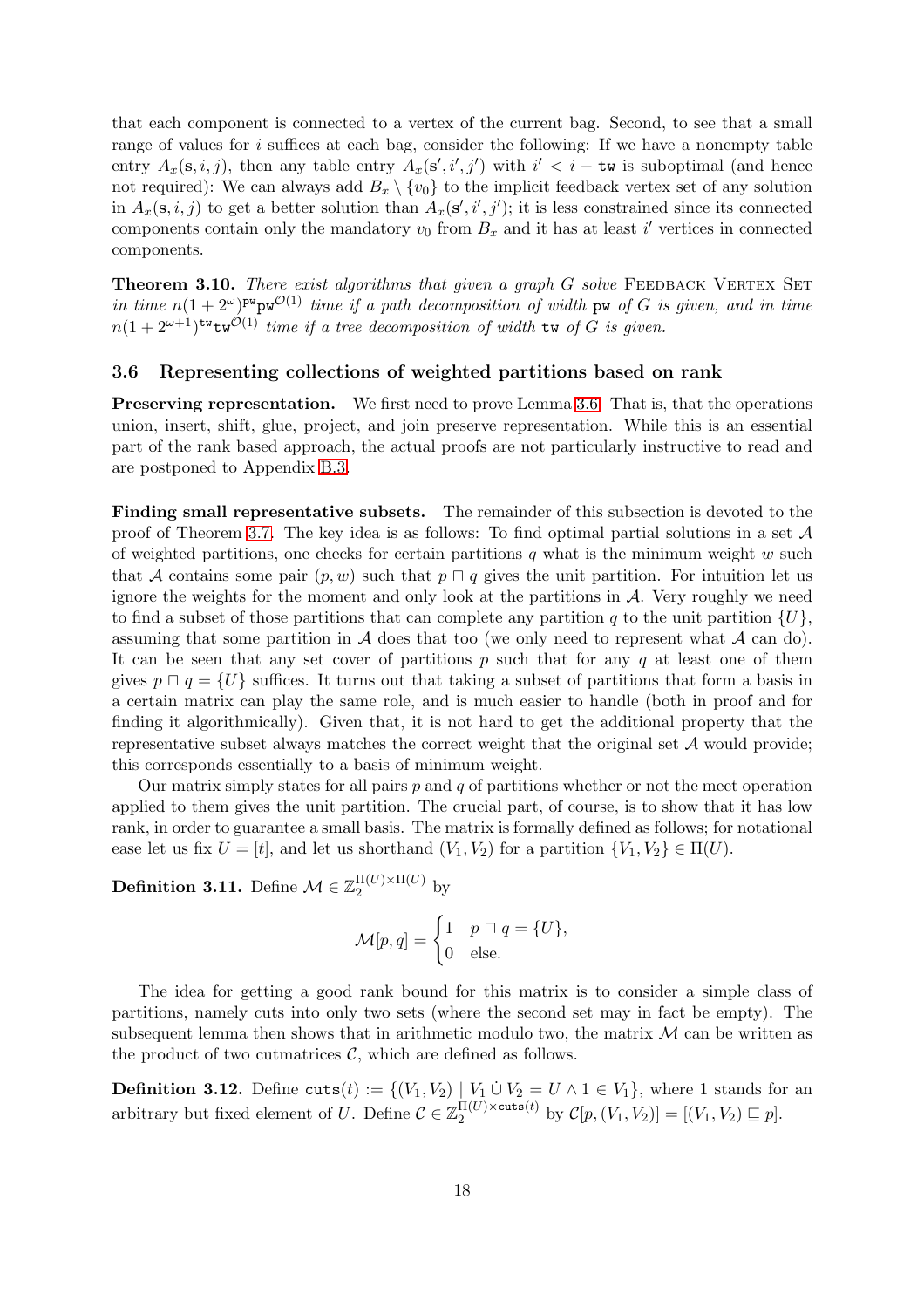that each component is connected to a vertex of the current bag. Second, to see that a small range of values for $i$ suffices at each bag, consider the following: If we have a nonempty table entry $A_x(\mathbf{s}, i, j)$, then any table entry $A_x(\mathbf{s}', i', j')$ with $i' < i - \mathtt{tw}$ is suboptimal (and hence not required): We can always add $B_x \setminus \{v_0\}$ to the implicit feedback vertex set of any solution in $A_x(\mathbf{s}, i, j)$ to get a better solution than $A_x(\mathbf{s}', i', j')$; it is less constrained since its connected components contain only the mandatory $v_0$ from $B_x$ and it has at least $i'$ vertices in connected components.

**Theorem 3.10.** *There exist algorithms that given a graph $G$ solve* Feedback Vertex Set *in time $n(1+2^{\omega})^{\mathtt{pw}}\mathtt{pw}^{\mathcal{O}(1)}$ time if a path decomposition of width $\mathtt{pw}$ of $G$ is given, and in time $n(1+2^{\omega+1})^{\mathtt{tw}}\mathtt{tw}^{\mathcal{O}(1)}$ time if a tree decomposition of width $\mathtt{tw}$ of $G$ is given.*

### 3.6 Representing collections of weighted partitions based on rank

**Preserving representation.** We first need to prove Lemma 3.6. That is, that the operations union, insert, shift, glue, project, and join preserve representation. While this is an essential part of the rank based approach, the actual proofs are not particularly instructive to read and are postponed to Appendix B.3.

**Finding small representative subsets.** The remainder of this subsection is devoted to the proof of Theorem 3.7. The key idea is as follows: To find optimal partial solutions in a set $\mathcal{A}$ of weighted partitions, one checks for certain partitions $q$ what is the minimum weight $w$ such that $\mathcal{A}$ contains some pair $(p, w)$ such that $p \sqcap q$ gives the unit partition. For intuition let us ignore the weights for the moment and only look at the partitions in $\mathcal{A}$. Very roughly we need to find a subset of those partitions that can complete any partition $q$ to the unit partition $\{U\}$, assuming that some partition in $\mathcal{A}$ does that too (we only need to represent what $\mathcal{A}$ can do). It can be seen that any set cover of partitions $p$ such that for any $q$ at least one of them gives $p \sqcap q = \{U\}$ suffices. It turns out that taking a subset of partitions that form a basis in a certain matrix can play the same role, and is much easier to handle (both in proof and for finding it algorithmically). Given that, it is not hard to get the additional property that the representative subset always matches the correct weight that the original set $\mathcal{A}$ would provide; this corresponds essentially to a basis of minimum weight.

Our matrix simply states for all pairs $p$ and $q$ of partitions whether or not the meet operation applied to them gives the unit partition. The crucial part, of course, is to show that it has low rank, in order to guarantee a small basis. The matrix is formally defined as follows; for notational ease let us fix $U = [t]$, and let us shorthand $(V_1, V_2)$ for a partition $\{V_1, V_2\} \in \Pi(U)$.

**Definition 3.11.** Define $\mathcal{M} \in \mathbb{Z}_2^{\Pi(U)\times\Pi(U)}$ by

$$\mathcal{M}[p,q] = \begin{cases} 1 & p \sqcap q = \{U\}, \\ 0 & \text{else.} \end{cases}$$

The idea for getting a good rank bound for this matrix is to consider a simple class of partitions, namely cuts into only two sets (where the second set may in fact be empty). The subsequent lemma then shows that in arithmetic modulo two, the matrix $\mathcal{M}$ can be written as the product of two cutmatrices $\mathcal{C}$, which are defined as follows.

**Definition 3.12.** Define $\mathtt{cuts}(t) := \{(V_1, V_2) \mid V_1 \dot\cup V_2 = U \wedge 1 \in V_1\}$, where 1 stands for an arbitrary but fixed element of $U$. Define $\mathcal{C} \in \mathbb{Z}_2^{\Pi(U)\times \mathtt{cuts}(t)}$ by $\mathcal{C}[p,(V_1,V_2)] = [(V_1,V_2) \sqsubseteq p]$.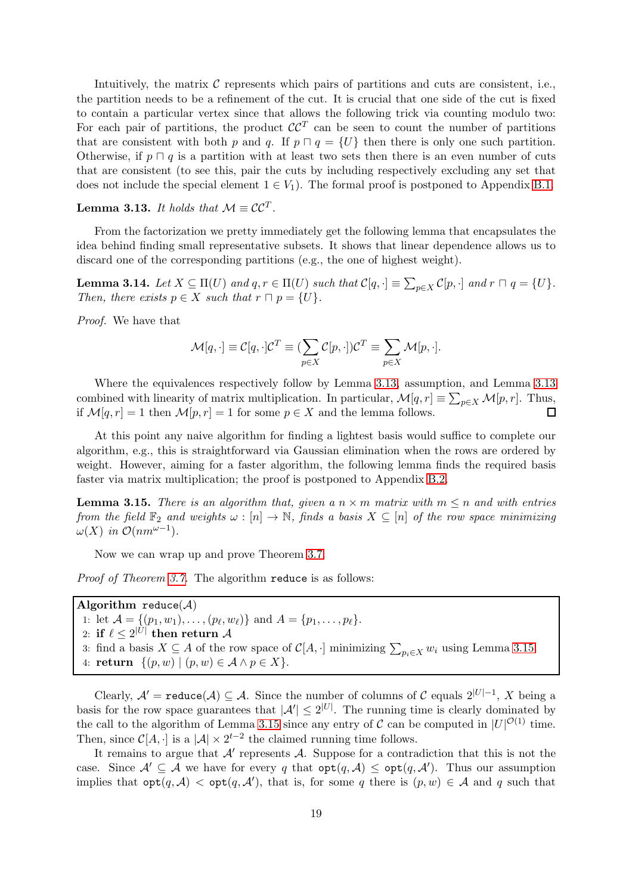Intuitively, the matrix $\mathcal{C}$ represents which pairs of partitions and cuts are consistent, i.e., the partition needs to be a refinement of the cut. It is crucial that one side of the cut is fixed to contain a particular vertex since that allows the following trick via counting modulo two: For each pair of partitions, the product $\mathcal{C}\mathcal{C}^T$ can be seen to count the number of partitions that are consistent with both $p$ and $q$. If $p \sqcap q = \{U\}$ then there is only one such partition. Otherwise, if $p \sqcap q$ is a partition with at least two sets then there is an even number of cuts that are consistent (to see this, pair the cuts by including respectively excluding any set that does not include the special element $1 \in V_1$). The formal proof is postponed to Appendix B.1.

**Lemma 3.13.** *It holds that* $\mathcal{M} \equiv \mathcal{C}\mathcal{C}^T$.

From the factorization we pretty immediately get the following lemma that encapsulates the idea behind finding small representative subsets. It shows that linear dependence allows us to discard one of the corresponding partitions (e.g., the one of highest weight).

**Lemma 3.14.** *Let* $X \subseteq \Pi(U)$ *and* $q, r \in \Pi(U)$ *such that* $\mathcal{C}[q, \cdot] \equiv \sum_{p \in X} \mathcal{C}[p, \cdot]$ *and* $r \sqcap q = \{U\}$*. Then, there exists* $p \in X$ *such that* $r \sqcap p = \{U\}$.

*Proof.* We have that

$$\mathcal{M}[q, \cdot] \equiv \mathcal{C}[q, \cdot]\mathcal{C}^T \equiv (\sum_{p \in X} \mathcal{C}[p, \cdot])\mathcal{C}^T \equiv \sum_{p \in X} \mathcal{M}[p, \cdot].$$

Where the equivalences respectively follow by Lemma 3.13, assumption, and Lemma 3.13 combined with linearity of matrix multiplication. In particular, $\mathcal{M}[q, r] \equiv \sum_{p \in X} \mathcal{M}[p, r]$. Thus, if $\mathcal{M}[q, r] = 1$ then $\mathcal{M}[p, r] = 1$ for some $p \in X$ and the lemma follows. $\square$

At this point any naive algorithm for finding a lightest basis would suffice to complete our algorithm, e.g., this is straightforward via Gaussian elimination when the rows are ordered by weight. However, aiming for a faster algorithm, the following lemma finds the required basis faster via matrix multiplication; the proof is postponed to Appendix B.2.

**Lemma 3.15.** *There is an algorithm that, given a* $n \times m$ *matrix with* $m \leq n$ *and with entries from the field* $\mathbb{F}_2$ *and weights* $\omega : [n] \to \mathbb{N}$*, finds a basis* $X \subseteq [n]$ *of the row space minimizing* $\omega(X)$ *in* $\mathcal{O}(nm^{\omega - 1})$.

Now we can wrap up and prove Theorem 3.7.

*Proof of Theorem 3.7.* The algorithm `reduce` is as follows:

**Algorithm** `reduce`$(\mathcal{A})$

1: let $\mathcal{A} = \{(p_1, w_1), \ldots, (p_\ell, w_\ell)\}$ and $A = \{p_1, \ldots, p_\ell\}$.
2: **if** $\ell \leq 2^{|U|}$ **then return** $\mathcal{A}$
3: find a basis $X \subseteq A$ of the row space of $\mathcal{C}[A, \cdot]$ minimizing $\sum_{p_i \in X} w_i$ using Lemma 3.15
4: **return** $\{(p, w) \mid (p, w) \in \mathcal{A} \wedge p \in X\}$.

Clearly, $\mathcal{A}' = \texttt{reduce}(\mathcal{A}) \subseteq \mathcal{A}$. Since the number of columns of $\mathcal{C}$ equals $2^{|U|-1}$, $X$ being a basis for the row space guarantees that $|\mathcal{A}'| \leq 2^{|U|}$. The running time is clearly dominated by the call to the algorithm of Lemma 3.15 since any entry of $\mathcal{C}$ can be computed in $|U|^{\mathcal{O}(1)}$ time. Then, since $\mathcal{C}[A, \cdot]$ is a $|\mathcal{A}| \times 2^{t-2}$ the claimed running time follows.

It remains to argue that $\mathcal{A}'$ represents $\mathcal{A}$. Suppose for a contradiction that this is not the case. Since $\mathcal{A}' \subseteq \mathcal{A}$ we have for every $q$ that $\texttt{opt}(q, \mathcal{A}) \leq \texttt{opt}(q, \mathcal{A}')$. Thus our assumption implies that $\texttt{opt}(q, \mathcal{A}) < \texttt{opt}(q, \mathcal{A}')$, that is, for some $q$ there is $(p, w) \in \mathcal{A}$ and $q$ such that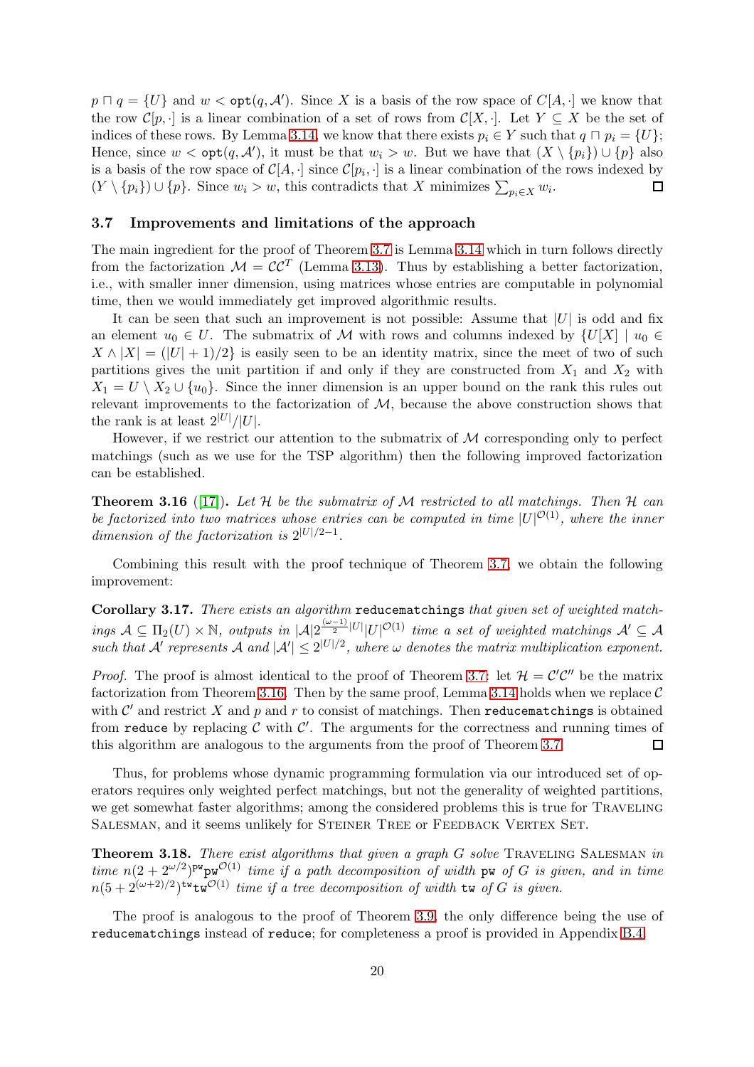$p \sqcap q = \{U\}$ and $w < \texttt{opt}(q, \mathcal{A}')$. Since $X$ is a basis of the row space of $C[A, \cdot]$ we know that the row $\mathcal{C}[p, \cdot]$ is a linear combination of a set of rows from $\mathcal{C}[X, \cdot]$. Let $Y \subseteq X$ be the set of indices of these rows. By Lemma 3.14, we know that there exists $p_i \in Y$ such that $q \sqcap p_i = \{U\}$; Hence, since $w < \texttt{opt}(q, \mathcal{A}')$, it must be that $w_i > w$. But we have that $(X \setminus \{p_i\}) \cup \{p\}$ also is a basis of the row space of $\mathcal{C}[A, \cdot]$ since $\mathcal{C}[p_i, \cdot]$ is a linear combination of the rows indexed by $(Y \setminus \{p_i\}) \cup \{p\}$. Since $w_i > w$, this contradicts that $X$ minimizes $\sum_{p_i \in X} w_i$. ◻

### 3.7 Improvements and limitations of the approach

The main ingredient for the proof of Theorem 3.7 is Lemma 3.14 which in turn follows directly from the factorization $\mathcal{M} = \mathcal{C}\mathcal{C}^T$ (Lemma 3.13). Thus by establishing a better factorization, i.e., with smaller inner dimension, using matrices whose entries are computable in polynomial time, then we would immediately get improved algorithmic results.

It can be seen that such an improvement is not possible: Assume that $|U|$ is odd and fix an element $u_0 \in U$. The submatrix of $\mathcal{M}$ with rows and columns indexed by $\{U[X] \mid u_0 \in X \wedge |X| = (|U|+1)/2\}$ is easily seen to be an identity matrix, since the meet of two of such partitions gives the unit partition if and only if they are constructed from $X_1$ and $X_2$ with $X_1 = U \setminus X_2 \cup \{u_0\}$. Since the inner dimension is an upper bound on the rank this rules out relevant improvements to the factorization of $\mathcal{M}$, because the above construction shows that the rank is at least $2^{|U|}/|U|$.

However, if we restrict our attention to the submatrix of $\mathcal{M}$ corresponding only to perfect matchings (such as we use for the TSP algorithm) then the following improved factorization can be established.

**Theorem 3.16** ([17]). *Let $\mathcal{H}$ be the submatrix of $\mathcal{M}$ restricted to all matchings. Then $\mathcal{H}$ can be factorized into two matrices whose entries can be computed in time $|U|^{\mathcal{O}(1)}$, where the inner dimension of the factorization is $2^{|U|/2-1}$.*

Combining this result with the proof technique of Theorem 3.7, we obtain the following improvement:

**Corollary 3.17.** *There exists an algorithm* `reducematchings` *that given set of weighted matchings $\mathcal{A} \subseteq \Pi_2(U) \times \mathbb{N}$, outputs in $|\mathcal{A}| 2^{\frac{(\omega-1)}{2}|U|} |U|^{\mathcal{O}(1)}$ time a set of weighted matchings $\mathcal{A}' \subseteq \mathcal{A}$ such that $\mathcal{A}'$ represents $\mathcal{A}$ and $|\mathcal{A}'| \leq 2^{|U|/2}$, where $\omega$ denotes the matrix multiplication exponent.*

*Proof.* The proof is almost identical to the proof of Theorem 3.7: let $\mathcal{H} = \mathcal{C}'\mathcal{C}''$ be the matrix factorization from Theorem 3.16. Then by the same proof, Lemma 3.14 holds when we replace $\mathcal{C}$ with $\mathcal{C}'$ and restrict $X$ and $p$ and $r$ to consist of matchings. Then `reducematchings` is obtained from `reduce` by replacing $\mathcal{C}$ with $\mathcal{C}'$. The arguments for the correctness and running times of this algorithm are analogous to the arguments from the proof of Theorem 3.7. ◻

Thus, for problems whose dynamic programming formulation via our introduced set of operators requires only weighted perfect matchings, but not the generality of weighted partitions, we get somewhat faster algorithms; among the considered problems this is true for Traveling Salesman, and it seems unlikely for Steiner Tree or Feedback Vertex Set.

**Theorem 3.18.** *There exist algorithms that given a graph $G$ solve* Traveling Salesman *in time $n(2+2^{\omega/2})^{\texttt{pw}}\texttt{pw}^{\mathcal{O}(1)}$ time if a path decomposition of width $\texttt{pw}$ of $G$ is given, and in time $n(5+2^{(\omega+2)/2})^{\texttt{tw}}\texttt{tw}^{\mathcal{O}(1)}$ time if a tree decomposition of width $\texttt{tw}$ of $G$ is given.*

The proof is analogous to the proof of Theorem 3.9, the only difference being the use of `reducematchings` instead of `reduce`; for completeness a proof is provided in Appendix B.4.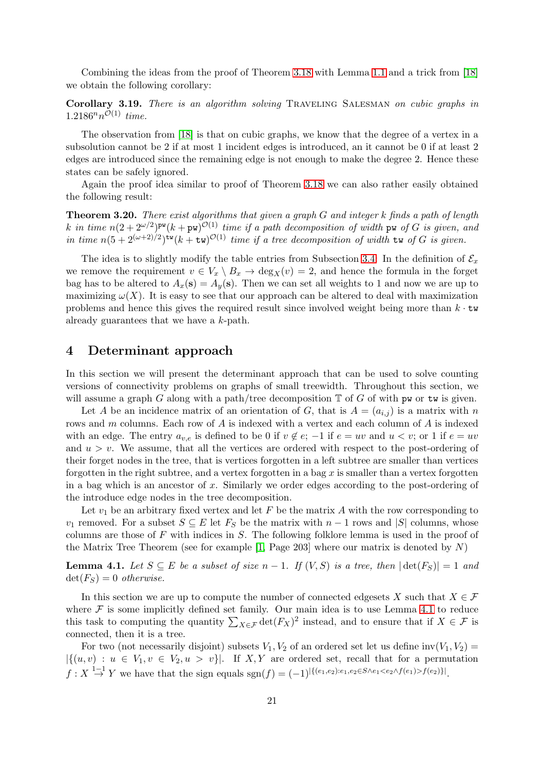Combining the ideas from the proof of Theorem 3.18 with Lemma 1.1 and a trick from [18] we obtain the following corollary:

**Corollary 3.19.** *There is an algorithm solving* Traveling Salesman *on cubic graphs in* $1.2186^n n^{\mathcal{O}(1)}$ *time.*

The observation from [18] is that on cubic graphs, we know that the degree of a vertex in a subsolution cannot be 2 if at most 1 incident edges is introduced, an it cannot be 0 if at least 2 edges are introduced since the remaining edge is not enough to make the degree 2. Hence these states can be safely ignored.

Again the proof idea similar to proof of Theorem 3.18 we can also rather easily obtained the following result:

**Theorem 3.20.** *There exist algorithms that given a graph $G$ and integer $k$ finds a path of length $k$ in time $n(2+2^{\omega/2})^{\mathtt{pw}}(k+\mathtt{pw})^{\mathcal{O}(1)}$ time if a path decomposition of width $\mathtt{pw}$ of $G$ is given, and in time $n(5+2^{(\omega+2)/2})^{\mathtt{tw}}(k+\mathtt{tw})^{\mathcal{O}(1)}$ time if a tree decomposition of width $\mathtt{tw}$ of $G$ is given.*

The idea is to slightly modify the table entries from Subsection 3.4. In the definition of $\mathcal{E}_x$ we remove the requirement $v \in V_x \setminus B_x \rightarrow \deg_X(v) = 2$, and hence the formula in the forget bag has to be altered to $A_x(\mathbf{s}) = A_y(\mathbf{s})$. Then we can set all weights to 1 and now we are up to maximizing $\omega(X)$. It is easy to see that our approach can be altered to deal with maximization problems and hence this gives the required result since involved weight being more than $k \cdot \mathtt{tw}$ already guarantees that we have a $k$-path.

# 4 Determinant approach

In this section we will present the determinant approach that can be used to solve counting versions of connectivity problems on graphs of small treewidth. Throughout this section, we will assume a graph $G$ along with a path/tree decomposition $\mathbb{T}$ of $G$ of with $\mathtt{pw}$ or $\mathtt{tw}$ is given.

Let $A$ be an incidence matrix of an orientation of $G$, that is $A = (a_{i,j})$ is a matrix with $n$ rows and $m$ columns. Each row of $A$ is indexed with a vertex and each column of $A$ is indexed with an edge. The entry $a_{v,e}$ is defined to be 0 if $v \notin e$; $-1$ if $e = uv$ and $u < v$; or 1 if $e = uv$ and $u > v$. We assume, that all the vertices are ordered with respect to the post-ordering of their forget nodes in the tree, that is vertices forgotten in a left subtree are smaller than vertices forgotten in the right subtree, and a vertex forgotten in a bag $x$ is smaller than a vertex forgotten in a bag which is an ancestor of $x$. Similarly we order edges according to the post-ordering of the introduce edge nodes in the tree decomposition.

Let $v_1$ be an arbitrary fixed vertex and let $F$ be the matrix $A$ with the row corresponding to $v_1$ removed. For a subset $S \subseteq E$ let $F_S$ be the matrix with $n-1$ rows and $|S|$ columns, whose columns are those of $F$ with indices in $S$. The following folklore lemma is used in the proof of the Matrix Tree Theorem (see for example [1, Page 203] where our matrix is denoted by $N$)

**Lemma 4.1.** *Let $S \subseteq E$ be a subset of size $n-1$. If $(V,S)$ is a tree, then $|\det(F_S)| = 1$ and $\det(F_S) = 0$ otherwise.*

In this section we are up to compute the number of connected edgesets $X$ such that $X \in \mathcal{F}$ where $\mathcal{F}$ is some implicitly defined set family. Our main idea is to use Lemma 4.1 to reduce this task to computing the quantity $\sum_{X \in \mathcal{F}} \det(F_X)^2$ instead, and to ensure that if $X \in \mathcal{F}$ is connected, then it is a tree.

For two (not necessarily disjoint) subsets $V_1, V_2$ of an ordered set let us define $\mathrm{inv}(V_1, V_2) = |\{(u,v) : u \in V_1, v \in V_2, u > v\}|$. If $X, Y$ are ordered set, recall that for a permutation $f : X \overset{1-1}{\rightarrow} Y$ we have that the sign equals $\mathrm{sgn}(f) = (-1)^{|\{(e_1,e_2): e_1,e_2 \in S \wedge e_1 < e_2 \wedge f(e_1) > f(e_2)\}|}$.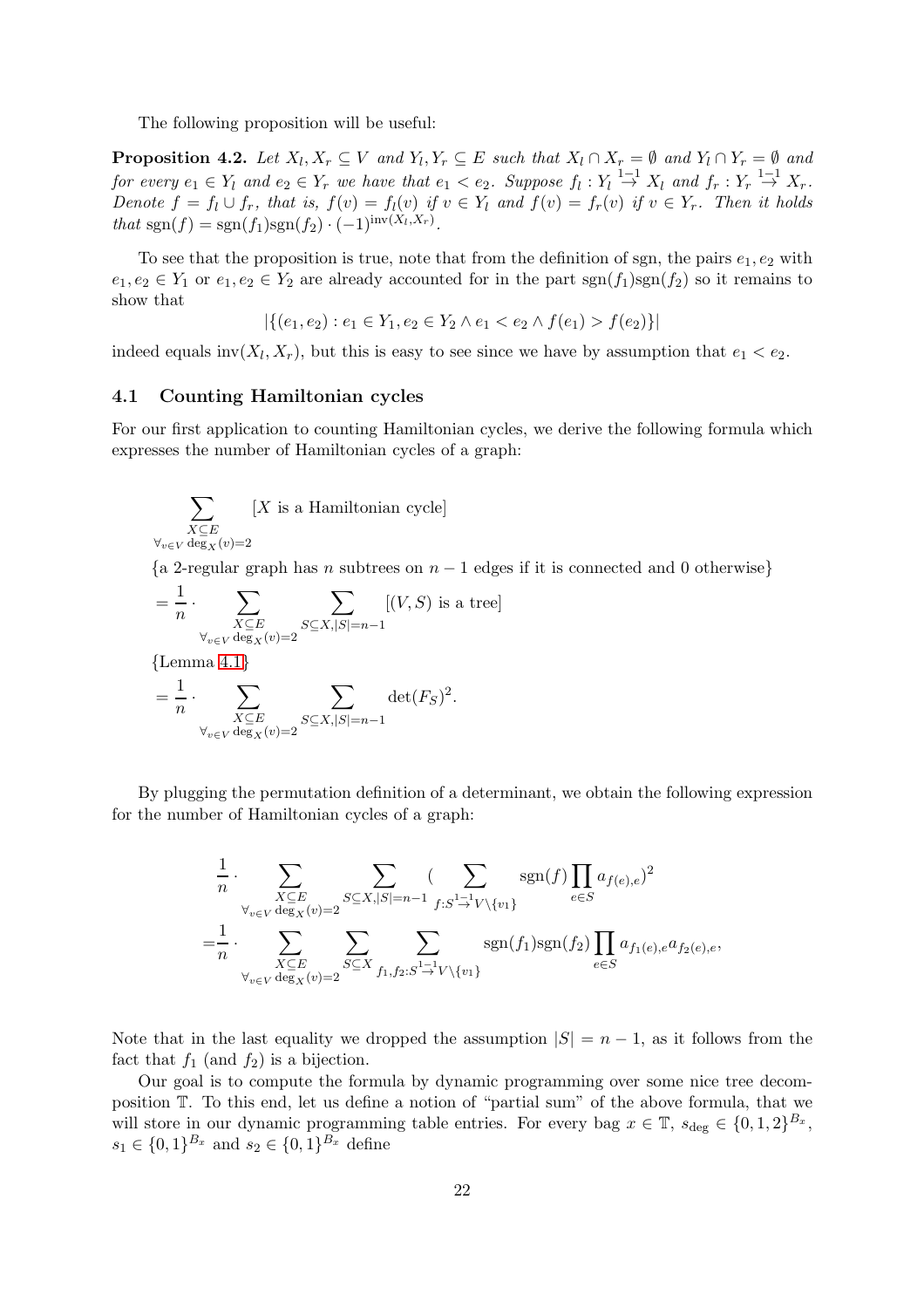The following proposition will be useful:

**Proposition 4.2.** *Let $X_l, X_r \subseteq V$ and $Y_l, Y_r \subseteq E$ such that $X_l \cap X_r = \emptyset$ and $Y_l \cap Y_r = \emptyset$ and for every $e_1 \in Y_l$ and $e_2 \in Y_r$ we have that $e_1 < e_2$. Suppose $f_l : Y_l \overset{1-1}{\to} X_l$ and $f_r : Y_r \overset{1-1}{\to} X_r$. Denote $f = f_l \cup f_r$, that is, $f(v) = f_l(v)$ if $v \in Y_l$ and $f(v) = f_r(v)$ if $v \in Y_r$. Then it holds that $\operatorname{sgn}(f) = \operatorname{sgn}(f_1)\operatorname{sgn}(f_2) \cdot (-1)^{\operatorname{inv}(X_l,X_r)}$.*

To see that the proposition is true, note that from the definition of sgn, the pairs $e_1, e_2$ with $e_1, e_2 \in Y_1$ or $e_1, e_2 \in Y_2$ are already accounted for in the part $\operatorname{sgn}(f_1)\operatorname{sgn}(f_2)$ so it remains to show that

$$|\{(e_1, e_2) : e_1 \in Y_1, e_2 \in Y_2 \wedge e_1 < e_2 \wedge f(e_1) > f(e_2)\}|$$

indeed equals $\operatorname{inv}(X_l, X_r)$, but this is easy to see since we have by assumption that $e_1 < e_2$.

## 4.1 Counting Hamiltonian cycles

For our first application to counting Hamiltonian cycles, we derive the following formula which expresses the number of Hamiltonian cycles of a graph:

$$
\begin{aligned}
&\sum_{\substack{X \subseteq E \\ \forall_{v \in V} \deg_X(v)=2}} [X \text{ is a Hamiltonian cycle}] \\
&\{\text{a 2-regular graph has } n \text{ subtrees on } n-1 \text{ edges if it is connected and 0 otherwise}\} \\
&= \frac{1}{n} \cdot \sum_{\substack{X \subseteq E \\ \forall_{v \in V} \deg_X(v)=2}} \sum_{S \subseteq X, |S|=n-1} [(V,S) \text{ is a tree}] \\
&\{\text{Lemma 4.1}\} \\
&= \frac{1}{n} \cdot \sum_{\substack{X \subseteq E \\ \forall_{v \in V} \deg_X(v)=2}} \sum_{S \subseteq X, |S|=n-1} \det(F_S)^2.
\end{aligned}
$$

By plugging the permutation definition of a determinant, we obtain the following expression for the number of Hamiltonian cycles of a graph:

$$
\begin{aligned}
&\frac{1}{n} \cdot \sum_{\substack{X \subseteq E \\ \forall_{v \in V} \deg_X(v)=2}} \sum_{S \subseteq X, |S|=n-1} \Big( \sum_{f : S \overset{1-1}{\to} V \setminus \{v_1\}} \operatorname{sgn}(f) \prod_{e \in S} a_{f(e),e} \Big)^2 \\
=&\frac{1}{n} \cdot \sum_{\substack{X \subseteq E \\ \forall_{v \in V} \deg_X(v)=2}} \sum_{S \subseteq X} \sum_{f_1, f_2 : S \overset{1-1}{\to} V \setminus \{v_1\}} \operatorname{sgn}(f_1)\operatorname{sgn}(f_2) \prod_{e \in S} a_{f_1(e),e} a_{f_2(e),e},
\end{aligned}
$$

Note that in the last equality we dropped the assumption $|S| = n - 1$, as it follows from the fact that $f_1$ (and $f_2$) is a bijection.

Our goal is to compute the formula by dynamic programming over some nice tree decomposition $\mathbb{T}$. To this end, let us define a notion of "partial sum" of the above formula, that we will store in our dynamic programming table entries. For every bag $x \in \mathbb{T}$, $s_{\deg} \in \{0, 1, 2\}^{B_x}$, $s_1 \in \{0, 1\}^{B_x}$ and $s_2 \in \{0, 1\}^{B_x}$ define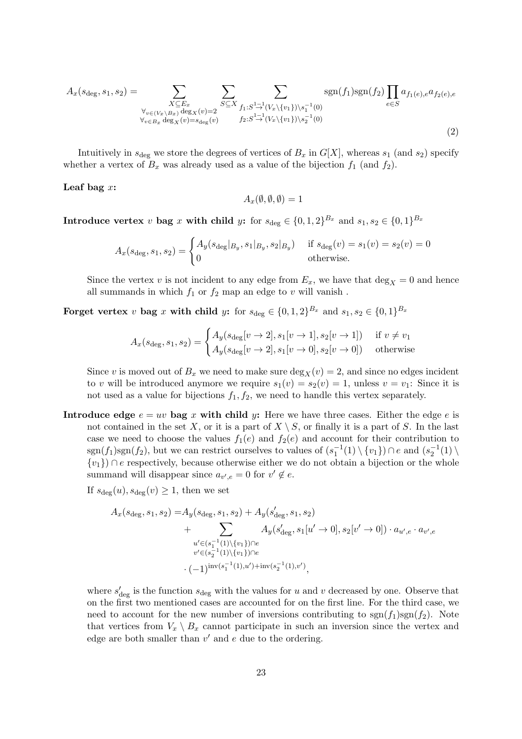$$A_x(s_{\deg}, s_1, s_2) = \sum_{\substack{X \subseteq E_x \\ \forall_{v \in (V_x \setminus B_x)} \deg_X(v) = 2 \\ \forall_{v \in B_x} \deg_X(v) = s_{\deg}(v)}} \sum_{S \subseteq X} \sum_{\substack{f_1 : S \overset{1-1}{\to} (V_x \setminus \{v_1\}) \setminus s_1^{-1}(0) \\ f_2 : S \overset{1-1}{\to} (V_x \setminus \{v_1\}) \setminus s_2^{-1}(0)}} \mathrm{sgn}(f_1)\mathrm{sgn}(f_2) \prod_{e \in S} a_{f_1(e),e} a_{f_2(e),e} \tag{2}$$

Intuitively in $s_{\deg}$ we store the degrees of vertices of $B_x$ in $G[X]$, whereas $s_1$ (and $s_2$) specify whether a vertex of $B_x$ was already used as a value of the bijection $f_1$ (and $f_2$).

**Leaf bag $x$:**

$$A_x(\emptyset, \emptyset, \emptyset) = 1$$

**Introduce vertex $v$ bag $x$ with child $y$:** for $s_{\deg} \in \{0,1,2\}^{B_x}$ and $s_1, s_2 \in \{0,1\}^{B_x}$

$$A_x(s_{\deg}, s_1, s_2) = \begin{cases} A_y(s_{\deg}|_{B_y}, s_1|_{B_y}, s_2|_{B_y}) & \text{if } s_{\deg}(v) = s_1(v) = s_2(v) = 0 \\ 0 & \text{otherwise.} \end{cases}$$

Since the vertex $v$ is not incident to any edge from $E_x$, we have that $\deg_X = 0$ and hence all summands in which $f_1$ or $f_2$ map an edge to $v$ will vanish .

**Forget vertex $v$ bag $x$ with child $y$:** for $s_{\deg} \in \{0,1,2\}^{B_x}$ and $s_1, s_2 \in \{0,1\}^{B_x}$

$$A_x(s_{\deg}, s_1, s_2) = \begin{cases} A_y(s_{\deg}[v \to 2], s_1[v \to 1], s_2[v \to 1]) & \text{if } v \neq v_1 \\ A_y(s_{\deg}[v \to 2], s_1[v \to 0], s_2[v \to 0]) & \text{otherwise} \end{cases}$$

Since $v$ is moved out of $B_x$ we need to make sure $\deg_X(v) = 2$, and since no edges incident to $v$ will be introduced anymore we require $s_1(v) = s_2(v) = 1$, unless $v = v_1$: Since it is not used as a value for bijections $f_1, f_2$, we need to handle this vertex separately.

**Introduce edge $e = uv$ bag $x$ with child $y$:** Here we have three cases. Either the edge $e$ is not contained in the set $X$, or it is a part of $X \setminus S$, or finally it is a part of $S$. In the last case we need to choose the values $f_1(e)$ and $f_2(e)$ and account for their contribution to $\mathrm{sgn}(f_1)\mathrm{sgn}(f_2)$, but we can restrict ourselves to values of $(s_1^{-1}(1) \setminus \{v_1\}) \cap e$ and $(s_2^{-1}(1) \setminus \{v_1\}) \cap e$ respectively, because otherwise either we do not obtain a bijection or the whole summand will disappear since $a_{v',e} = 0$ for $v' \notin e$.

If $s_{\deg}(u), s_{\deg}(v) \geq 1$, then we set

$$\begin{aligned} A_x(s_{\deg}, s_1, s_2) = & A_y(s_{\deg}, s_1, s_2) + A_y(s'_{\deg}, s_1, s_2) \\ & + \sum_{\substack{u' \in (s_1^{-1}(1) \setminus \{v_1\}) \cap e \\ v' \in (s_2^{-1}(1) \setminus \{v_1\}) \cap e}} A_y(s'_{\deg}, s_1[u' \to 0], s_2[v' \to 0]) \cdot a_{u',e} \cdot a_{v',e} \\ & \cdot (-1)^{\mathrm{inv}(s_1^{-1}(1), u') + \mathrm{inv}(s_2^{-1}(1), v')}, \end{aligned}$$

where $s'_{\deg}$ is the function $s_{\deg}$ with the values for $u$ and $v$ decreased by one. Observe that on the first two mentioned cases are accounted for on the first line. For the third case, we need to account for the new number of inversions contributing to $\mathrm{sgn}(f_1)\mathrm{sgn}(f_2)$. Note that vertices from $V_x \setminus B_x$ cannot participate in such an inversion since the vertex and edge are both smaller than $v'$ and $e$ due to the ordering.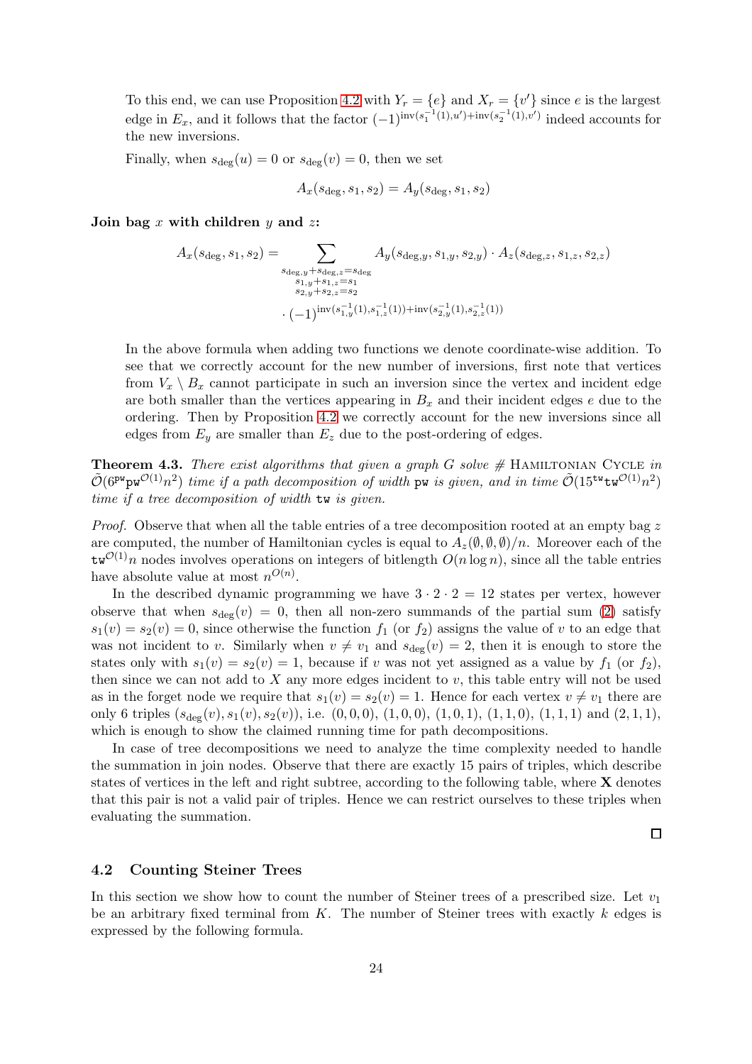To this end, we can use Proposition 4.2 with $Y_r = \{e\}$ and $X_r = \{v'\}$ since $e$ is the largest edge in $E_x$, and it follows that the factor $(-1)^{\mathrm{inv}(s_1^{-1}(1),u')+\mathrm{inv}(s_2^{-1}(1),v')}$ indeed accounts for the new inversions.

Finally, when $s_{\deg}(u) = 0$ or $s_{\deg}(v) = 0$, then we set

$$A_x(s_{\deg}, s_1, s_2) = A_y(s_{\deg}, s_1, s_2)$$

**Join bag $x$ with children $y$ and $z$:**

$$A_x(s_{\deg}, s_1, s_2) = \sum_{\substack{s_{\deg,y}+s_{\deg,z}=s_{\deg}\\ s_{1,y}+s_{1,z}=s_1\\ s_{2,y}+s_{2,z}=s_2}} A_y(s_{\deg,y}, s_{1,y}, s_{2,y}) \cdot A_z(s_{\deg,z}, s_{1,z}, s_{2,z}) \cdot (-1)^{\mathrm{inv}(s_{1,y}^{-1}(1),s_{1,z}^{-1}(1))+\mathrm{inv}(s_{2,y}^{-1}(1),s_{2,z}^{-1}(1))}$$

In the above formula when adding two functions we denote coordinate-wise addition. To see that we correctly account for the new number of inversions, first note that vertices from $V_x \setminus B_x$ cannot participate in such an inversion since the vertex and incident edge are both smaller than the vertices appearing in $B_x$ and their incident edges $e$ due to the ordering. Then by Proposition 4.2 we correctly account for the new inversions since all edges from $E_y$ are smaller than $E_z$ due to the post-ordering of edges.

**Theorem 4.3.** *There exist algorithms that given a graph $G$ solve # Hamiltonian Cycle in $\tilde{\mathcal{O}}(6^{\mathtt{pw}}\mathtt{pw}^{\mathcal{O}(1)}n^2)$ time if a path decomposition of width $\mathtt{pw}$ is given, and in time $\tilde{\mathcal{O}}(15^{\mathtt{tw}}\mathtt{tw}^{\mathcal{O}(1)}n^2)$ time if a tree decomposition of width $\mathtt{tw}$ is given.*

*Proof.* Observe that when all the table entries of a tree decomposition rooted at an empty bag $z$ are computed, the number of Hamiltonian cycles is equal to $A_z(\emptyset, \emptyset, \emptyset)/n$. Moreover each of the $\mathtt{tw}^{\mathcal{O}(1)}n$ nodes involves operations on integers of bitlength $O(n \log n)$, since all the table entries have absolute value at most $n^{O(n)}$.

In the described dynamic programming we have $3 \cdot 2 \cdot 2 = 12$ states per vertex, however observe that when $s_{\deg}(v) = 0$, then all non-zero summands of the partial sum (2) satisfy $s_1(v) = s_2(v) = 0$, since otherwise the function $f_1$ (or $f_2$) assigns the value of $v$ to an edge that was not incident to $v$. Similarly when $v \neq v_1$ and $s_{\deg}(v) = 2$, then it is enough to store the states only with $s_1(v) = s_2(v) = 1$, because if $v$ was not yet assigned as a value by $f_1$ (or $f_2$), then since we can not add to $X$ any more edges incident to $v$, this table entry will not be used as in the forget node we require that $s_1(v) = s_2(v) = 1$. Hence for each vertex $v \neq v_1$ there are only 6 triples $(s_{\deg}(v), s_1(v), s_2(v))$, i.e. $(0,0,0)$, $(1,0,0)$, $(1,0,1)$, $(1,1,0)$, $(1,1,1)$ and $(2,1,1)$, which is enough to show the claimed running time for path decompositions.

In case of tree decompositions we need to analyze the time complexity needed to handle the summation in join nodes. Observe that there are exactly 15 pairs of triples, which describe states of vertices in the left and right subtree, according to the following table, where **X** denotes that this pair is not a valid pair of triples. Hence we can restrict ourselves to these triples when evaluating the summation. ☐

### 4.2 Counting Steiner Trees

In this section we show how to count the number of Steiner trees of a prescribed size. Let $v_1$ be an arbitrary fixed terminal from $K$. The number of Steiner trees with exactly $k$ edges is expressed by the following formula.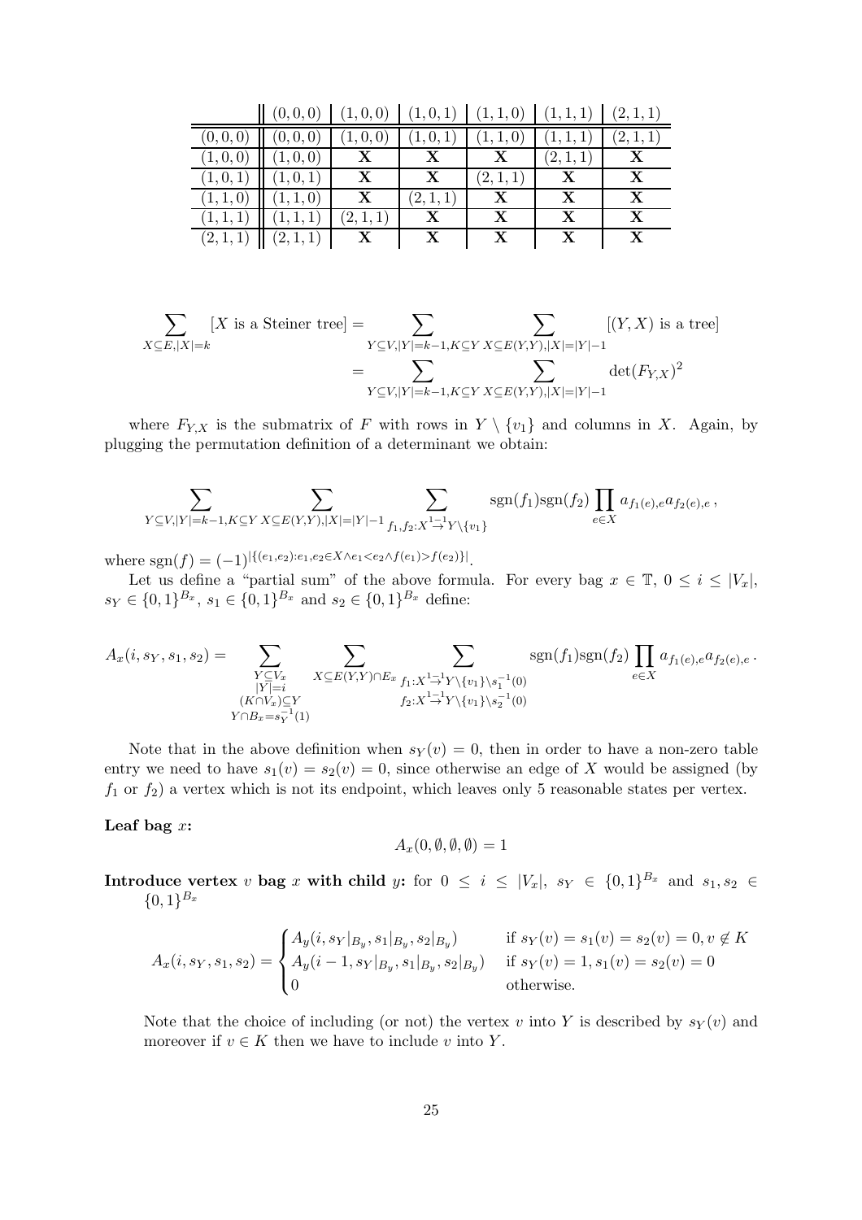| | (0,0,0) | (1,0,0) | (1,0,1) | (1,1,0) | (1,1,1) | (2,1,1) |
|---|---|---|---|---|---|---|
| (0,0,0) | (0,0,0) | (1,0,0) | (1,0,1) | (1,1,0) | (1,1,1) | (2,1,1) |
| (1,0,0) | (1,0,0) | **X** | **X** | **X** | (2,1,1) | **X** |
| (1,0,1) | (1,0,1) | **X** | **X** | (2,1,1) | **X** | **X** |
| (1,1,0) | (1,1,0) | **X** | (2,1,1) | **X** | **X** | **X** |
| (1,1,1) | (1,1,1) | (2,1,1) | **X** | **X** | **X** | **X** |
| (2,1,1) | (2,1,1) | **X** | **X** | **X** | **X** | **X** |

$$\sum_{X \subseteq E, |X|=k} [X \text{ is a Steiner tree}] = \sum_{Y \subseteq V, |Y|=k-1, K \subseteq Y} \sum_{X \subseteq E(Y,Y), |X|=|Y|-1} [(Y,X) \text{ is a tree}]$$
$$= \sum_{Y \subseteq V, |Y|=k-1, K \subseteq Y} \sum_{X \subseteq E(Y,Y), |X|=|Y|-1} \det(F_{Y,X})^2$$

where $F_{Y,X}$ is the submatrix of $F$ with rows in $Y \setminus \{v_1\}$ and columns in $X$. Again, by plugging the permutation definition of a determinant we obtain:

$$\sum_{Y \subseteq V, |Y|=k-1, K \subseteq Y} \sum_{X \subseteq E(Y,Y), |X|=|Y|-1} \sum_{f_1, f_2 : X \overset{1-1}{\to} Y \setminus \{v_1\}} \text{sgn}(f_1)\text{sgn}(f_2) \prod_{e \in X} a_{f_1(e),e} a_{f_2(e),e} \,,$$

where $\text{sgn}(f) = (-1)^{|\{(e_1,e_2): e_1, e_2 \in X \wedge e_1 < e_2 \wedge f(e_1) > f(e_2)\}|}$.

Let us define a "partial sum" of the above formula. For every bag $x \in \mathbb{T}$, $0 \leq i \leq |V_x|$, $s_Y \in \{0,1\}^{B_x}$, $s_1 \in \{0,1\}^{B_x}$ and $s_2 \in \{0,1\}^{B_x}$ define:

$$A_x(i, s_Y, s_1, s_2) = \sum_{\substack{Y \subseteq V_x \\ |Y|=i \\ (K \cap V_x) \subseteq Y \\ Y \cap B_x = s_Y^{-1}(1)}} \sum_{X \subseteq E(Y,Y) \cap E_x} \sum_{\substack{f_1 : X \overset{1-1}{\to} Y \setminus \{v_1\} \setminus s_1^{-1}(0) \\ f_2 : X \overset{1-1}{\to} Y \setminus \{v_1\} \setminus s_2^{-1}(0)}} \text{sgn}(f_1)\text{sgn}(f_2) \prod_{e \in X} a_{f_1(e),e} a_{f_2(e),e} \,.$$

Note that in the above definition when $s_Y(v) = 0$, then in order to have a non-zero table entry we need to have $s_1(v) = s_2(v) = 0$, since otherwise an edge of $X$ would be assigned (by $f_1$ or $f_2$) a vertex which is not its endpoint, which leaves only 5 reasonable states per vertex.

**Leaf bag** $x$**:**

$$A_x(0, \emptyset, \emptyset, \emptyset) = 1$$

**Introduce vertex** $v$ **bag** $x$ **with child** $y$**:** for $0 \leq i \leq |V_x|$, $s_Y \in \{0,1\}^{B_x}$ and $s_1, s_2 \in \{0,1\}^{B_x}$

$$A_x(i, s_Y, s_1, s_2) = \begin{cases} A_y(i, s_Y|_{B_y}, s_1|_{B_y}, s_2|_{B_y}) & \text{if } s_Y(v) = s_1(v) = s_2(v) = 0, v \notin K \\ A_y(i-1, s_Y|_{B_y}, s_1|_{B_y}, s_2|_{B_y}) & \text{if } s_Y(v) = 1, s_1(v) = s_2(v) = 0 \\ 0 & \text{otherwise.} \end{cases}$$

Note that the choice of including (or not) the vertex $v$ into $Y$ is described by $s_Y(v)$ and moreover if $v \in K$ then we have to include $v$ into $Y$.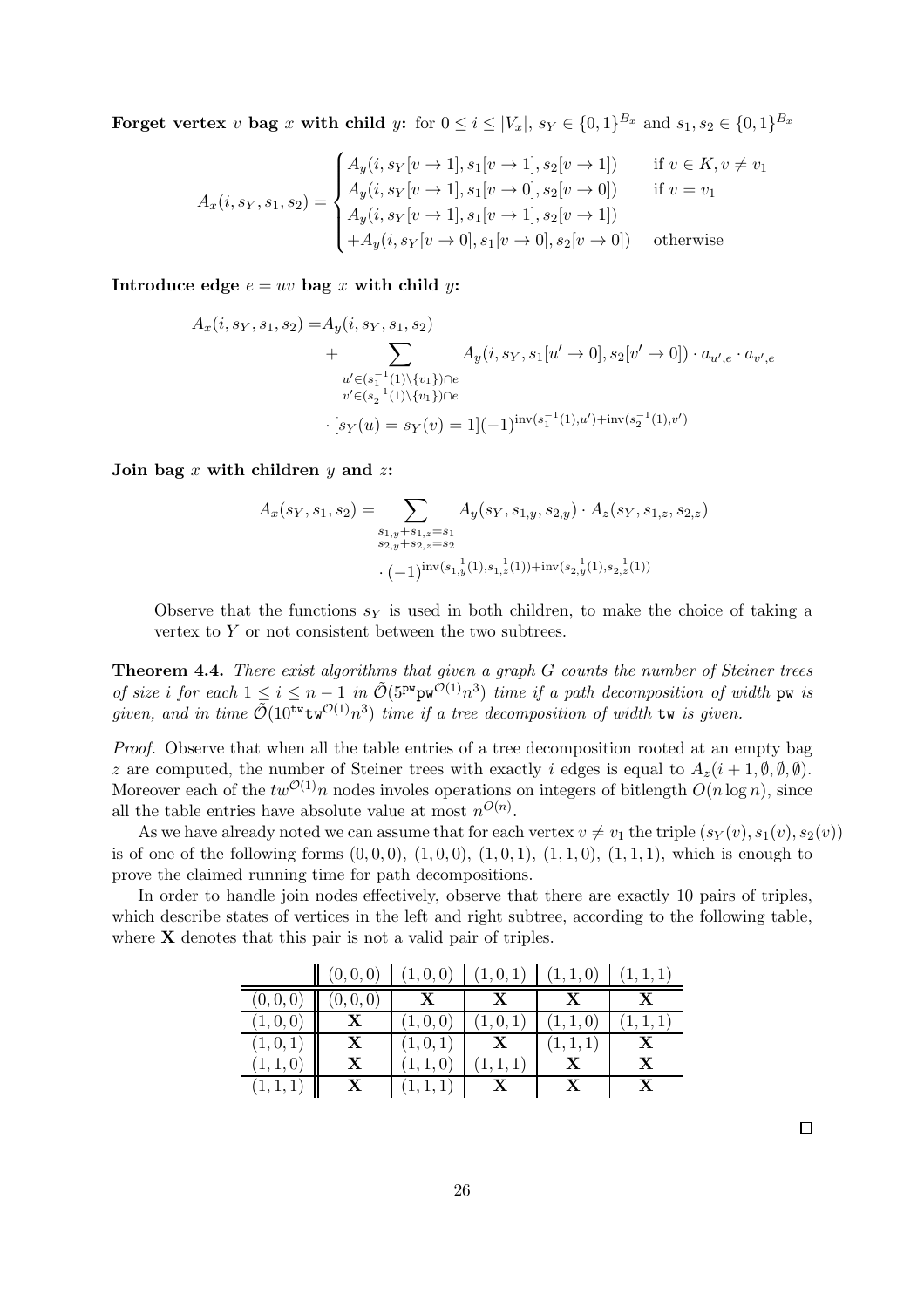**Forget vertex $v$ bag $x$ with child $y$:** for $0 \le i \le |V_x|$, $s_Y \in \{0,1\}^{B_x}$ and $s_1, s_2 \in \{0,1\}^{B_x}$

$$A_x(i, s_Y, s_1, s_2) = \begin{cases} A_y(i, s_Y[v \to 1], s_1[v \to 1], s_2[v \to 1]) & \text{if } v \in K, v \neq v_1 \\ A_y(i, s_Y[v \to 1], s_1[v \to 0], s_2[v \to 0]) & \text{if } v = v_1 \\ A_y(i, s_Y[v \to 1], s_1[v \to 1], s_2[v \to 1]) & \\ +A_y(i, s_Y[v \to 0], s_1[v \to 0], s_2[v \to 0]) & \text{otherwise} \end{cases}$$

**Introduce edge $e = uv$ bag $x$ with child $y$:**

$$\begin{aligned} A_x(i, s_Y, s_1, s_2) = & A_y(i, s_Y, s_1, s_2) \\ & + \sum_{\substack{u' \in (s_1^{-1}(1) \setminus \{v_1\}) \cap e \\ v' \in (s_2^{-1}(1) \setminus \{v_1\}) \cap e}} A_y(i, s_Y, s_1[u' \to 0], s_2[v' \to 0]) \cdot a_{u',e} \cdot a_{v',e} \\ & \cdot [s_Y(u) = s_Y(v) = 1] (-1)^{\mathrm{inv}(s_1^{-1}(1), u') + \mathrm{inv}(s_2^{-1}(1), v')} \end{aligned}$$

**Join bag $x$ with children $y$ and $z$:**

$$\begin{aligned} A_x(s_Y, s_1, s_2) = & \sum_{\substack{s_{1,y} + s_{1,z} = s_1 \\ s_{2,y} + s_{2,z} = s_2}} A_y(s_Y, s_{1,y}, s_{2,y}) \cdot A_z(s_Y, s_{1,z}, s_{2,z}) \\ & \cdot (-1)^{\mathrm{inv}(s_{1,y}^{-1}(1), s_{1,z}^{-1}(1)) + \mathrm{inv}(s_{2,y}^{-1}(1), s_{2,z}^{-1}(1))} \end{aligned}$$

Observe that the functions $s_Y$ is used in both children, to make the choice of taking a vertex to $Y$ or not consistent between the two subtrees.

**Theorem 4.4.** *There exist algorithms that given a graph $G$ counts the number of Steiner trees of size $i$ for each $1 \le i \le n-1$ in $\tilde{\mathcal{O}}(5^{\mathtt{pw}} \mathtt{pw}^{\mathcal{O}(1)} n^3)$ time if a path decomposition of width $\mathtt{pw}$ is given, and in time $\tilde{\mathcal{O}}(10^{\mathtt{tw}} \mathtt{tw}^{\mathcal{O}(1)} n^3)$ time if a tree decomposition of width $\mathtt{tw}$ is given.*

*Proof.* Observe that when all the table entries of a tree decomposition rooted at an empty bag $z$ are computed, the number of Steiner trees with exactly $i$ edges is equal to $A_z(i+1, \emptyset, \emptyset, \emptyset)$. Moreover each of the $tw^{\mathcal{O}(1)} n$ nodes involes operations on integers of bitlength $O(n \log n)$, since all the table entries have absolute value at most $n^{O(n)}$.

As we have already noted we can assume that for each vertex $v \neq v_1$ the triple $(s_Y(v), s_1(v), s_2(v))$ is of one of the following forms $(0,0,0)$, $(1,0,0)$, $(1,0,1)$, $(1,1,0)$, $(1,1,1)$, which is enough to prove the claimed running time for path decompositions.

In order to handle join nodes effectively, observe that there are exactly 10 pairs of triples, which describe states of vertices in the left and right subtree, according to the following table, where **X** denotes that this pair is not a valid pair of triples.

| | $(0,0,0)$ | $(1,0,0)$ | $(1,0,1)$ | $(1,1,0)$ | $(1,1,1)$ |
|---|---|---|---|---|---|
| $(0,0,0)$ | $(0,0,0)$ | **X** | **X** | **X** | **X** |
| $(1,0,0)$ | **X** | $(1,0,0)$ | $(1,0,1)$ | $(1,1,0)$ | $(1,1,1)$ |
| $(1,0,1)$ | **X** | $(1,0,1)$ | **X** | $(1,1,1)$ | **X** |
| $(1,1,0)$ | **X** | $(1,1,0)$ | $(1,1,1)$ | **X** | **X** |
| $(1,1,1)$ | **X** | $(1,1,1)$ | **X** | **X** | **X** |

□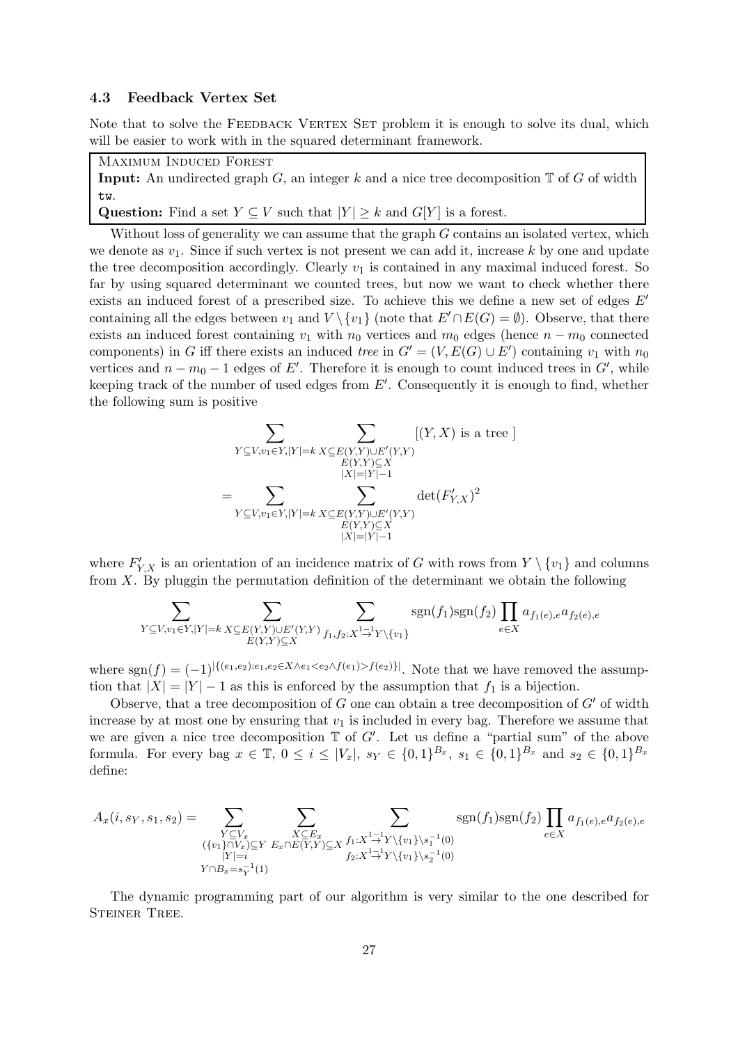### 4.3 Feedback Vertex Set

Note that to solve the Feedback Vertex Set problem it is enough to solve its dual, which will be easier to work with in the squared determinant framework.

> Maximum Induced Forest
> **Input:** An undirected graph $G$, an integer $k$ and a nice tree decomposition $\mathbb{T}$ of $G$ of width `tw`.
> **Question:** Find a set $Y \subseteq V$ such that $|Y| \geq k$ and $G[Y]$ is a forest.

Without loss of generality we can assume that the graph $G$ contains an isolated vertex, which we denote as $v_1$. Since if such vertex is not present we can add it, increase $k$ by one and update the tree decomposition accordingly. Clearly $v_1$ is contained in any maximal induced forest. So far by using squared determinant we counted trees, but now we want to check whether there exists an induced forest of a prescribed size. To achieve this we define a new set of edges $E'$ containing all the edges between $v_1$ and $V \setminus \{v_1\}$ (note that $E' \cap E(G) = \emptyset$). Observe, that there exists an induced forest containing $v_1$ with $n_0$ vertices and $m_0$ edges (hence $n - m_0$ connected components) in $G$ iff there exists an induced *tree* in $G' = (V, E(G) \cup E')$ containing $v_1$ with $n_0$ vertices and $n - m_0 - 1$ edges of $E'$. Therefore it is enough to count induced trees in $G'$, while keeping track of the number of used edges from $E'$. Consequently it is enough to find, whether the following sum is positive

$$\sum_{Y \subseteq V, v_1 \in Y, |Y|=k} \sum_{\substack{X \subseteq E(Y,Y) \cup E'(Y,Y) \\ E(Y,Y) \subseteq X \\ |X|=|Y|-1}} [(Y,X) \text{ is a tree }]$$

$$= \sum_{Y \subseteq V, v_1 \in Y, |Y|=k} \sum_{\substack{X \subseteq E(Y,Y) \cup E'(Y,Y) \\ E(Y,Y) \subseteq X \\ |X|=|Y|-1}} \det(F'_{Y,X})^2$$

where $F'_{Y,X}$ is an orientation of an incidence matrix of $G$ with rows from $Y \setminus \{v_1\}$ and columns from $X$. By pluggin the permutation definition of the determinant we obtain the following

$$\sum_{Y \subseteq V, v_1 \in Y, |Y|=k} \sum_{\substack{X \subseteq E(Y,Y) \cup E'(Y,Y) \\ E(Y,Y) \subseteq X}} \sum_{f_1, f_2 : X \overset{1-1}{\to} Y \setminus \{v_1\}} \operatorname{sgn}(f_1)\operatorname{sgn}(f_2) \prod_{e \in X} a_{f_1(e),e} a_{f_2(e),e}$$

where $\operatorname{sgn}(f) = (-1)^{|\{(e_1,e_2): e_1, e_2 \in X \wedge e_1 < e_2 \wedge f(e_1) > f(e_2)\}|}$. Note that we have removed the assumption that $|X| = |Y| - 1$ as this is enforced by the assumption that $f_1$ is a bijection.

Observe, that a tree decomposition of $G$ one can obtain a tree decomposition of $G'$ of width increase by at most one by ensuring that $v_1$ is included in every bag. Therefore we assume that we are given a nice tree decomposition $\mathbb{T}$ of $G'$. Let us define a "partial sum" of the above formula. For every bag $x \in \mathbb{T}$, $0 \leq i \leq |V_x|$, $s_Y \in \{0,1\}^{B_x}$, $s_1 \in \{0,1\}^{B_x}$ and $s_2 \in \{0,1\}^{B_x}$ define:

$$A_x(i, s_Y, s_1, s_2) = \sum_{\substack{Y \subseteq V_x \\ (\{v_1\} \cap V_x) \subseteq Y \\ |Y|=i \\ Y \cap B_x = s_Y^{-1}(1)}} \sum_{\substack{X \subseteq E_x \\ E_x \cap E(Y,Y) \subseteq X}} \sum_{\substack{f_1 : X \overset{1-1}{\to} Y \setminus \{v_1\} \setminus s_1^{-1}(0) \\ f_2 : X \overset{1-1}{\to} Y \setminus \{v_1\} \setminus s_2^{-1}(0)}} \operatorname{sgn}(f_1)\operatorname{sgn}(f_2) \prod_{e \in X} a_{f_1(e),e} a_{f_2(e),e}$$

The dynamic programming part of our algorithm is very similar to the one described for Steiner Tree.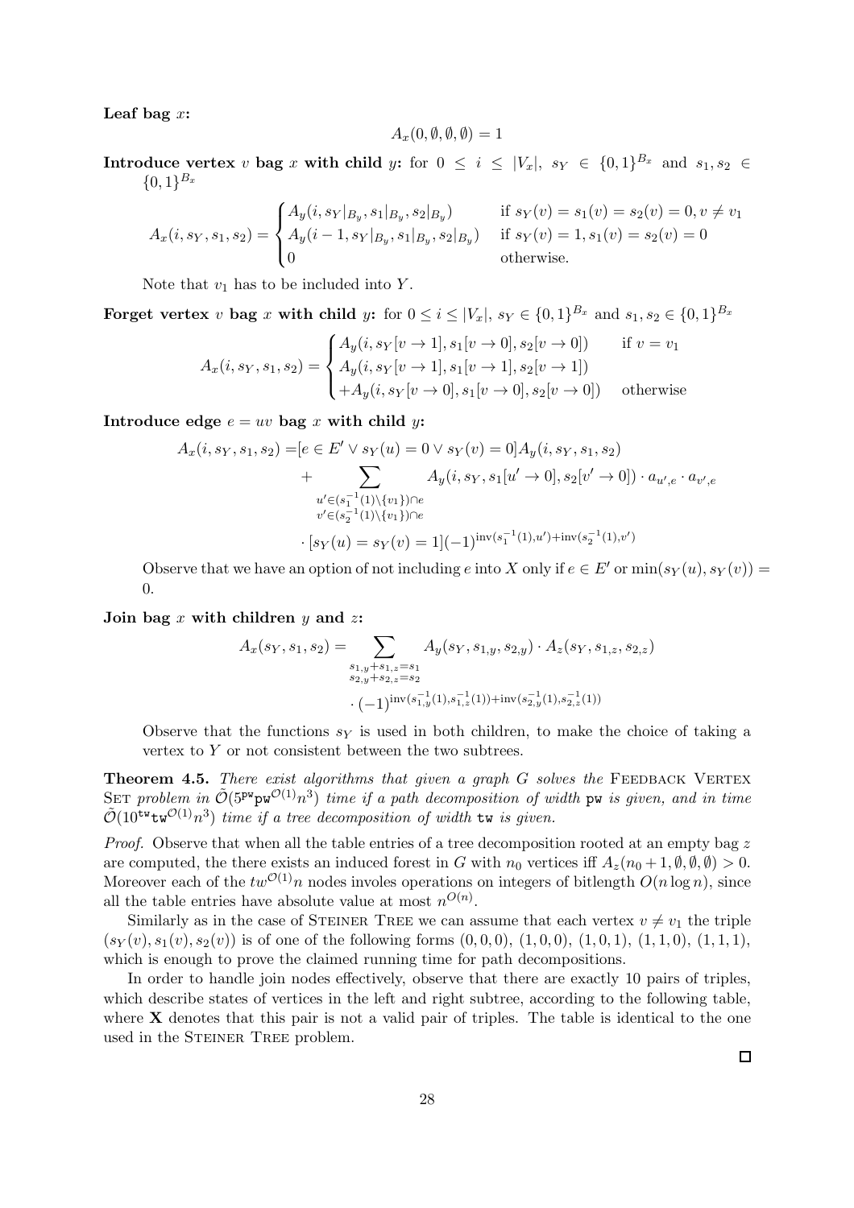**Leaf bag** $x$**:**

$$A_x(0, \emptyset, \emptyset, \emptyset) = 1$$

**Introduce vertex** $v$ **bag** $x$ **with child** $y$**:** for $0 \leq i \leq |V_x|$, $s_Y \in \{0,1\}^{B_x}$ and $s_1, s_2 \in \{0,1\}^{B_x}$

$$A_x(i, s_Y, s_1, s_2) = \begin{cases} A_y(i, s_Y|_{B_y}, s_1|_{B_y}, s_2|_{B_y}) & \text{if } s_Y(v) = s_1(v) = s_2(v) = 0, v \neq v_1 \\ A_y(i-1, s_Y|_{B_y}, s_1|_{B_y}, s_2|_{B_y}) & \text{if } s_Y(v) = 1, s_1(v) = s_2(v) = 0 \\ 0 & \text{otherwise.} \end{cases}$$

Note that $v_1$ has to be included into $Y$.

**Forget vertex** $v$ **bag** $x$ **with child** $y$**:** for $0 \leq i \leq |V_x|$, $s_Y \in \{0,1\}^{B_x}$ and $s_1, s_2 \in \{0,1\}^{B_x}$

$$A_x(i, s_Y, s_1, s_2) = \begin{cases} A_y(i, s_Y[v \to 1], s_1[v \to 0], s_2[v \to 0]) & \text{if } v = v_1 \\ A_y(i, s_Y[v \to 1], s_1[v \to 1], s_2[v \to 1]) & \\ +A_y(i, s_Y[v \to 0], s_1[v \to 0], s_2[v \to 0]) & \text{otherwise} \end{cases}$$

**Introduce edge** $e = uv$ **bag** $x$ **with child** $y$**:**

$$\begin{aligned} A_x(i, s_Y, s_1, s_2) = &[e \in E' \vee s_Y(u) = 0 \vee s_Y(v) = 0] A_y(i, s_Y, s_1, s_2) \\ &+ \sum_{\substack{u' \in (s_1^{-1}(1) \setminus \{v_1\}) \cap e \\ v' \in (s_2^{-1}(1) \setminus \{v_1\}) \cap e}} A_y(i, s_Y, s_1[u' \to 0], s_2[v' \to 0]) \cdot a_{u',e} \cdot a_{v',e} \\ &\cdot [s_Y(u) = s_Y(v) = 1](-1)^{\mathrm{inv}(s_1^{-1}(1), u') + \mathrm{inv}(s_2^{-1}(1), v')} \end{aligned}$$

Observe that we have an option of not including $e$ into $X$ only if $e \in E'$ or $\min(s_Y(u), s_Y(v)) = 0$.

**Join bag** $x$ **with children** $y$ **and** $z$**:**

$$\begin{aligned} A_x(s_Y, s_1, s_2) = &\sum_{\substack{s_{1,y} + s_{1,z} = s_1 \\ s_{2,y} + s_{2,z} = s_2}} A_y(s_Y, s_{1,y}, s_{2,y}) \cdot A_z(s_Y, s_{1,z}, s_{2,z}) \\ &\cdot (-1)^{\mathrm{inv}(s_{1,y}^{-1}(1), s_{1,z}^{-1}(1)) + \mathrm{inv}(s_{2,y}^{-1}(1), s_{2,z}^{-1}(1))} \end{aligned}$$

Observe that the functions $s_Y$ is used in both children, to make the choice of taking a vertex to $Y$ or not consistent between the two subtrees.

**Theorem 4.5.** *There exist algorithms that given a graph* $G$ *solves the* Feedback Vertex Set *problem in* $\tilde{\mathcal{O}}(5^{\mathtt{pw}} \mathtt{pw}^{\mathcal{O}(1)} n^3)$ *time if a path decomposition of width* $\mathtt{pw}$ *is given, and in time* $\tilde{\mathcal{O}}(10^{\mathtt{tw}} \mathtt{tw}^{\mathcal{O}(1)} n^3)$ *time if a tree decomposition of width* $\mathtt{tw}$ *is given.*

*Proof.* Observe that when all the table entries of a tree decomposition rooted at an empty bag $z$ are computed, the there exists an induced forest in $G$ with $n_0$ vertices iff $A_z(n_0 + 1, \emptyset, \emptyset, \emptyset) > 0$. Moreover each of the $tw^{\mathcal{O}(1)} n$ nodes involes operations on integers of bitlength $O(n \log n)$, since all the table entries have absolute value at most $n^{O(n)}$.

Similarly as in the case of Steiner Tree we can assume that each vertex $v \neq v_1$ the triple $(s_Y(v), s_1(v), s_2(v))$ is of one of the following forms $(0,0,0)$, $(1,0,0)$, $(1,0,1)$, $(1,1,0)$, $(1,1,1)$, which is enough to prove the claimed running time for path decompositions.

In order to handle join nodes effectively, observe that there are exactly 10 pairs of triples, which describe states of vertices in the left and right subtree, according to the following table, where **X** denotes that this pair is not a valid pair of triples. The table is identical to the one used in the Steiner Tree problem. ◻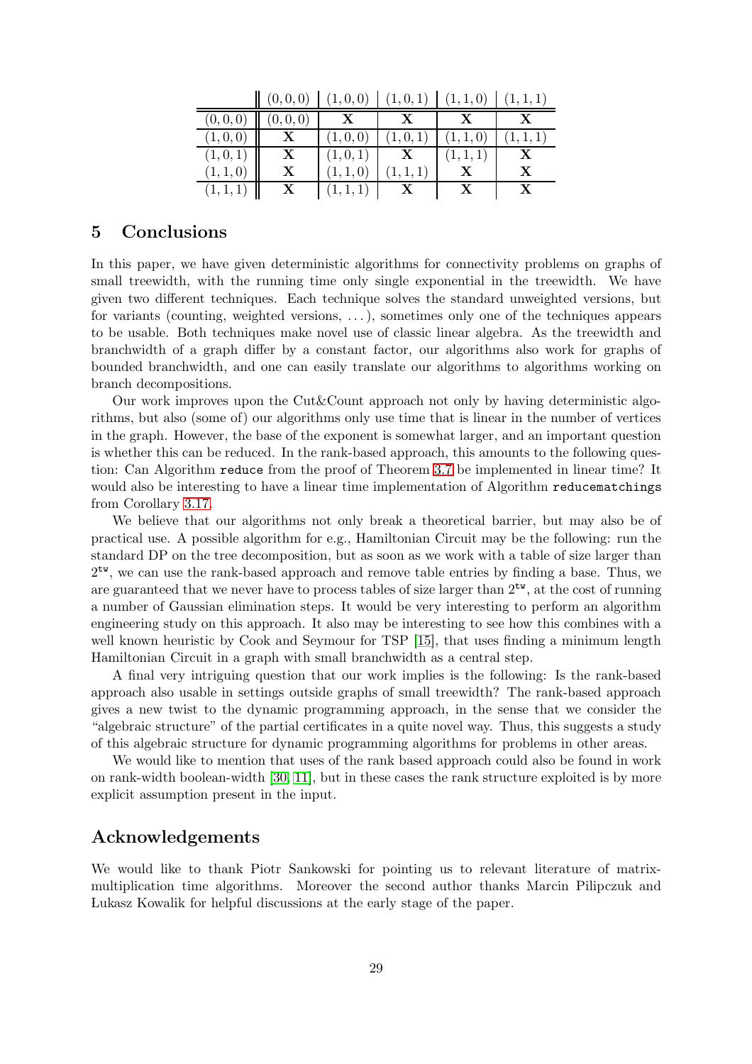| | $(0,0,0)$ | $(1,0,0)$ | $(1,0,1)$ | $(1,1,0)$ | $(1,1,1)$ |
|---|---|---|---|---|---|
| $(0,0,0)$ | $(0,0,0)$ | **X** | **X** | **X** | **X** |
| $(1,0,0)$ | **X** | $(1,0,0)$ | $(1,0,1)$ | $(1,1,0)$ | $(1,1,1)$ |
| $(1,0,1)$ | **X** | $(1,0,1)$ | **X** | $(1,1,1)$ | **X** |
| $(1,1,0)$ | **X** | $(1,1,0)$ | $(1,1,1)$ | **X** | **X** |
| $(1,1,1)$ | **X** | $(1,1,1)$ | **X** | **X** | **X** |

## 5 Conclusions

In this paper, we have given deterministic algorithms for connectivity problems on graphs of small treewidth, with the running time only single exponential in the treewidth. We have given two different techniques. Each technique solves the standard unweighted versions, but for variants (counting, weighted versions, ...), sometimes only one of the techniques appears to be usable. Both techniques make novel use of classic linear algebra. As the treewidth and branchwidth of a graph differ by a constant factor, our algorithms also work for graphs of bounded branchwidth, and one can easily translate our algorithms to algorithms working on branch decompositions.

Our work improves upon the Cut&Count approach not only by having deterministic algorithms, but also (some of) our algorithms only use time that is linear in the number of vertices in the graph. However, the base of the exponent is somewhat larger, and an important question is whether this can be reduced. In the rank-based approach, this amounts to the following question: Can Algorithm `reduce` from the proof of Theorem 3.7 be implemented in linear time? It would also be interesting to have a linear time implementation of Algorithm `reducematchings` from Corollary 3.17.

We believe that our algorithms not only break a theoretical barrier, but may also be of practical use. A possible algorithm for e.g., Hamiltonian Circuit may be the following: run the standard DP on the tree decomposition, but as soon as we work with a table of size larger than $2^{\mathtt{tw}}$, we can use the rank-based approach and remove table entries by finding a base. Thus, we are guaranteed that we never have to process tables of size larger than $2^{\mathtt{tw}}$, at the cost of running a number of Gaussian elimination steps. It would be very interesting to perform an algorithm engineering study on this approach. It also may be interesting to see how this combines with a well known heuristic by Cook and Seymour for TSP [15], that uses finding a minimum length Hamiltonian Circuit in a graph with small branchwidth as a central step.

A final very intriguing question that our work implies is the following: Is the rank-based approach also usable in settings outside graphs of small treewidth? The rank-based approach gives a new twist to the dynamic programming approach, in the sense that we consider the "algebraic structure" of the partial certificates in a quite novel way. Thus, this suggests a study of this algebraic structure for dynamic programming algorithms for problems in other areas.

We would like to mention that uses of the rank based approach could also be found in work on rank-width boolean-width [30, 11], but in these cases the rank structure exploited is by more explicit assumption present in the input.

## Acknowledgements

We would like to thank Piotr Sankowski for pointing us to relevant literature of matrix-multiplication time algorithms. Moreover the second author thanks Marcin Pilipczuk and Łukasz Kowalik for helpful discussions at the early stage of the paper.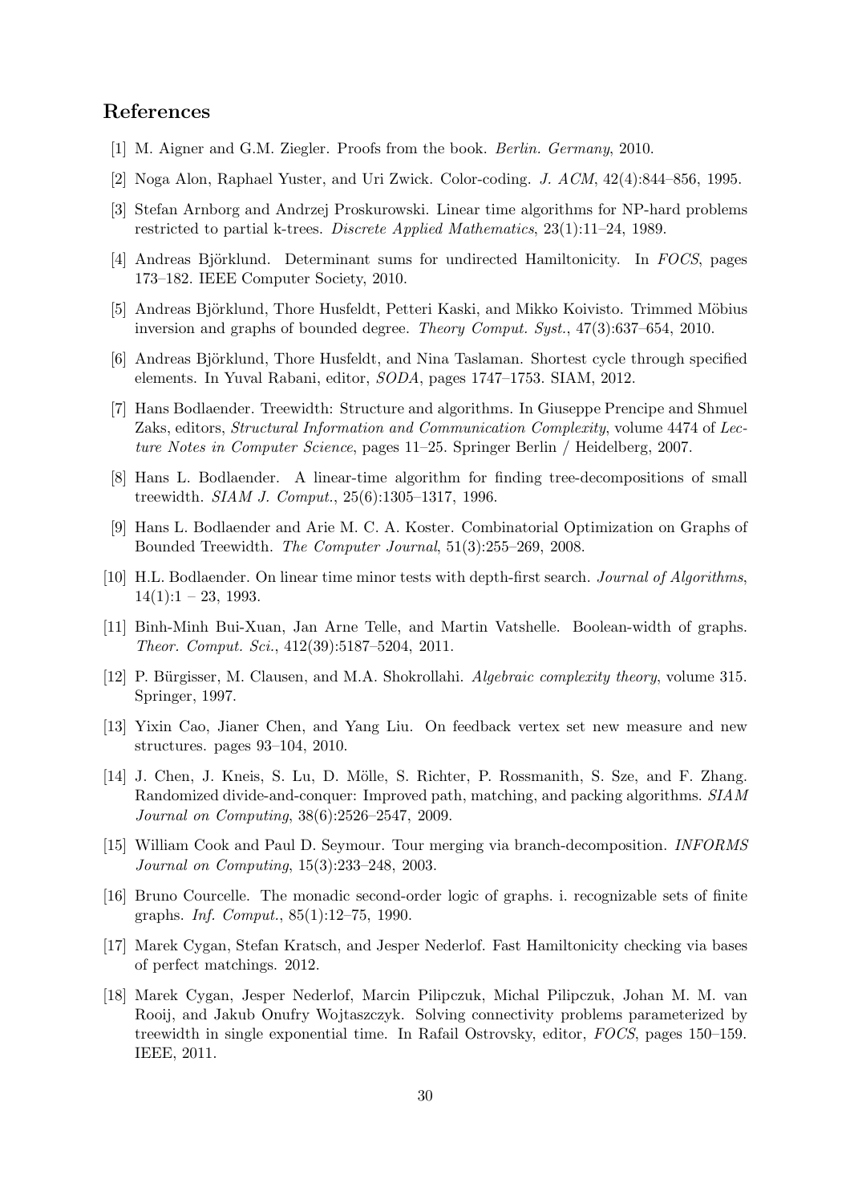## References

[1] M. Aigner and G.M. Ziegler. Proofs from the book. *Berlin. Germany*, 2010.

[2] Noga Alon, Raphael Yuster, and Uri Zwick. Color-coding. *J. ACM*, 42(4):844–856, 1995.

[3] Stefan Arnborg and Andrzej Proskurowski. Linear time algorithms for NP-hard problems restricted to partial k-trees. *Discrete Applied Mathematics*, 23(1):11–24, 1989.

[4] Andreas Björklund. Determinant sums for undirected Hamiltonicity. In *FOCS*, pages 173–182. IEEE Computer Society, 2010.

[5] Andreas Björklund, Thore Husfeldt, Petteri Kaski, and Mikko Koivisto. Trimmed Möbius inversion and graphs of bounded degree. *Theory Comput. Syst.*, 47(3):637–654, 2010.

[6] Andreas Björklund, Thore Husfeldt, and Nina Taslaman. Shortest cycle through specified elements. In Yuval Rabani, editor, *SODA*, pages 1747–1753. SIAM, 2012.

[7] Hans Bodlaender. Treewidth: Structure and algorithms. In Giuseppe Prencipe and Shmuel Zaks, editors, *Structural Information and Communication Complexity*, volume 4474 of *Lecture Notes in Computer Science*, pages 11–25. Springer Berlin / Heidelberg, 2007.

[8] Hans L. Bodlaender. A linear-time algorithm for finding tree-decompositions of small treewidth. *SIAM J. Comput.*, 25(6):1305–1317, 1996.

[9] Hans L. Bodlaender and Arie M. C. A. Koster. Combinatorial Optimization on Graphs of Bounded Treewidth. *The Computer Journal*, 51(3):255–269, 2008.

[10] H.L. Bodlaender. On linear time minor tests with depth-first search. *Journal of Algorithms*, 14(1):1 – 23, 1993.

[11] Binh-Minh Bui-Xuan, Jan Arne Telle, and Martin Vatshelle. Boolean-width of graphs. *Theor. Comput. Sci.*, 412(39):5187–5204, 2011.

[12] P. Bürgisser, M. Clausen, and M.A. Shokrollahi. *Algebraic complexity theory*, volume 315. Springer, 1997.

[13] Yixin Cao, Jianer Chen, and Yang Liu. On feedback vertex set new measure and new structures. pages 93–104, 2010.

[14] J. Chen, J. Kneis, S. Lu, D. Mölle, S. Richter, P. Rossmanith, S. Sze, and F. Zhang. Randomized divide-and-conquer: Improved path, matching, and packing algorithms. *SIAM Journal on Computing*, 38(6):2526–2547, 2009.

[15] William Cook and Paul D. Seymour. Tour merging via branch-decomposition. *INFORMS Journal on Computing*, 15(3):233–248, 2003.

[16] Bruno Courcelle. The monadic second-order logic of graphs. i. recognizable sets of finite graphs. *Inf. Comput.*, 85(1):12–75, 1990.

[17] Marek Cygan, Stefan Kratsch, and Jesper Nederlof. Fast Hamiltonicity checking via bases of perfect matchings. 2012.

[18] Marek Cygan, Jesper Nederlof, Marcin Pilipczuk, Michal Pilipczuk, Johan M. M. van Rooij, and Jakub Onufry Wojtaszczyk. Solving connectivity problems parameterized by treewidth in single exponential time. In Rafail Ostrovsky, editor, *FOCS*, pages 150–159. IEEE, 2011.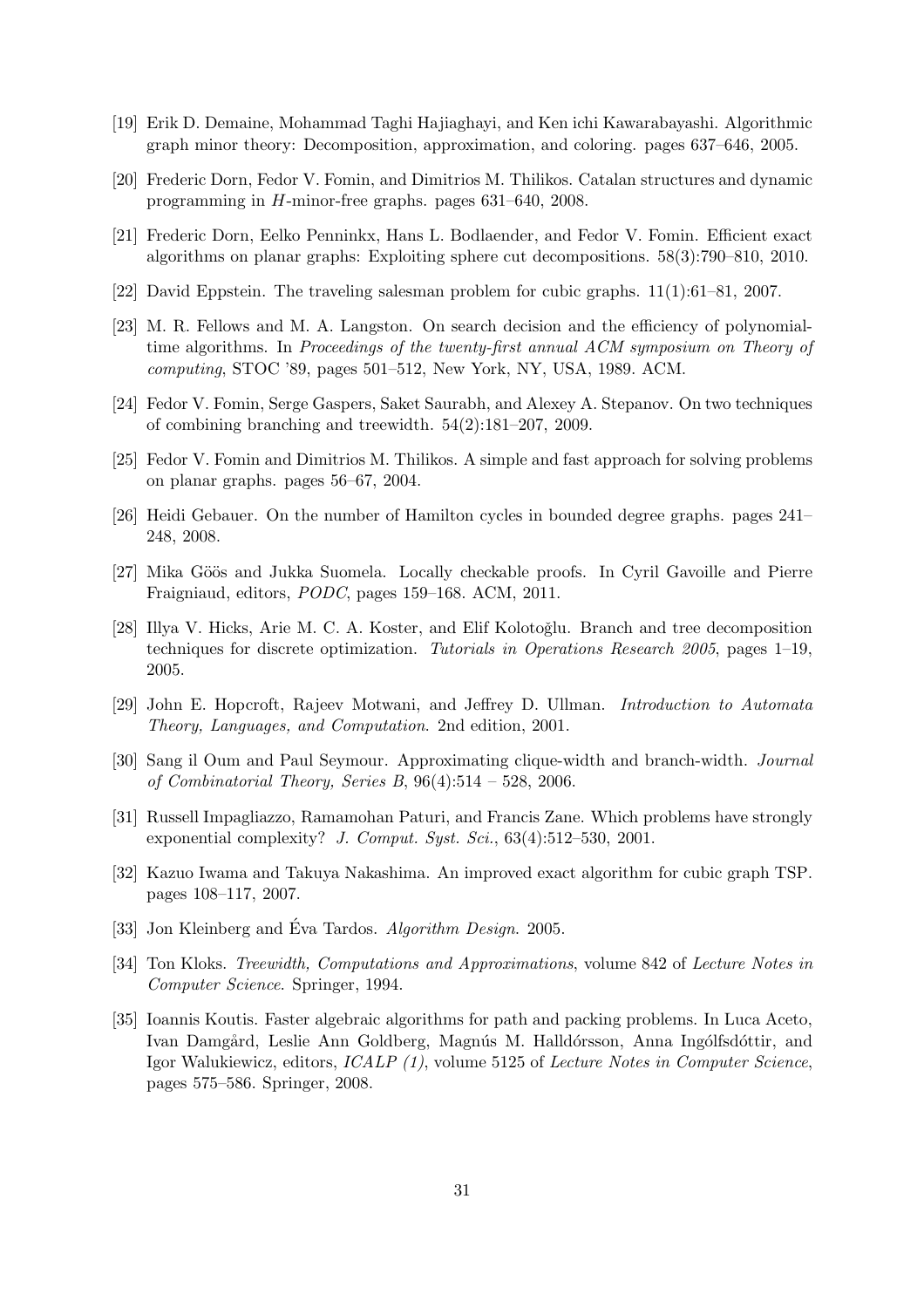[19] Erik D. Demaine, Mohammad Taghi Hajiaghayi, and Ken ichi Kawarabayashi. Algorithmic graph minor theory: Decomposition, approximation, and coloring. pages 637–646, 2005.

[20] Frederic Dorn, Fedor V. Fomin, and Dimitrios M. Thilikos. Catalan structures and dynamic programming in $H$-minor-free graphs. pages 631–640, 2008.

[21] Frederic Dorn, Eelko Penninkx, Hans L. Bodlaender, and Fedor V. Fomin. Efficient exact algorithms on planar graphs: Exploiting sphere cut decompositions. 58(3):790–810, 2010.

[22] David Eppstein. The traveling salesman problem for cubic graphs. 11(1):61–81, 2007.

[23] M. R. Fellows and M. A. Langston. On search decision and the efficiency of polynomial-time algorithms. In *Proceedings of the twenty-first annual ACM symposium on Theory of computing*, STOC '89, pages 501–512, New York, NY, USA, 1989. ACM.

[24] Fedor V. Fomin, Serge Gaspers, Saket Saurabh, and Alexey A. Stepanov. On two techniques of combining branching and treewidth. 54(2):181–207, 2009.

[25] Fedor V. Fomin and Dimitrios M. Thilikos. A simple and fast approach for solving problems on planar graphs. pages 56–67, 2004.

[26] Heidi Gebauer. On the number of Hamilton cycles in bounded degree graphs. pages 241–248, 2008.

[27] Mika Göös and Jukka Suomela. Locally checkable proofs. In Cyril Gavoille and Pierre Fraigniaud, editors, *PODC*, pages 159–168. ACM, 2011.

[28] Illya V. Hicks, Arie M. C. A. Koster, and Elif Kolotoğlu. Branch and tree decomposition techniques for discrete optimization. *Tutorials in Operations Research 2005*, pages 1–19, 2005.

[29] John E. Hopcroft, Rajeev Motwani, and Jeffrey D. Ullman. *Introduction to Automata Theory, Languages, and Computation*. 2nd edition, 2001.

[30] Sang il Oum and Paul Seymour. Approximating clique-width and branch-width. *Journal of Combinatorial Theory, Series B*, 96(4):514 – 528, 2006.

[31] Russell Impagliazzo, Ramamohan Paturi, and Francis Zane. Which problems have strongly exponential complexity? *J. Comput. Syst. Sci.*, 63(4):512–530, 2001.

[32] Kazuo Iwama and Takuya Nakashima. An improved exact algorithm for cubic graph TSP. pages 108–117, 2007.

[33] Jon Kleinberg and Éva Tardos. *Algorithm Design*. 2005.

[34] Ton Kloks. *Treewidth, Computations and Approximations*, volume 842 of *Lecture Notes in Computer Science*. Springer, 1994.

[35] Ioannis Koutis. Faster algebraic algorithms for path and packing problems. In Luca Aceto, Ivan Damgård, Leslie Ann Goldberg, Magnús M. Halldórsson, Anna Ingólfsdóttir, and Igor Walukiewicz, editors, *ICALP (1)*, volume 5125 of *Lecture Notes in Computer Science*, pages 575–586. Springer, 2008.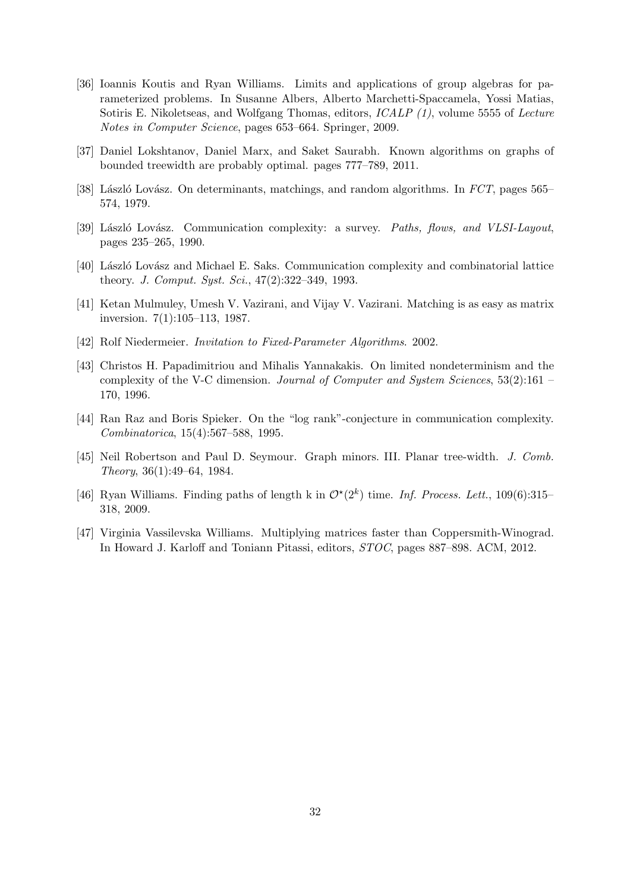[36] Ioannis Koutis and Ryan Williams. Limits and applications of group algebras for parameterized problems. In Susanne Albers, Alberto Marchetti-Spaccamela, Yossi Matias, Sotiris E. Nikoletseas, and Wolfgang Thomas, editors, *ICALP (1)*, volume 5555 of *Lecture Notes in Computer Science*, pages 653–664. Springer, 2009.

[37] Daniel Lokshtanov, Daniel Marx, and Saket Saurabh. Known algorithms on graphs of bounded treewidth are probably optimal. pages 777–789, 2011.

[38] László Lovász. On determinants, matchings, and random algorithms. In *FCT*, pages 565–574, 1979.

[39] László Lovász. Communication complexity: a survey. *Paths, flows, and VLSI-Layout*, pages 235–265, 1990.

[40] László Lovász and Michael E. Saks. Communication complexity and combinatorial lattice theory. *J. Comput. Syst. Sci.*, 47(2):322–349, 1993.

[41] Ketan Mulmuley, Umesh V. Vazirani, and Vijay V. Vazirani. Matching is as easy as matrix inversion. 7(1):105–113, 1987.

[42] Rolf Niedermeier. *Invitation to Fixed-Parameter Algorithms*. 2002.

[43] Christos H. Papadimitriou and Mihalis Yannakakis. On limited nondeterminism and the complexity of the V-C dimension. *Journal of Computer and System Sciences*, 53(2):161 – 170, 1996.

[44] Ran Raz and Boris Spieker. On the "log rank"-conjecture in communication complexity. *Combinatorica*, 15(4):567–588, 1995.

[45] Neil Robertson and Paul D. Seymour. Graph minors. III. Planar tree-width. *J. Comb. Theory*, 36(1):49–64, 1984.

[46] Ryan Williams. Finding paths of length k in $\mathcal{O}^\star(2^k)$ time. *Inf. Process. Lett.*, 109(6):315–318, 2009.

[47] Virginia Vassilevska Williams. Multiplying matrices faster than Coppersmith-Winograd. In Howard J. Karloff and Toniann Pitassi, editors, *STOC*, pages 887–898. ACM, 2012.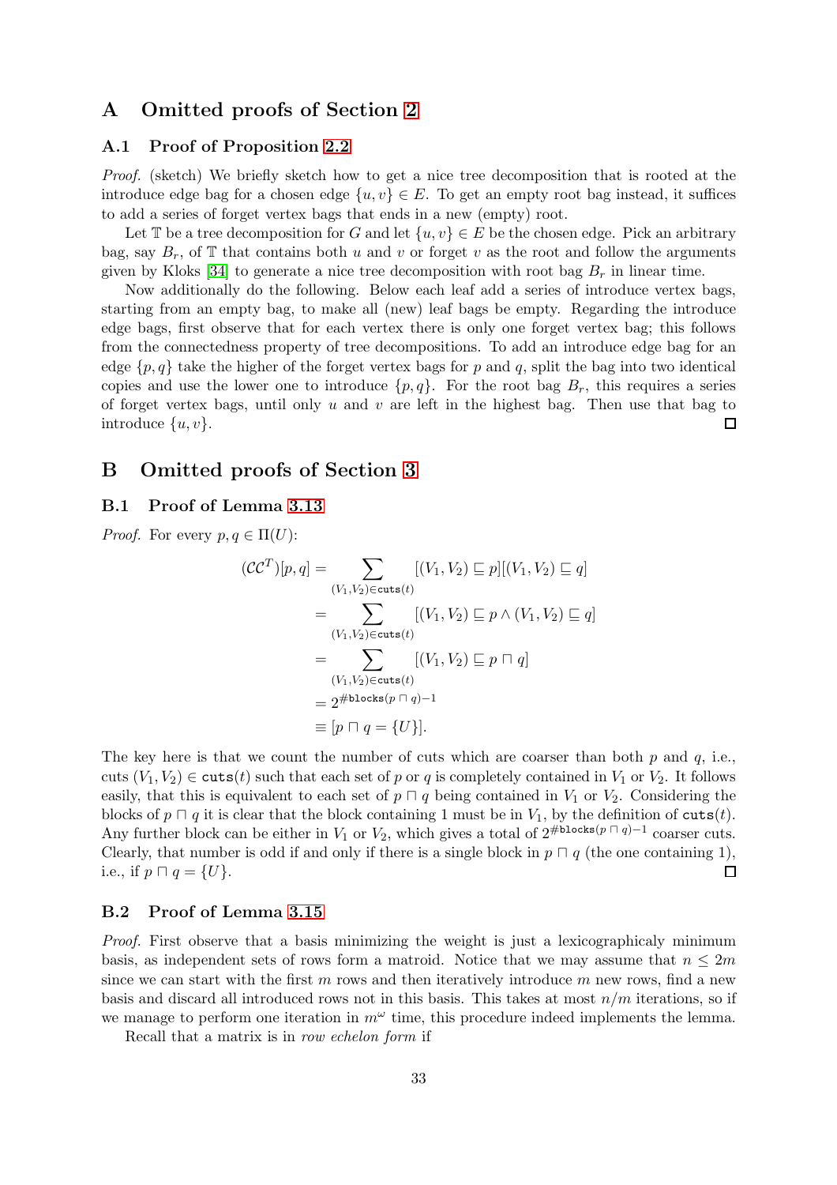# A Omitted proofs of Section 2

## A.1 Proof of Proposition 2.2

*Proof.* (sketch) We briefly sketch how to get a nice tree decomposition that is rooted at the introduce edge bag for a chosen edge $\{u, v\} \in E$. To get an empty root bag instead, it suffices to add a series of forget vertex bags that ends in a new (empty) root.

Let $\mathbb{T}$ be a tree decomposition for $G$ and let $\{u, v\} \in E$ be the chosen edge. Pick an arbitrary bag, say $B_r$, of $\mathbb{T}$ that contains both $u$ and $v$ or forget $v$ as the root and follow the arguments given by Kloks [34] to generate a nice tree decomposition with root bag $B_r$ in linear time.

Now additionally do the following. Below each leaf add a series of introduce vertex bags, starting from an empty bag, to make all (new) leaf bags be empty. Regarding the introduce edge bags, first observe that for each vertex there is only one forget vertex bag; this follows from the connectedness property of tree decompositions. To add an introduce edge bag for an edge $\{p, q\}$ take the higher of the forget vertex bags for $p$ and $q$, split the bag into two identical copies and use the lower one to introduce $\{p, q\}$. For the root bag $B_r$, this requires a series of forget vertex bags, until only $u$ and $v$ are left in the highest bag. Then use that bag to introduce $\{u, v\}$. ◻

# B Omitted proofs of Section 3

## B.1 Proof of Lemma 3.13

*Proof.* For every $p, q \in \Pi(U)$:

$$
\begin{aligned}
(\mathcal{C}\mathcal{C}^T)[p, q] &= \sum_{(V_1,V_2)\in \texttt{cuts}(t)} [(V_1, V_2) \sqsubseteq p][(V_1, V_2) \sqsubseteq q] \\
&= \sum_{(V_1,V_2)\in \texttt{cuts}(t)} [(V_1, V_2) \sqsubseteq p \wedge (V_1, V_2) \sqsubseteq q] \\
&= \sum_{(V_1,V_2)\in \texttt{cuts}(t)} [(V_1, V_2) \sqsubseteq p \sqcap q] \\
&= 2^{\#\texttt{blocks}(p \,\sqcap\, q)-1} \\
&\equiv [p \sqcap q = \{U\}].
\end{aligned}
$$

The key here is that we count the number of cuts which are coarser than both $p$ and $q$, i.e., cuts $(V_1, V_2) \in \texttt{cuts}(t)$ such that each set of $p$ or $q$ is completely contained in $V_1$ or $V_2$. It follows easily, that this is equivalent to each set of $p \sqcap q$ being contained in $V_1$ or $V_2$. Considering the blocks of $p \sqcap q$ it is clear that the block containing 1 must be in $V_1$, by the definition of $\texttt{cuts}(t)$. Any further block can be either in $V_1$ or $V_2$, which gives a total of $2^{\#\texttt{blocks}(p \,\sqcap\, q)-1}$ coarser cuts. Clearly, that number is odd if and only if there is a single block in $p \sqcap q$ (the one containing 1), i.e., if $p \sqcap q = \{U\}$. ◻

## B.2 Proof of Lemma 3.15

*Proof.* First observe that a basis minimizing the weight is just a lexicographicaly minimum basis, as independent sets of rows form a matroid. Notice that we may assume that $n \leq 2m$ since we can start with the first $m$ rows and then iteratively introduce $m$ new rows, find a new basis and discard all introduced rows not in this basis. This takes at most $n/m$ iterations, so if we manage to perform one iteration in $m^{\omega}$ time, this procedure indeed implements the lemma.

Recall that a matrix is in *row echelon form* if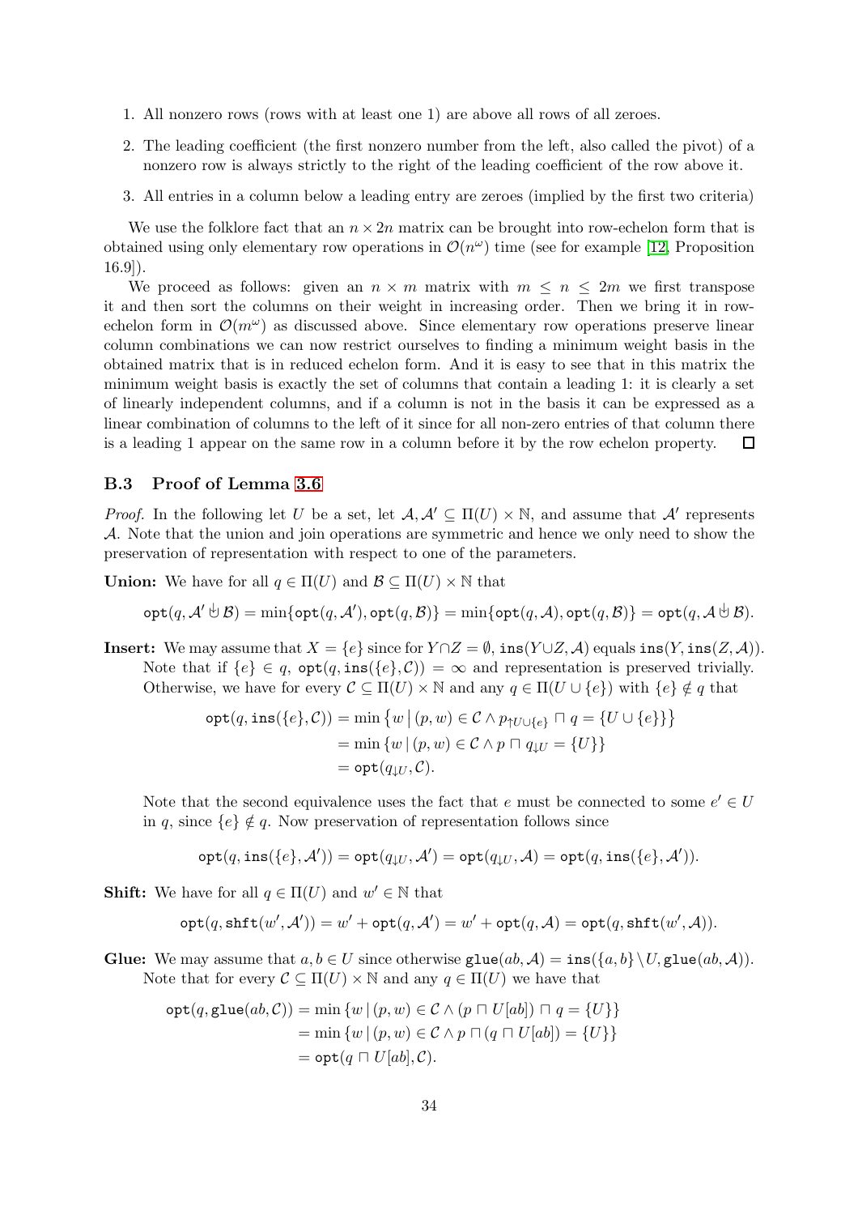1. All nonzero rows (rows with at least one 1) are above all rows of all zeroes.
2. The leading coefficient (the first nonzero number from the left, also called the pivot) of a nonzero row is always strictly to the right of the leading coefficient of the row above it.
3. All entries in a column below a leading entry are zeroes (implied by the first two criteria)

We use the folklore fact that an $n \times 2n$ matrix can be brought into row-echelon form that is obtained using only elementary row operations in $\mathcal{O}(n^\omega)$ time (see for example [12, Proposition 16.9]).

We proceed as follows: given an $n \times m$ matrix with $m \leq n \leq 2m$ we first transpose it and then sort the columns on their weight in increasing order. Then we bring it in row-echelon form in $\mathcal{O}(m^\omega)$ as discussed above. Since elementary row operations preserve linear column combinations we can now restrict ourselves to finding a minimum weight basis in the obtained matrix that is in reduced echelon form. And it is easy to see that in this matrix the minimum weight basis is exactly the set of columns that contain a leading 1: it is clearly a set of linearly independent columns, and if a column is not in the basis it can be expressed as a linear combination of columns to the left of it since for all non-zero entries of that column there is a leading 1 appear on the same row in a column before it by the row echelon property. ◻

### B.3 Proof of Lemma 3.6

*Proof.* In the following let $U$ be a set, let $\mathcal{A}, \mathcal{A}' \subseteq \Pi(U) \times \mathbb{N}$, and assume that $\mathcal{A}'$ represents $\mathcal{A}$. Note that the union and join operations are symmetric and hence we only need to show the preservation of representation with respect to one of the parameters.

**Union:** We have for all $q \in \Pi(U)$ and $\mathcal{B} \subseteq \Pi(U) \times \mathbb{N}$ that

$$\texttt{opt}(q, \mathcal{A}' \uplus \mathcal{B}) = \min\{\texttt{opt}(q, \mathcal{A}'), \texttt{opt}(q, \mathcal{B})\} = \min\{\texttt{opt}(q, \mathcal{A}), \texttt{opt}(q, \mathcal{B})\} = \texttt{opt}(q, \mathcal{A} \uplus \mathcal{B}).$$

**Insert:** We may assume that $X = \{e\}$ since for $Y \cap Z = \emptyset$, $\texttt{ins}(Y \cup Z, \mathcal{A})$ equals $\texttt{ins}(Y, \texttt{ins}(Z, \mathcal{A}))$. Note that if $\{e\} \in q$, $\texttt{opt}(q, \texttt{ins}(\{e\}, \mathcal{C})) = \infty$ and representation is preserved trivially. Otherwise, we have for every $\mathcal{C} \subseteq \Pi(U) \times \mathbb{N}$ and any $q \in \Pi(U \cup \{e\})$ with $\{e\} \notin q$ that

$$\begin{aligned}
\texttt{opt}(q, \texttt{ins}(\{e\}, \mathcal{C})) &= \min\left\{w \mid (p, w) \in \mathcal{C} \wedge p_{\uparrow U \cup \{e\}} \sqcap q = \{U \cup \{e\}\}\right\} \\
&= \min\left\{w \mid (p, w) \in \mathcal{C} \wedge p \sqcap q_{\downarrow U} = \{U\}\right\} \\
&= \texttt{opt}(q_{\downarrow U}, \mathcal{C}).
\end{aligned}$$

Note that the second equivalence uses the fact that $e$ must be connected to some $e' \in U$ in $q$, since $\{e\} \notin q$. Now preservation of representation follows since

$$\texttt{opt}(q, \texttt{ins}(\{e\}, \mathcal{A}')) = \texttt{opt}(q_{\downarrow U}, \mathcal{A}') = \texttt{opt}(q_{\downarrow U}, \mathcal{A}) = \texttt{opt}(q, \texttt{ins}(\{e\}, \mathcal{A}')).$$

**Shift:** We have for all $q \in \Pi(U)$ and $w' \in \mathbb{N}$ that

$$\texttt{opt}(q, \texttt{shft}(w', \mathcal{A}')) = w' + \texttt{opt}(q, \mathcal{A}') = w' + \texttt{opt}(q, \mathcal{A}) = \texttt{opt}(q, \texttt{shft}(w', \mathcal{A})).$$

**Glue:** We may assume that $a, b \in U$ since otherwise $\texttt{glue}(ab, \mathcal{A}) = \texttt{ins}(\{a, b\} \setminus U, \texttt{glue}(ab, \mathcal{A}))$. Note that for every $\mathcal{C} \subseteq \Pi(U) \times \mathbb{N}$ and any $q \in \Pi(U)$ we have that

$$\begin{aligned}
\texttt{opt}(q, \texttt{glue}(ab, \mathcal{C})) &= \min\left\{w \mid (p, w) \in \mathcal{C} \wedge (p \sqcap U[ab]) \sqcap q = \{U\}\right\} \\
&= \min\left\{w \mid (p, w) \in \mathcal{C} \wedge p \sqcap (q \sqcap U[ab]) = \{U\}\right\} \\
&= \texttt{opt}(q \sqcap U[ab], \mathcal{C}).
\end{aligned}$$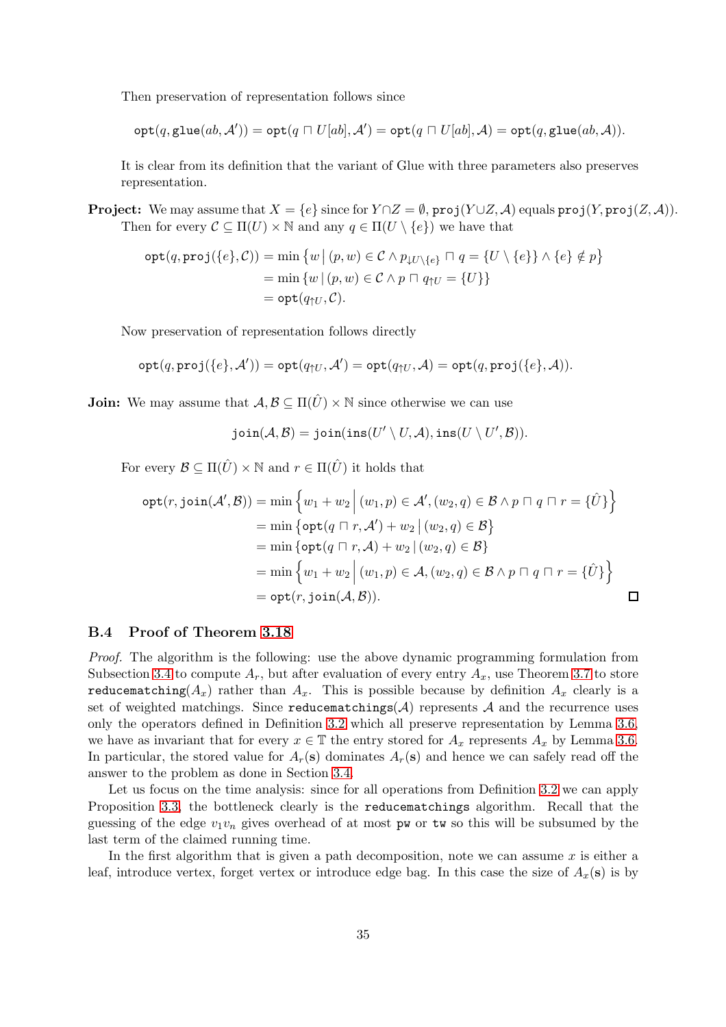Then preservation of representation follows since

$$\mathtt{opt}(q, \mathtt{glue}(ab, \mathcal{A}')) = \mathtt{opt}(q \sqcap U[ab], \mathcal{A}') = \mathtt{opt}(q \sqcap U[ab], \mathcal{A}) = \mathtt{opt}(q, \mathtt{glue}(ab, \mathcal{A})).$$

It is clear from its definition that the variant of Glue with three parameters also preserves representation.

**Project:** We may assume that $X = \{e\}$ since for $Y \cap Z = \emptyset$, $\mathtt{proj}(Y \cup Z, \mathcal{A})$ equals $\mathtt{proj}(Y, \mathtt{proj}(Z, \mathcal{A}))$. Then for every $\mathcal{C} \subseteq \Pi(U) \times \mathbb{N}$ and any $q \in \Pi(U \setminus \{e\})$ we have that

$$\begin{aligned}
\mathtt{opt}(q, \mathtt{proj}(\{e\}, \mathcal{C})) &= \min \left\{ w \,|\, (p, w) \in \mathcal{C} \wedge p_{\downarrow U \setminus \{e\}} \sqcap q = \{U \setminus \{e\}\} \wedge \{e\} \notin p \right\} \\
&= \min \left\{ w \,|\, (p, w) \in \mathcal{C} \wedge p \sqcap q_{\uparrow U} = \{U\} \right\} \\
&= \mathtt{opt}(q_{\uparrow U}, \mathcal{C}).
\end{aligned}$$

Now preservation of representation follows directly

$$\mathtt{opt}(q, \mathtt{proj}(\{e\}, \mathcal{A}')) = \mathtt{opt}(q_{\uparrow U}, \mathcal{A}') = \mathtt{opt}(q_{\uparrow U}, \mathcal{A}) = \mathtt{opt}(q, \mathtt{proj}(\{e\}, \mathcal{A})).$$

**Join:** We may assume that $\mathcal{A}, \mathcal{B} \subseteq \Pi(\hat{U}) \times \mathbb{N}$ since otherwise we can use

$$\mathtt{join}(\mathcal{A}, \mathcal{B}) = \mathtt{join}(\mathtt{ins}(U' \setminus U, \mathcal{A}), \mathtt{ins}(U \setminus U', \mathcal{B})).$$

For every $\mathcal{B} \subseteq \Pi(\hat{U}) \times \mathbb{N}$ and $r \in \Pi(\hat{U})$ it holds that

$$\begin{aligned}
\mathtt{opt}(r, \mathtt{join}(\mathcal{A}', \mathcal{B})) &= \min \left\{ w_1 + w_2 \,\middle|\, (w_1, p) \in \mathcal{A}', (w_2, q) \in \mathcal{B} \wedge p \sqcap q \sqcap r = \{\hat{U}\} \right\} \\
&= \min \left\{ \mathtt{opt}(q \sqcap r, \mathcal{A}') + w_2 \,|\, (w_2, q) \in \mathcal{B} \right\} \\
&= \min \left\{ \mathtt{opt}(q \sqcap r, \mathcal{A}) + w_2 \,|\, (w_2, q) \in \mathcal{B} \right\} \\
&= \min \left\{ w_1 + w_2 \,\middle|\, (w_1, p) \in \mathcal{A}, (w_2, q) \in \mathcal{B} \wedge p \sqcap q \sqcap r = \{\hat{U}\} \right\} \\
&= \mathtt{opt}(r, \mathtt{join}(\mathcal{A}, \mathcal{B})).
\end{aligned}$$

□

### B.4 Proof of Theorem 3.18

*Proof.* The algorithm is the following: use the above dynamic programming formulation from Subsection 3.4 to compute $A_r$, but after evaluation of every entry $A_x$, use Theorem 3.7 to store $\mathtt{reducematching}(A_x)$ rather than $A_x$. This is possible because by definition $A_x$ clearly is a set of weighted matchings. Since $\mathtt{reducematchings}(\mathcal{A})$ represents $\mathcal{A}$ and the recurrence uses only the operators defined in Definition 3.2 which all preserve representation by Lemma 3.6, we have as invariant that for every $x \in \mathbb{T}$ the entry stored for $A_x$ represents $A_x$ by Lemma 3.6. In particular, the stored value for $A_r(\mathbf{s})$ dominates $A_r(\mathbf{s})$ and hence we can safely read off the answer to the problem as done in Section 3.4.

Let us focus on the time analysis: since for all operations from Definition 3.2 we can apply Proposition 3.3, the bottleneck clearly is the $\mathtt{reducematchings}$ algorithm. Recall that the guessing of the edge $v_1 v_n$ gives overhead of at most $\mathtt{pw}$ or $\mathtt{tw}$ so this will be subsumed by the last term of the claimed running time.

In the first algorithm that is given a path decomposition, note we can assume $x$ is either a leaf, introduce vertex, forget vertex or introduce edge bag. In this case the size of $A_x(\mathbf{s})$ is by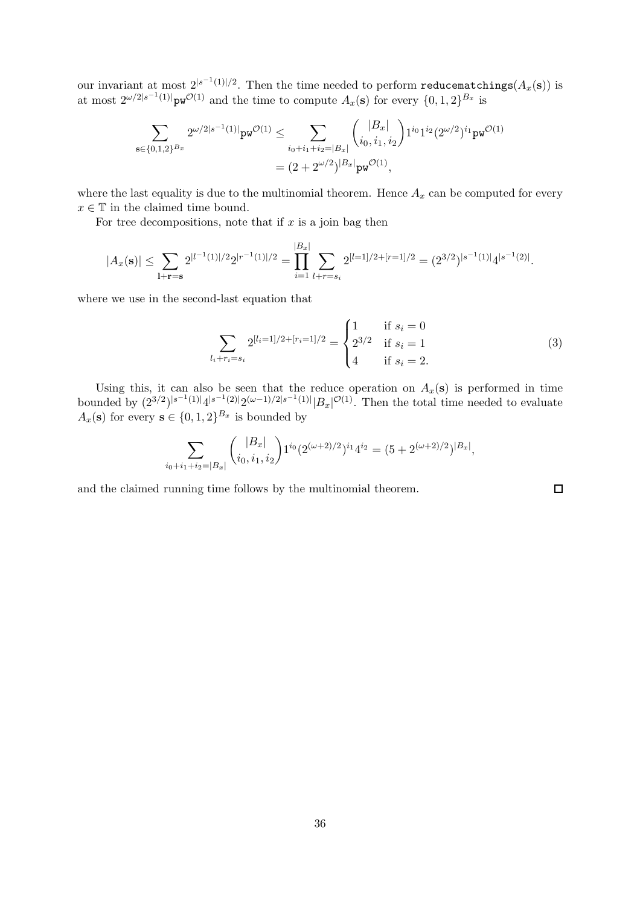our invariant at most $2^{|s^{-1}(1)|/2}$. Then the time needed to perform $\texttt{reducematchings}(A_x(\mathbf{s}))$ is at most $2^{\omega/2|s^{-1}(1)|}\texttt{pw}^{\mathcal{O}(1)}$ and the time to compute $A_x(\mathbf{s})$ for every $\{0,1,2\}^{B_x}$ is

$$\sum_{\mathbf{s}\in\{0,1,2\}^{B_x}} 2^{\omega/2|s^{-1}(1)|}\texttt{pw}^{\mathcal{O}(1)} \leq \sum_{i_0+i_1+i_2=|B_x|} \binom{|B_x|}{i_0,i_1,i_2} 1^{i_0}1^{i_2}(2^{\omega/2})^{i_1}\texttt{pw}^{\mathcal{O}(1)}$$
$$= (2+2^{\omega/2})^{|B_x|}\texttt{pw}^{\mathcal{O}(1)},$$

where the last equality is due to the multinomial theorem. Hence $A_x$ can be computed for every $x \in \mathbb{T}$ in the claimed time bound.

For tree decompositions, note that if $x$ is a join bag then

$$|A_x(\mathbf{s})| \leq \sum_{\mathbf{l}+\mathbf{r}=\mathbf{s}} 2^{|l^{-1}(1)|/2}2^{|r^{-1}(1)|/2} = \prod_{i=1}^{|B_x|}\sum_{l+r=s_i} 2^{[l=1]/2+[r=1]/2} = (2^{3/2})^{|s^{-1}(1)|}4^{|s^{-1}(2)|}.$$

where we use in the second-last equation that

$$\sum_{l_i+r_i=s_i} 2^{[l_i=1]/2+[r_i=1]/2} = \begin{cases} 1 & \text{if } s_i=0 \\ 2^{3/2} & \text{if } s_i=1 \\ 4 & \text{if } s_i=2. \end{cases} \tag{3}$$

Using this, it can also be seen that the reduce operation on $A_x(\mathbf{s})$ is performed in time bounded by $(2^{3/2})^{|s^{-1}(1)|}4^{|s^{-1}(2)|}2^{(\omega-1)/2|s^{-1}(1)|}|B_x|^{\mathcal{O}(1)}$. Then the total time needed to evaluate $A_x(\mathbf{s})$ for every $\mathbf{s}\in\{0,1,2\}^{B_x}$ is bounded by

$$\sum_{i_0+i_1+i_2=|B_x|} \binom{|B_x|}{i_0,i_1,i_2} 1^{i_0}(2^{(\omega+2)/2})^{i_1}4^{i_2} = (5+2^{(\omega+2)/2})^{|B_x|},$$

and the claimed running time follows by the multinomial theorem. ◻